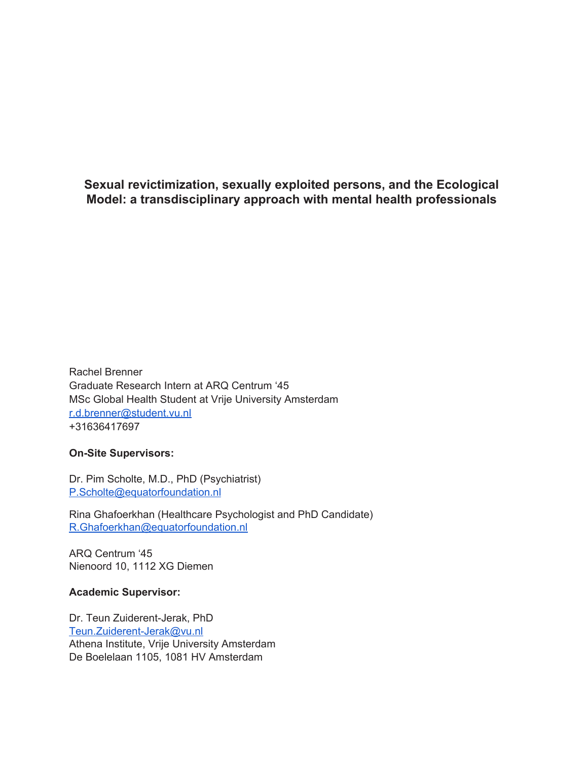# Sexual revictimization, sexually exploited persons, and the Ecological Model: a transdisciplinary approach with mental health professionals

Rachel Brenner
Graduate Research Intern at ARQ Centrum '45
MSc Global Health Student at Vrije University Amsterdam
r.d.brenner@student.vu.nl
+31636417697

**On-Site Supervisors:**

Dr. Pim Scholte, M.D., PhD (Psychiatrist)
P.Scholte@equatorfoundation.nl

Rina Ghafoerkhan (Healthcare Psychologist and PhD Candidate)
R.Ghafoerkhan@equatorfoundation.nl

ARQ Centrum '45
Nienoord 10, 1112 XG Diemen

**Academic Supervisor:**

Dr. Teun Zuiderent-Jerak, PhD
Teun.Zuiderent-Jerak@vu.nl
Athena Institute, Vrije University Amsterdam
De Boelelaan 1105, 1081 HV Amsterdam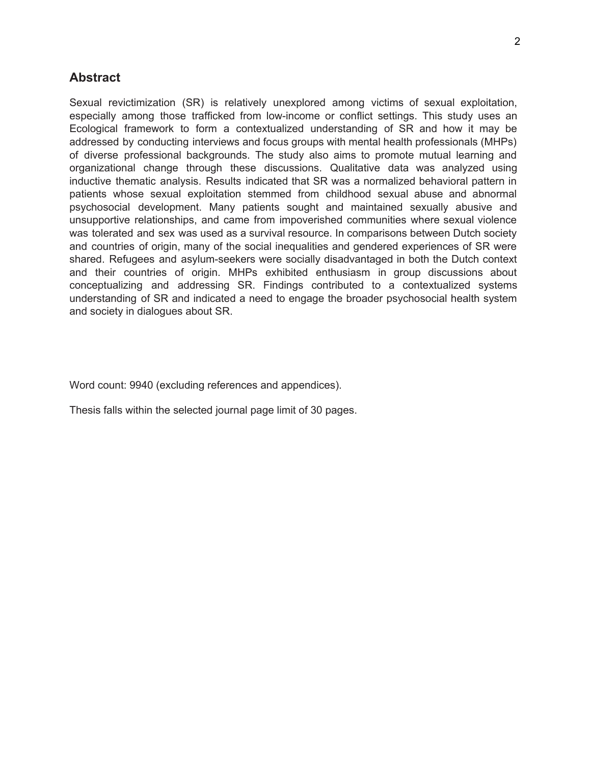## Abstract

Sexual revictimization (SR) is relatively unexplored among victims of sexual exploitation, especially among those trafficked from low-income or conflict settings. This study uses an Ecological framework to form a contextualized understanding of SR and how it may be addressed by conducting interviews and focus groups with mental health professionals (MHPs) of diverse professional backgrounds. The study also aims to promote mutual learning and organizational change through these discussions. Qualitative data was analyzed using inductive thematic analysis. Results indicated that SR was a normalized behavioral pattern in patients whose sexual exploitation stemmed from childhood sexual abuse and abnormal psychosocial development. Many patients sought and maintained sexually abusive and unsupportive relationships, and came from impoverished communities where sexual violence was tolerated and sex was used as a survival resource. In comparisons between Dutch society and countries of origin, many of the social inequalities and gendered experiences of SR were shared. Refugees and asylum-seekers were socially disadvantaged in both the Dutch context and their countries of origin. MHPs exhibited enthusiasm in group discussions about conceptualizing and addressing SR. Findings contributed to a contextualized systems understanding of SR and indicated a need to engage the broader psychosocial health system and society in dialogues about SR.

Word count: 9940 (excluding references and appendices).

Thesis falls within the selected journal page limit of 30 pages.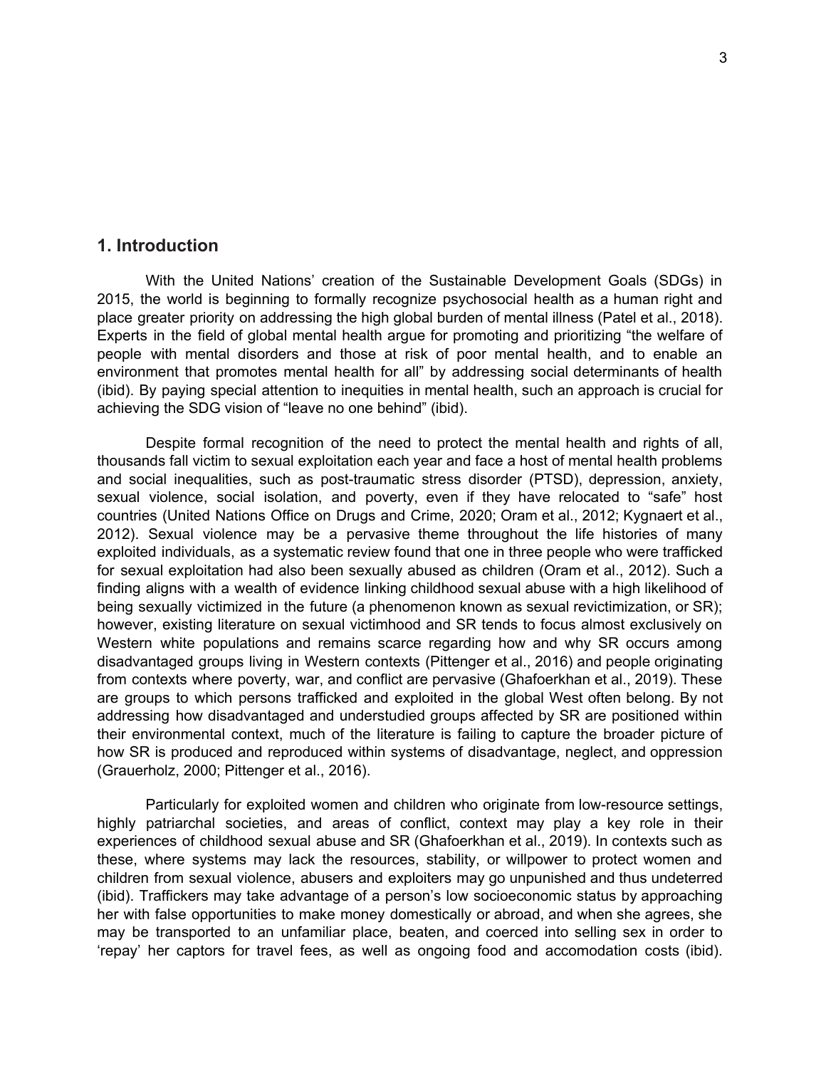## 1. Introduction

With the United Nations' creation of the Sustainable Development Goals (SDGs) in 2015, the world is beginning to formally recognize psychosocial health as a human right and place greater priority on addressing the high global burden of mental illness (Patel et al., 2018). Experts in the field of global mental health argue for promoting and prioritizing "the welfare of people with mental disorders and those at risk of poor mental health, and to enable an environment that promotes mental health for all" by addressing social determinants of health (ibid). By paying special attention to inequities in mental health, such an approach is crucial for achieving the SDG vision of "leave no one behind" (ibid).

Despite formal recognition of the need to protect the mental health and rights of all, thousands fall victim to sexual exploitation each year and face a host of mental health problems and social inequalities, such as post-traumatic stress disorder (PTSD), depression, anxiety, sexual violence, social isolation, and poverty, even if they have relocated to "safe" host countries (United Nations Office on Drugs and Crime, 2020; Oram et al., 2012; Kygnaert et al., 2012). Sexual violence may be a pervasive theme throughout the life histories of many exploited individuals, as a systematic review found that one in three people who were trafficked for sexual exploitation had also been sexually abused as children (Oram et al., 2012). Such a finding aligns with a wealth of evidence linking childhood sexual abuse with a high likelihood of being sexually victimized in the future (a phenomenon known as sexual revictimization, or SR); however, existing literature on sexual victimhood and SR tends to focus almost exclusively on Western white populations and remains scarce regarding how and why SR occurs among disadvantaged groups living in Western contexts (Pittenger et al., 2016) and people originating from contexts where poverty, war, and conflict are pervasive (Ghafoerkhan et al., 2019). These are groups to which persons trafficked and exploited in the global West often belong. By not addressing how disadvantaged and understudied groups affected by SR are positioned within their environmental context, much of the literature is failing to capture the broader picture of how SR is produced and reproduced within systems of disadvantage, neglect, and oppression (Grauerholz, 2000; Pittenger et al., 2016).

Particularly for exploited women and children who originate from low-resource settings, highly patriarchal societies, and areas of conflict, context may play a key role in their experiences of childhood sexual abuse and SR (Ghafoerkhan et al., 2019). In contexts such as these, where systems may lack the resources, stability, or willpower to protect women and children from sexual violence, abusers and exploiters may go unpunished and thus undeterred (ibid). Traffickers may take advantage of a person's low socioeconomic status by approaching her with false opportunities to make money domestically or abroad, and when she agrees, she may be transported to an unfamiliar place, beaten, and coerced into selling sex in order to 'repay' her captors for travel fees, as well as ongoing food and accomodation costs (ibid).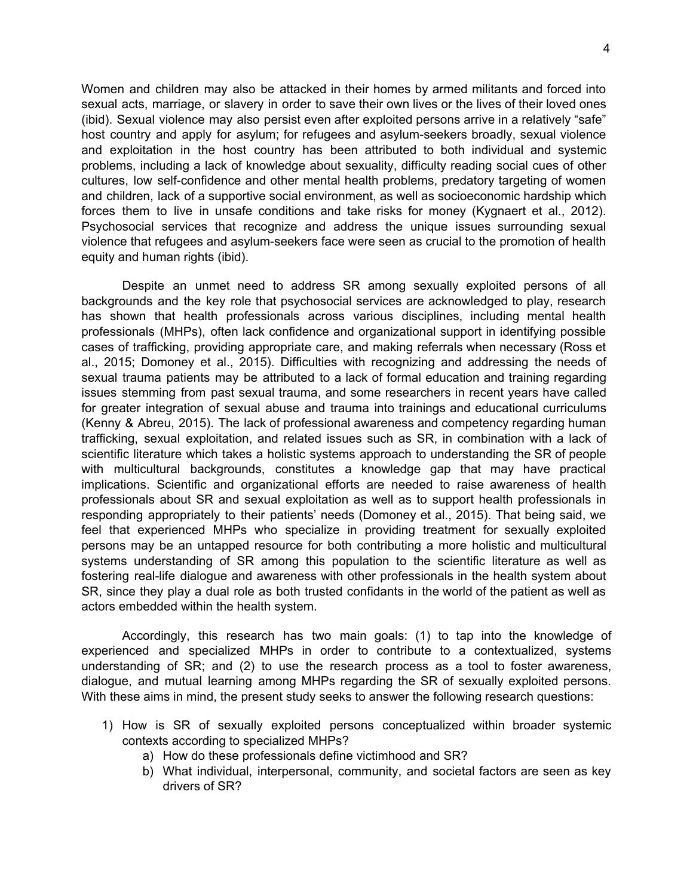Women and children may also be attacked in their homes by armed militants and forced into sexual acts, marriage, or slavery in order to save their own lives or the lives of their loved ones (ibid). Sexual violence may also persist even after exploited persons arrive in a relatively "safe" host country and apply for asylum; for refugees and asylum-seekers broadly, sexual violence and exploitation in the host country has been attributed to both individual and systemic problems, including a lack of knowledge about sexuality, difficulty reading social cues of other cultures, low self-confidence and other mental health problems, predatory targeting of women and children, lack of a supportive social environment, as well as socioeconomic hardship which forces them to live in unsafe conditions and take risks for money (Kygnaert et al., 2012). Psychosocial services that recognize and address the unique issues surrounding sexual violence that refugees and asylum-seekers face were seen as crucial to the promotion of health equity and human rights (ibid).

Despite an unmet need to address SR among sexually exploited persons of all backgrounds and the key role that psychosocial services are acknowledged to play, research has shown that health professionals across various disciplines, including mental health professionals (MHPs), often lack confidence and organizational support in identifying possible cases of trafficking, providing appropriate care, and making referrals when necessary (Ross et al., 2015; Domoney et al., 2015). Difficulties with recognizing and addressing the needs of sexual trauma patients may be attributed to a lack of formal education and training regarding issues stemming from past sexual trauma, and some researchers in recent years have called for greater integration of sexual abuse and trauma into trainings and educational curriculums (Kenny & Abreu, 2015). The lack of professional awareness and competency regarding human trafficking, sexual exploitation, and related issues such as SR, in combination with a lack of scientific literature which takes a holistic systems approach to understanding the SR of people with multicultural backgrounds, constitutes a knowledge gap that may have practical implications. Scientific and organizational efforts are needed to raise awareness of health professionals about SR and sexual exploitation as well as to support health professionals in responding appropriately to their patients' needs (Domoney et al., 2015). That being said, we feel that experienced MHPs who specialize in providing treatment for sexually exploited persons may be an untapped resource for both contributing a more holistic and multicultural systems understanding of SR among this population to the scientific literature as well as fostering real-life dialogue and awareness with other professionals in the health system about SR, since they play a dual role as both trusted confidants in the world of the patient as well as actors embedded within the health system.

Accordingly, this research has two main goals: (1) to tap into the knowledge of experienced and specialized MHPs in order to contribute to a contextualized, systems understanding of SR; and (2) to use the research process as a tool to foster awareness, dialogue, and mutual learning among MHPs regarding the SR of sexually exploited persons. With these aims in mind, the present study seeks to answer the following research questions:

1) How is SR of sexually exploited persons conceptualized within broader systemic contexts according to specialized MHPs?
    a) How do these professionals define victimhood and SR?
    b) What individual, interpersonal, community, and societal factors are seen as key drivers of SR?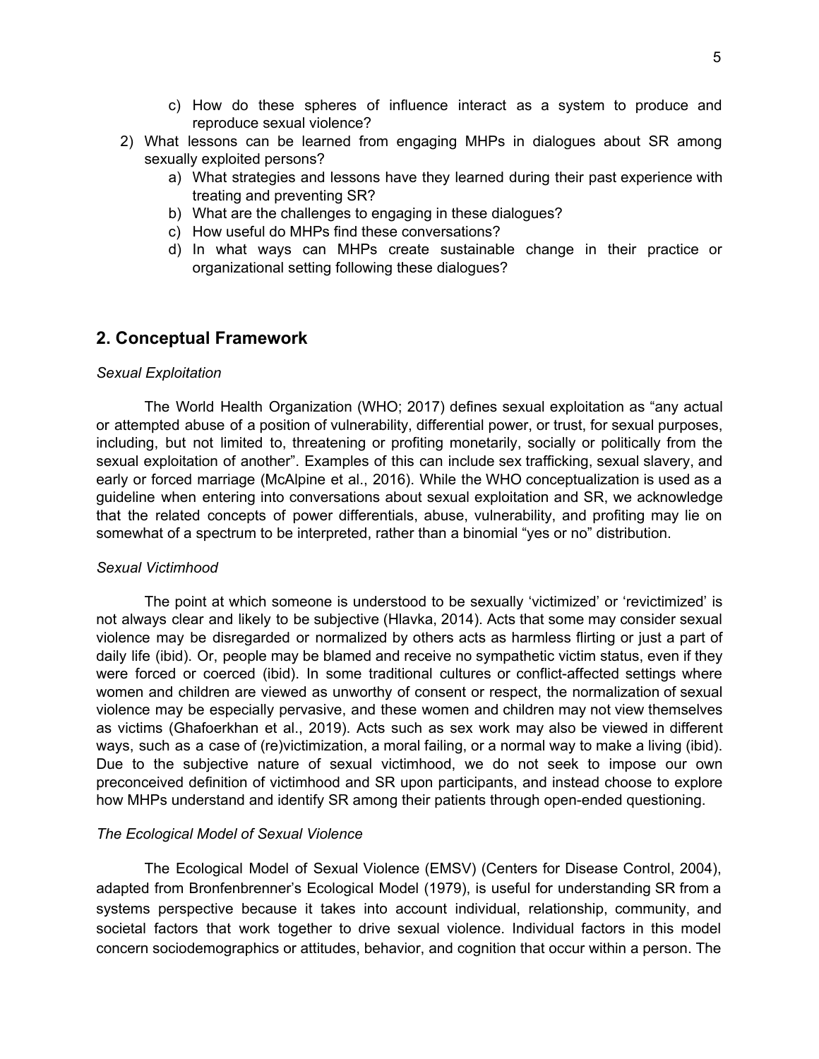c) How do these spheres of influence interact as a system to produce and reproduce sexual violence?

2) What lessons can be learned from engaging MHPs in dialogues about SR among sexually exploited persons?
    a) What strategies and lessons have they learned during their past experience with treating and preventing SR?
    b) What are the challenges to engaging in these dialogues?
    c) How useful do MHPs find these conversations?
    d) In what ways can MHPs create sustainable change in their practice or organizational setting following these dialogues?

## 2. Conceptual Framework

*Sexual Exploitation*

The World Health Organization (WHO; 2017) defines sexual exploitation as "any actual or attempted abuse of a position of vulnerability, differential power, or trust, for sexual purposes, including, but not limited to, threatening or profiting monetarily, socially or politically from the sexual exploitation of another". Examples of this can include sex trafficking, sexual slavery, and early or forced marriage (McAlpine et al., 2016). While the WHO conceptualization is used as a guideline when entering into conversations about sexual exploitation and SR, we acknowledge that the related concepts of power differentials, abuse, vulnerability, and profiting may lie on somewhat of a spectrum to be interpreted, rather than a binomial "yes or no" distribution.

*Sexual Victimhood*

The point at which someone is understood to be sexually 'victimized' or 'revictimized' is not always clear and likely to be subjective (Hlavka, 2014). Acts that some may consider sexual violence may be disregarded or normalized by others acts as harmless flirting or just a part of daily life (ibid). Or, people may be blamed and receive no sympathetic victim status, even if they were forced or coerced (ibid). In some traditional cultures or conflict-affected settings where women and children are viewed as unworthy of consent or respect, the normalization of sexual violence may be especially pervasive, and these women and children may not view themselves as victims (Ghafoerkhan et al., 2019). Acts such as sex work may also be viewed in different ways, such as a case of (re)victimization, a moral failing, or a normal way to make a living (ibid). Due to the subjective nature of sexual victimhood, we do not seek to impose our own preconceived definition of victimhood and SR upon participants, and instead choose to explore how MHPs understand and identify SR among their patients through open-ended questioning.

*The Ecological Model of Sexual Violence*

The Ecological Model of Sexual Violence (EMSV) (Centers for Disease Control, 2004), adapted from Bronfenbrenner's Ecological Model (1979), is useful for understanding SR from a systems perspective because it takes into account individual, relationship, community, and societal factors that work together to drive sexual violence. Individual factors in this model concern sociodemographics or attitudes, behavior, and cognition that occur within a person. The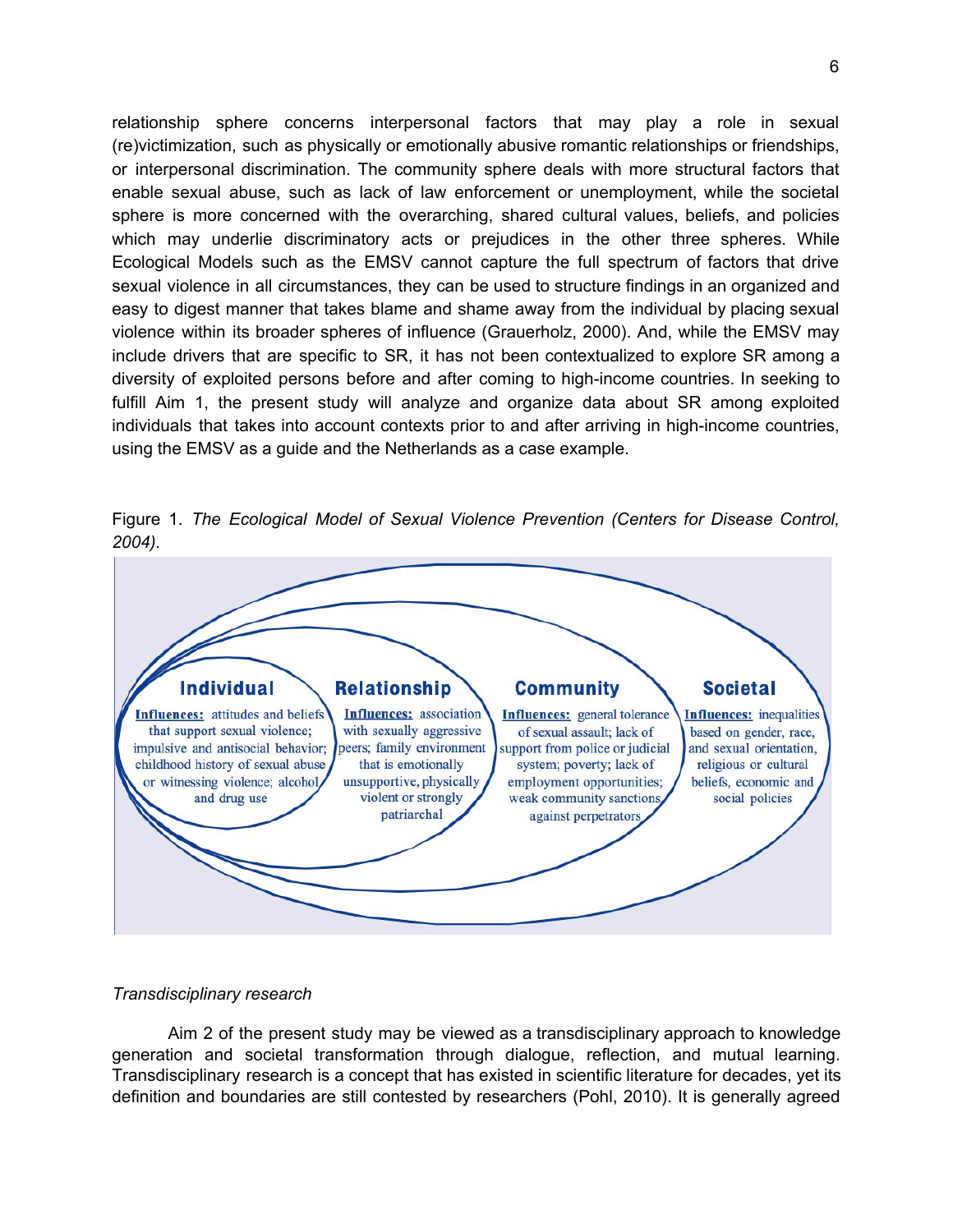relationship sphere concerns interpersonal factors that may play a role in sexual (re)victimization, such as physically or emotionally abusive romantic relationships or friendships, or interpersonal discrimination. The community sphere deals with more structural factors that enable sexual abuse, such as lack of law enforcement or unemployment, while the societal sphere is more concerned with the overarching, shared cultural values, beliefs, and policies which may underlie discriminatory acts or prejudices in the other three spheres. While Ecological Models such as the EMSV cannot capture the full spectrum of factors that drive sexual violence in all circumstances, they can be used to structure findings in an organized and easy to digest manner that takes blame and shame away from the individual by placing sexual violence within its broader spheres of influence (Grauerholz, 2000). And, while the EMSV may include drivers that are specific to SR, it has not been contextualized to explore SR among a diversity of exploited persons before and after coming to high-income countries. In seeking to fulfill Aim 1, the present study will analyze and organize data about SR among exploited individuals that takes into account contexts prior to and after arriving in high-income countries, using the EMSV as a guide and the Netherlands as a case example.

Figure 1. *The Ecological Model of Sexual Violence Prevention (Centers for Disease Control, 2004).*

**Individual**
**Influences:** attitudes and beliefs that support sexual violence; impulsive and antisocial behavior; childhood history of sexual abuse or witnessing violence; alcohol and drug use

**Relationship**
**Influences:** association with sexually aggressive peers; family environment that is emotionally unsupportive, physically violent or strongly patriarchal

**Community**
**Influences:** general tolerance of sexual assault; lack of support from police or judicial system; poverty; lack of employment opportunities; weak community sanctions against perpetrators

**Societal**
**Influences:** inequalities based on gender, race, and sexual orientation, religious or cultural beliefs, economic and social policies

*Transdisciplinary research*

Aim 2 of the present study may be viewed as a transdisciplinary approach to knowledge generation and societal transformation through dialogue, reflection, and mutual learning. Transdisciplinary research is a concept that has existed in scientific literature for decades, yet its definition and boundaries are still contested by researchers (Pohl, 2010). It is generally agreed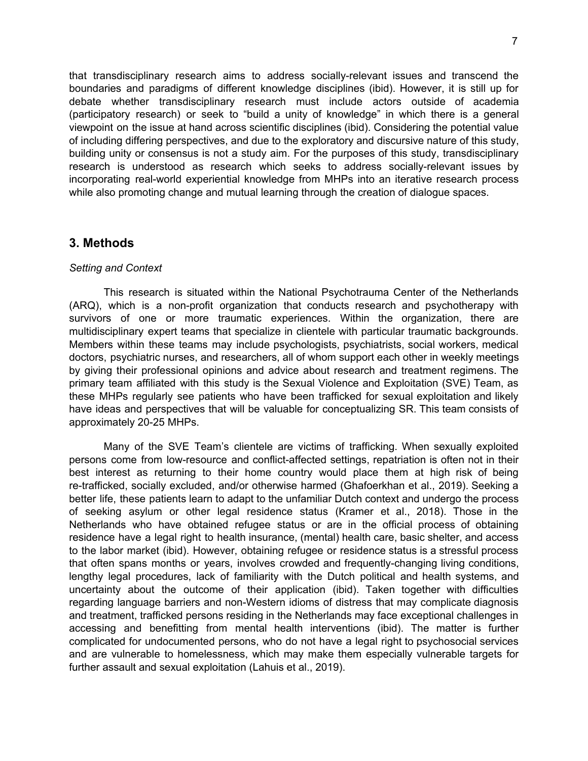that transdisciplinary research aims to address socially-relevant issues and transcend the boundaries and paradigms of different knowledge disciplines (ibid). However, it is still up for debate whether transdisciplinary research must include actors outside of academia (participatory research) or seek to "build a unity of knowledge" in which there is a general viewpoint on the issue at hand across scientific disciplines (ibid). Considering the potential value of including differing perspectives, and due to the exploratory and discursive nature of this study, building unity or consensus is not a study aim. For the purposes of this study, transdisciplinary research is understood as research which seeks to address socially-relevant issues by incorporating real-world experiential knowledge from MHPs into an iterative research process while also promoting change and mutual learning through the creation of dialogue spaces.

## 3. Methods

*Setting and Context*

This research is situated within the National Psychotrauma Center of the Netherlands (ARQ), which is a non-profit organization that conducts research and psychotherapy with survivors of one or more traumatic experiences. Within the organization, there are multidisciplinary expert teams that specialize in clientele with particular traumatic backgrounds. Members within these teams may include psychologists, psychiatrists, social workers, medical doctors, psychiatric nurses, and researchers, all of whom support each other in weekly meetings by giving their professional opinions and advice about research and treatment regimens. The primary team affiliated with this study is the Sexual Violence and Exploitation (SVE) Team, as these MHPs regularly see patients who have been trafficked for sexual exploitation and likely have ideas and perspectives that will be valuable for conceptualizing SR. This team consists of approximately 20-25 MHPs.

Many of the SVE Team's clientele are victims of trafficking. When sexually exploited persons come from low-resource and conflict-affected settings, repatriation is often not in their best interest as returning to their home country would place them at high risk of being re-trafficked, socially excluded, and/or otherwise harmed (Ghafoerkhan et al., 2019). Seeking a better life, these patients learn to adapt to the unfamiliar Dutch context and undergo the process of seeking asylum or other legal residence status (Kramer et al., 2018). Those in the Netherlands who have obtained refugee status or are in the official process of obtaining residence have a legal right to health insurance, (mental) health care, basic shelter, and access to the labor market (ibid). However, obtaining refugee or residence status is a stressful process that often spans months or years, involves crowded and frequently-changing living conditions, lengthy legal procedures, lack of familiarity with the Dutch political and health systems, and uncertainty about the outcome of their application (ibid). Taken together with difficulties regarding language barriers and non-Western idioms of distress that may complicate diagnosis and treatment, trafficked persons residing in the Netherlands may face exceptional challenges in accessing and benefitting from mental health interventions (ibid). The matter is further complicated for undocumented persons, who do not have a legal right to psychosocial services and are vulnerable to homelessness, which may make them especially vulnerable targets for further assault and sexual exploitation (Lahuis et al., 2019).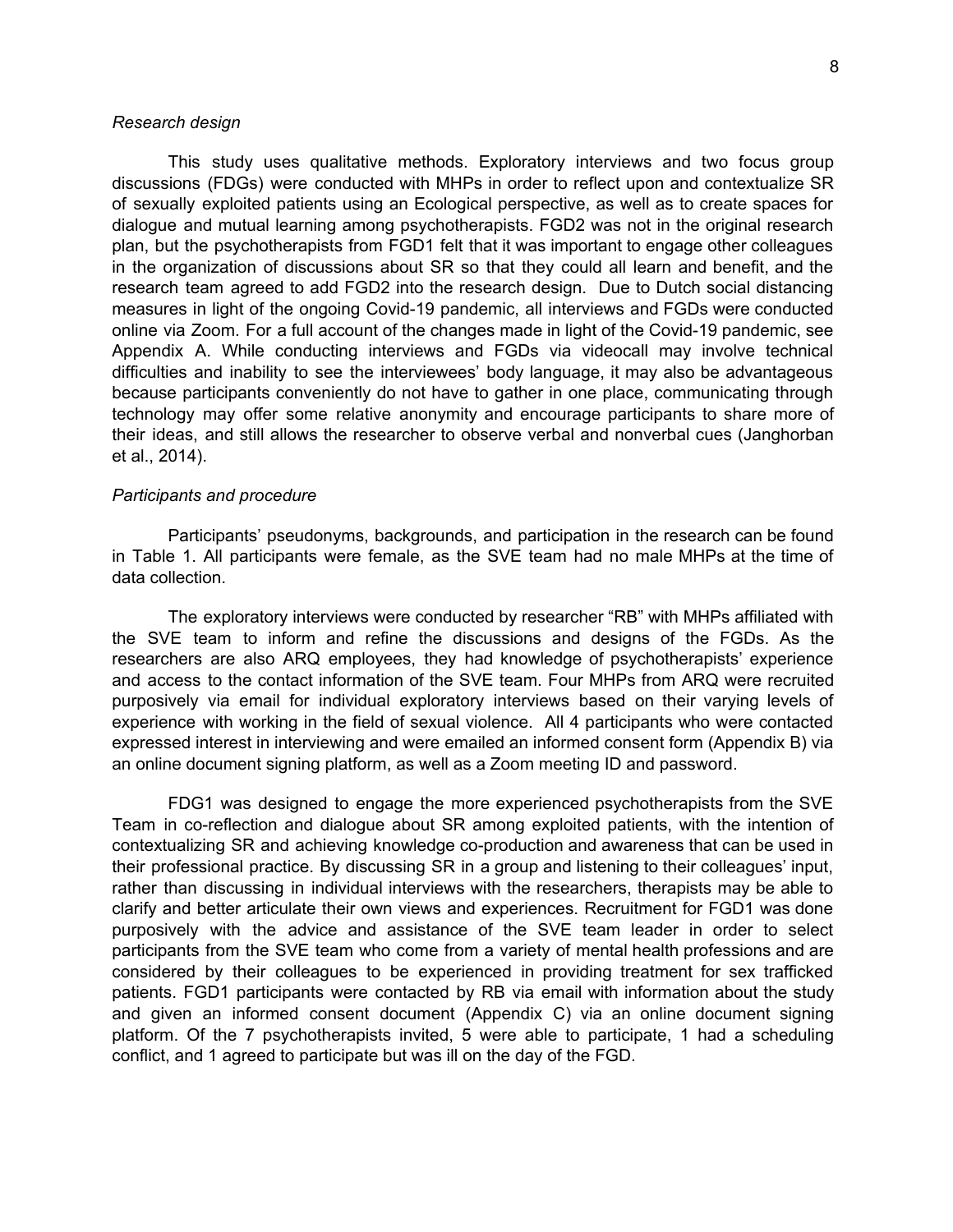*Research design*

This study uses qualitative methods. Exploratory interviews and two focus group discussions (FDGs) were conducted with MHPs in order to reflect upon and contextualize SR of sexually exploited patients using an Ecological perspective, as well as to create spaces for dialogue and mutual learning among psychotherapists. FGD2 was not in the original research plan, but the psychotherapists from FGD1 felt that it was important to engage other colleagues in the organization of discussions about SR so that they could all learn and benefit, and the research team agreed to add FGD2 into the research design. Due to Dutch social distancing measures in light of the ongoing Covid-19 pandemic, all interviews and FGDs were conducted online via Zoom. For a full account of the changes made in light of the Covid-19 pandemic, see Appendix A. While conducting interviews and FGDs via videocall may involve technical difficulties and inability to see the interviewees' body language, it may also be advantageous because participants conveniently do not have to gather in one place, communicating through technology may offer some relative anonymity and encourage participants to share more of their ideas, and still allows the researcher to observe verbal and nonverbal cues (Janghorban et al., 2014).

*Participants and procedure*

Participants' pseudonyms, backgrounds, and participation in the research can be found in Table 1. All participants were female, as the SVE team had no male MHPs at the time of data collection.

The exploratory interviews were conducted by researcher "RB" with MHPs affiliated with the SVE team to inform and refine the discussions and designs of the FGDs. As the researchers are also ARQ employees, they had knowledge of psychotherapists' experience and access to the contact information of the SVE team. Four MHPs from ARQ were recruited purposively via email for individual exploratory interviews based on their varying levels of experience with working in the field of sexual violence. All 4 participants who were contacted expressed interest in interviewing and were emailed an informed consent form (Appendix B) via an online document signing platform, as well as a Zoom meeting ID and password.

FDG1 was designed to engage the more experienced psychotherapists from the SVE Team in co-reflection and dialogue about SR among exploited patients, with the intention of contextualizing SR and achieving knowledge co-production and awareness that can be used in their professional practice. By discussing SR in a group and listening to their colleagues' input, rather than discussing in individual interviews with the researchers, therapists may be able to clarify and better articulate their own views and experiences. Recruitment for FGD1 was done purposively with the advice and assistance of the SVE team leader in order to select participants from the SVE team who come from a variety of mental health professions and are considered by their colleagues to be experienced in providing treatment for sex trafficked patients. FGD1 participants were contacted by RB via email with information about the study and given an informed consent document (Appendix C) via an online document signing platform. Of the 7 psychotherapists invited, 5 were able to participate, 1 had a scheduling conflict, and 1 agreed to participate but was ill on the day of the FGD.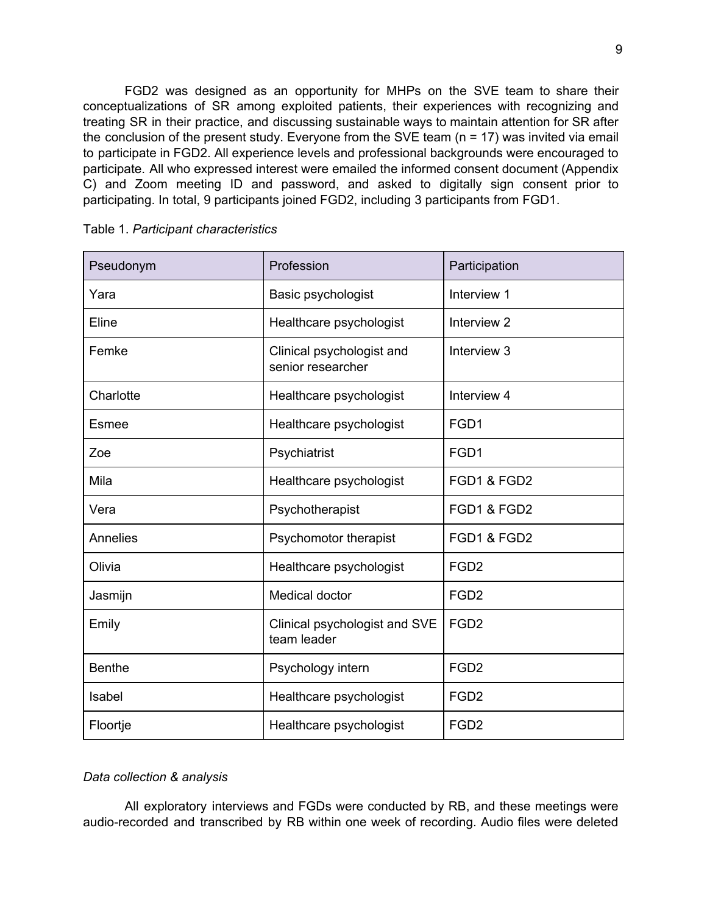FGD2 was designed as an opportunity for MHPs on the SVE team to share their conceptualizations of SR among exploited patients, their experiences with recognizing and treating SR in their practice, and discussing sustainable ways to maintain attention for SR after the conclusion of the present study. Everyone from the SVE team (n = 17) was invited via email to participate in FGD2. All experience levels and professional backgrounds were encouraged to participate. All who expressed interest were emailed the informed consent document (Appendix C) and Zoom meeting ID and password, and asked to digitally sign consent prior to participating. In total, 9 participants joined FGD2, including 3 participants from FGD1.

Table 1. *Participant characteristics*

| Pseudonym | Profession | Participation |
|---|---|---|
| Yara | Basic psychologist | Interview 1 |
| Eline | Healthcare psychologist | Interview 2 |
| Femke | Clinical psychologist and senior researcher | Interview 3 |
| Charlotte | Healthcare psychologist | Interview 4 |
| Esmee | Healthcare psychologist | FGD1 |
| Zoe | Psychiatrist | FGD1 |
| Mila | Healthcare psychologist | FGD1 & FGD2 |
| Vera | Psychotherapist | FGD1 & FGD2 |
| Annelies | Psychomotor therapist | FGD1 & FGD2 |
| Olivia | Healthcare psychologist | FGD2 |
| Jasmijn | Medical doctor | FGD2 |
| Emily | Clinical psychologist and SVE team leader | FGD2 |
| Benthe | Psychology intern | FGD2 |
| Isabel | Healthcare psychologist | FGD2 |
| Floortje | Healthcare psychologist | FGD2 |

*Data collection & analysis*

All exploratory interviews and FGDs were conducted by RB, and these meetings were audio-recorded and transcribed by RB within one week of recording. Audio files were deleted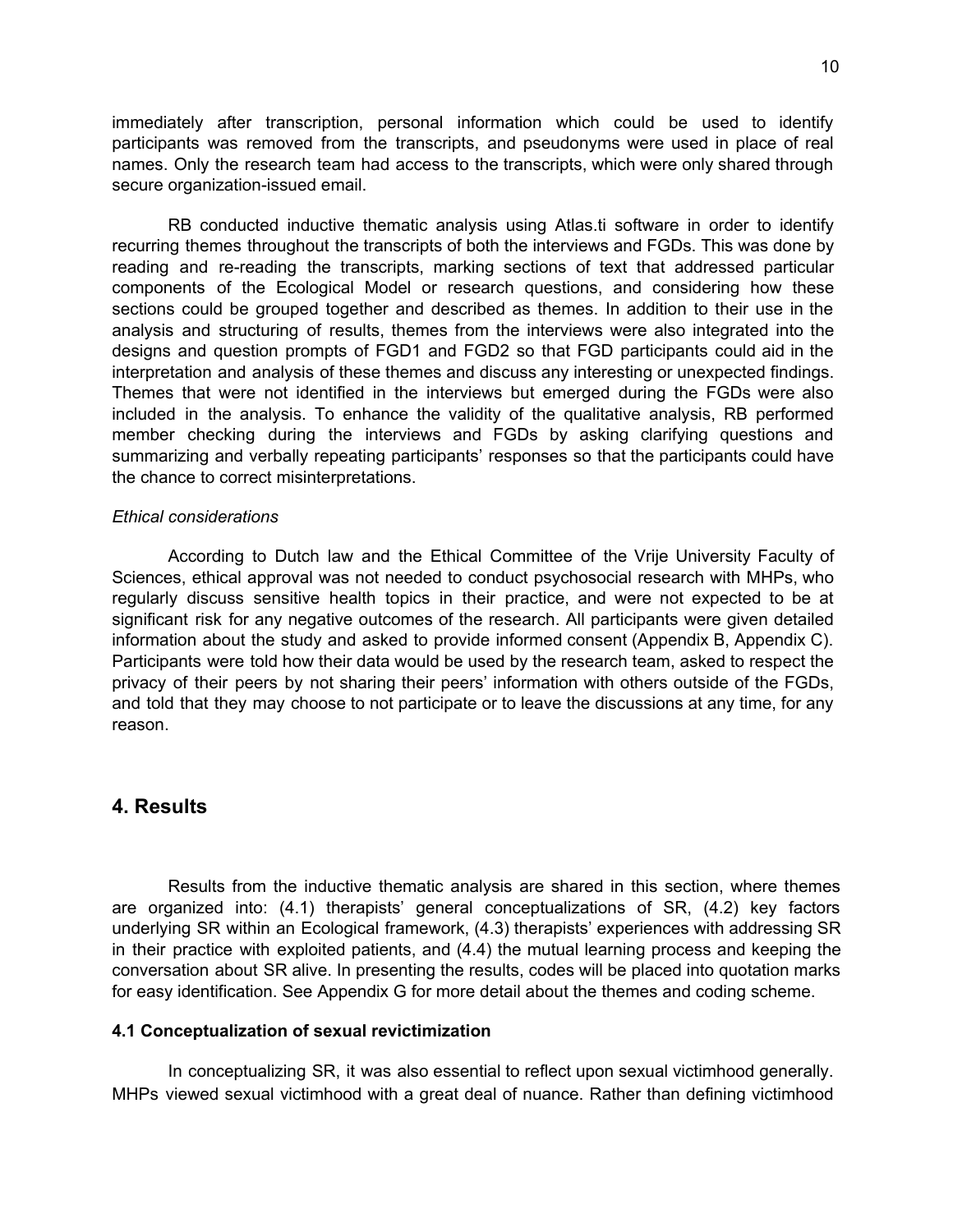immediately after transcription, personal information which could be used to identify participants was removed from the transcripts, and pseudonyms were used in place of real names. Only the research team had access to the transcripts, which were only shared through secure organization-issued email.

RB conducted inductive thematic analysis using Atlas.ti software in order to identify recurring themes throughout the transcripts of both the interviews and FGDs. This was done by reading and re-reading the transcripts, marking sections of text that addressed particular components of the Ecological Model or research questions, and considering how these sections could be grouped together and described as themes. In addition to their use in the analysis and structuring of results, themes from the interviews were also integrated into the designs and question prompts of FGD1 and FGD2 so that FGD participants could aid in the interpretation and analysis of these themes and discuss any interesting or unexpected findings. Themes that were not identified in the interviews but emerged during the FGDs were also included in the analysis. To enhance the validity of the qualitative analysis, RB performed member checking during the interviews and FGDs by asking clarifying questions and summarizing and verbally repeating participants' responses so that the participants could have the chance to correct misinterpretations.

*Ethical considerations*

According to Dutch law and the Ethical Committee of the Vrije University Faculty of Sciences, ethical approval was not needed to conduct psychosocial research with MHPs, who regularly discuss sensitive health topics in their practice, and were not expected to be at significant risk for any negative outcomes of the research. All participants were given detailed information about the study and asked to provide informed consent (Appendix B, Appendix C). Participants were told how their data would be used by the research team, asked to respect the privacy of their peers by not sharing their peers' information with others outside of the FGDs, and told that they may choose to not participate or to leave the discussions at any time, for any reason.

## 4. Results

Results from the inductive thematic analysis are shared in this section, where themes are organized into: (4.1) therapists' general conceptualizations of SR, (4.2) key factors underlying SR within an Ecological framework, (4.3) therapists' experiences with addressing SR in their practice with exploited patients, and (4.4) the mutual learning process and keeping the conversation about SR alive. In presenting the results, codes will be placed into quotation marks for easy identification. See Appendix G for more detail about the themes and coding scheme.

### 4.1 Conceptualization of sexual revictimization

In conceptualizing SR, it was also essential to reflect upon sexual victimhood generally. MHPs viewed sexual victimhood with a great deal of nuance. Rather than defining victimhood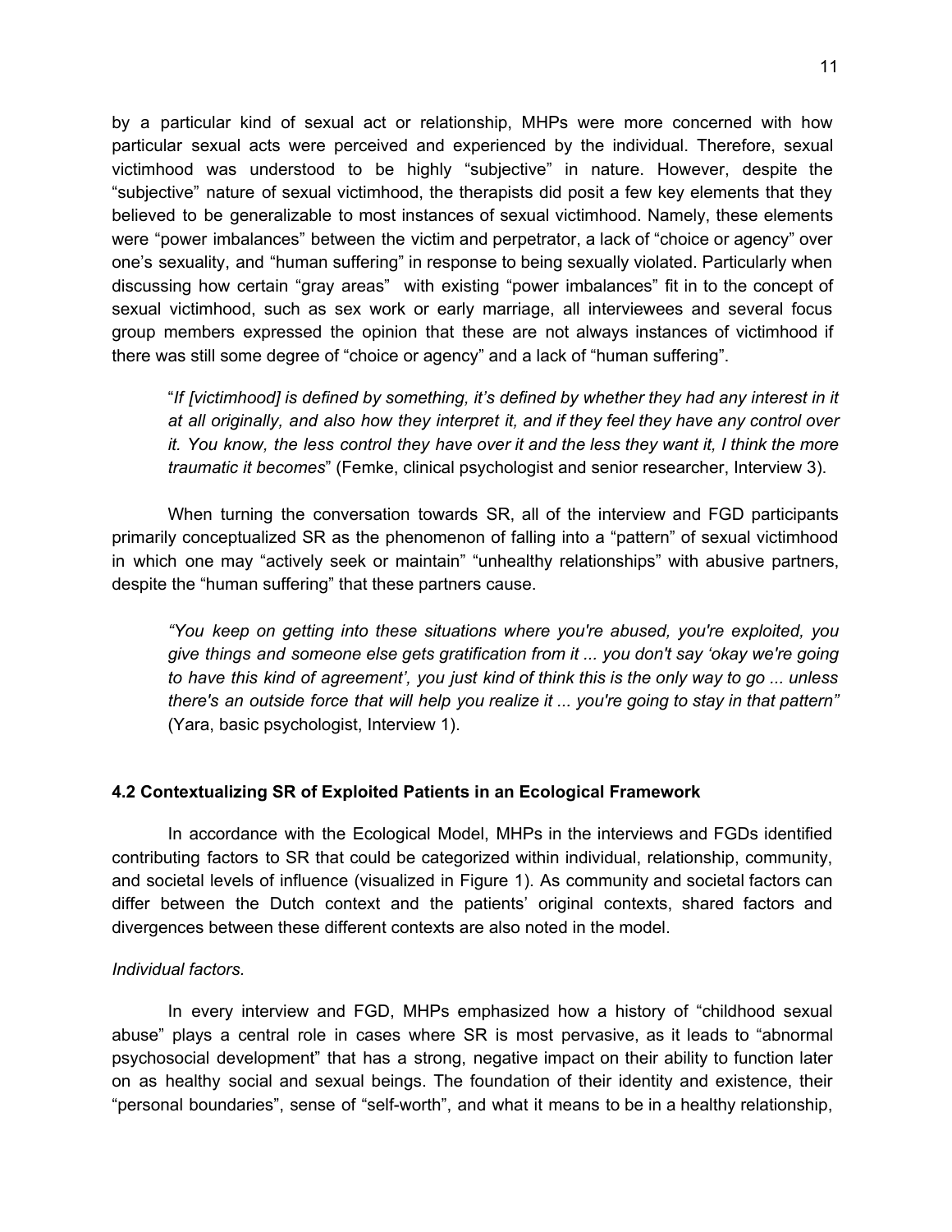by a particular kind of sexual act or relationship, MHPs were more concerned with how particular sexual acts were perceived and experienced by the individual. Therefore, sexual victimhood was understood to be highly "subjective" in nature. However, despite the "subjective" nature of sexual victimhood, the therapists did posit a few key elements that they believed to be generalizable to most instances of sexual victimhood. Namely, these elements were "power imbalances" between the victim and perpetrator, a lack of "choice or agency" over one's sexuality, and "human suffering" in response to being sexually violated. Particularly when discussing how certain "gray areas" with existing "power imbalances" fit in to the concept of sexual victimhood, such as sex work or early marriage, all interviewees and several focus group members expressed the opinion that these are not always instances of victimhood if there was still some degree of "choice or agency" and a lack of "human suffering".

> "*If [victimhood] is defined by something, it's defined by whether they had any interest in it at all originally, and also how they interpret it, and if they feel they have any control over it. You know, the less control they have over it and the less they want it, I think the more traumatic it becomes*" (Femke, clinical psychologist and senior researcher, Interview 3).

When turning the conversation towards SR, all of the interview and FGD participants primarily conceptualized SR as the phenomenon of falling into a "pattern" of sexual victimhood in which one may "actively seek or maintain" "unhealthy relationships" with abusive partners, despite the "human suffering" that these partners cause.

> *"You keep on getting into these situations where you're abused, you're exploited, you give things and someone else gets gratification from it ... you don't say 'okay we're going to have this kind of agreement', you just kind of think this is the only way to go ... unless there's an outside force that will help you realize it ... you're going to stay in that pattern"* (Yara, basic psychologist, Interview 1).

### 4.2 Contextualizing SR of Exploited Patients in an Ecological Framework

In accordance with the Ecological Model, MHPs in the interviews and FGDs identified contributing factors to SR that could be categorized within individual, relationship, community, and societal levels of influence (visualized in Figure 1). As community and societal factors can differ between the Dutch context and the patients' original contexts, shared factors and divergences between these different contexts are also noted in the model.

*Individual factors.*

In every interview and FGD, MHPs emphasized how a history of "childhood sexual abuse" plays a central role in cases where SR is most pervasive, as it leads to "abnormal psychosocial development" that has a strong, negative impact on their ability to function later on as healthy social and sexual beings. The foundation of their identity and existence, their "personal boundaries", sense of "self-worth", and what it means to be in a healthy relationship,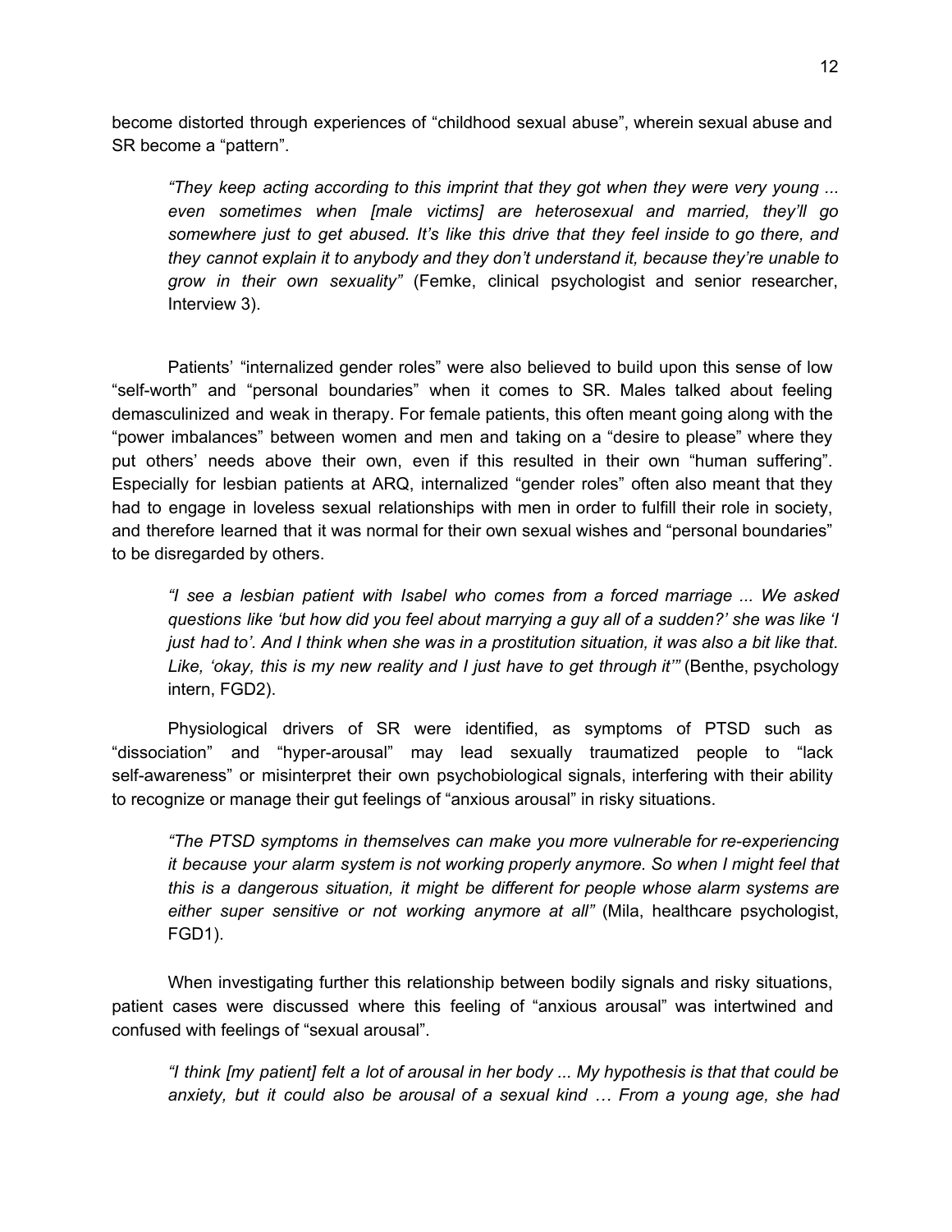become distorted through experiences of "childhood sexual abuse", wherein sexual abuse and SR become a "pattern".

> *"They keep acting according to this imprint that they got when they were very young ... even sometimes when [male victims] are heterosexual and married, they'll go somewhere just to get abused. It's like this drive that they feel inside to go there, and they cannot explain it to anybody and they don't understand it, because they're unable to grow in their own sexuality"* (Femke, clinical psychologist and senior researcher, Interview 3).

Patients' "internalized gender roles" were also believed to build upon this sense of low "self-worth" and "personal boundaries" when it comes to SR. Males talked about feeling demasculinized and weak in therapy. For female patients, this often meant going along with the "power imbalances" between women and men and taking on a "desire to please" where they put others' needs above their own, even if this resulted in their own "human suffering". Especially for lesbian patients at ARQ, internalized "gender roles" often also meant that they had to engage in loveless sexual relationships with men in order to fulfill their role in society, and therefore learned that it was normal for their own sexual wishes and "personal boundaries" to be disregarded by others.

> *"I see a lesbian patient with Isabel who comes from a forced marriage ... We asked questions like 'but how did you feel about marrying a guy all of a sudden?' she was like 'I just had to'. And I think when she was in a prostitution situation, it was also a bit like that. Like, 'okay, this is my new reality and I just have to get through it'"* (Benthe, psychology intern, FGD2).

Physiological drivers of SR were identified, as symptoms of PTSD such as "dissociation" and "hyper-arousal" may lead sexually traumatized people to "lack self-awareness" or misinterpret their own psychobiological signals, interfering with their ability to recognize or manage their gut feelings of "anxious arousal" in risky situations.

> *"The PTSD symptoms in themselves can make you more vulnerable for re-experiencing it because your alarm system is not working properly anymore. So when I might feel that this is a dangerous situation, it might be different for people whose alarm systems are either super sensitive or not working anymore at all"* (Mila, healthcare psychologist, FGD1).

When investigating further this relationship between bodily signals and risky situations, patient cases were discussed where this feeling of "anxious arousal" was intertwined and confused with feelings of "sexual arousal".

> *"I think [my patient] felt a lot of arousal in her body ... My hypothesis is that that could be anxiety, but it could also be arousal of a sexual kind … From a young age, she had*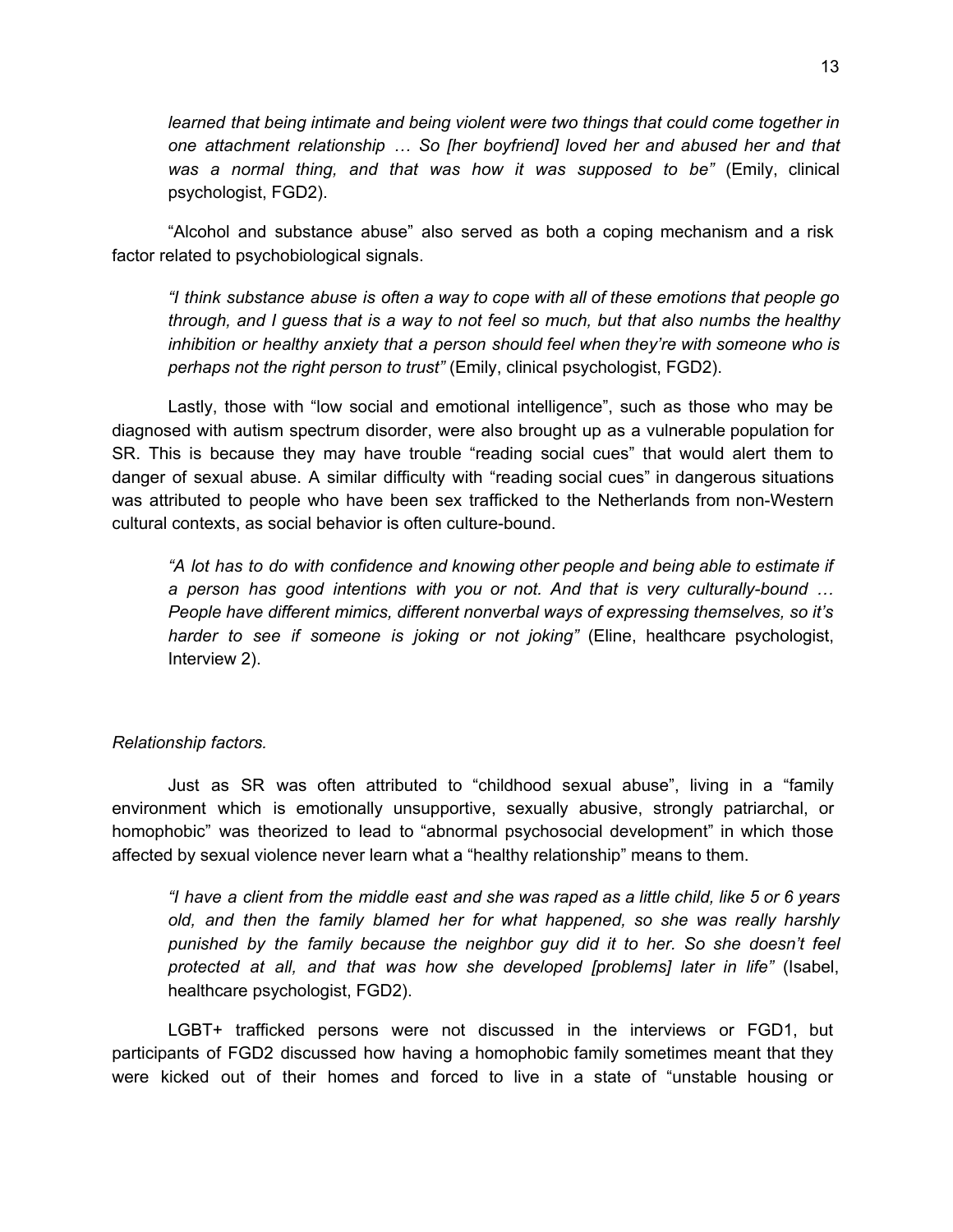*learned that being intimate and being violent were two things that could come together in one attachment relationship … So [her boyfriend] loved her and abused her and that was a normal thing, and that was how it was supposed to be"* (Emily, clinical psychologist, FGD2).

"Alcohol and substance abuse" also served as both a coping mechanism and a risk factor related to psychobiological signals.

> *"I think substance abuse is often a way to cope with all of these emotions that people go through, and I guess that is a way to not feel so much, but that also numbs the healthy inhibition or healthy anxiety that a person should feel when they're with someone who is perhaps not the right person to trust"* (Emily, clinical psychologist, FGD2).

Lastly, those with "low social and emotional intelligence", such as those who may be diagnosed with autism spectrum disorder, were also brought up as a vulnerable population for SR. This is because they may have trouble "reading social cues" that would alert them to danger of sexual abuse. A similar difficulty with "reading social cues" in dangerous situations was attributed to people who have been sex trafficked to the Netherlands from non-Western cultural contexts, as social behavior is often culture-bound.

> *"A lot has to do with confidence and knowing other people and being able to estimate if a person has good intentions with you or not. And that is very culturally-bound … People have different mimics, different nonverbal ways of expressing themselves, so it's harder to see if someone is joking or not joking"* (Eline, healthcare psychologist, Interview 2).

*Relationship factors.*

Just as SR was often attributed to "childhood sexual abuse", living in a "family environment which is emotionally unsupportive, sexually abusive, strongly patriarchal, or homophobic" was theorized to lead to "abnormal psychosocial development" in which those affected by sexual violence never learn what a "healthy relationship" means to them.

> *"I have a client from the middle east and she was raped as a little child, like 5 or 6 years old, and then the family blamed her for what happened, so she was really harshly punished by the family because the neighbor guy did it to her. So she doesn't feel protected at all, and that was how she developed [problems] later in life"* (Isabel, healthcare psychologist, FGD2).

LGBT+ trafficked persons were not discussed in the interviews or FGD1, but participants of FGD2 discussed how having a homophobic family sometimes meant that they were kicked out of their homes and forced to live in a state of "unstable housing or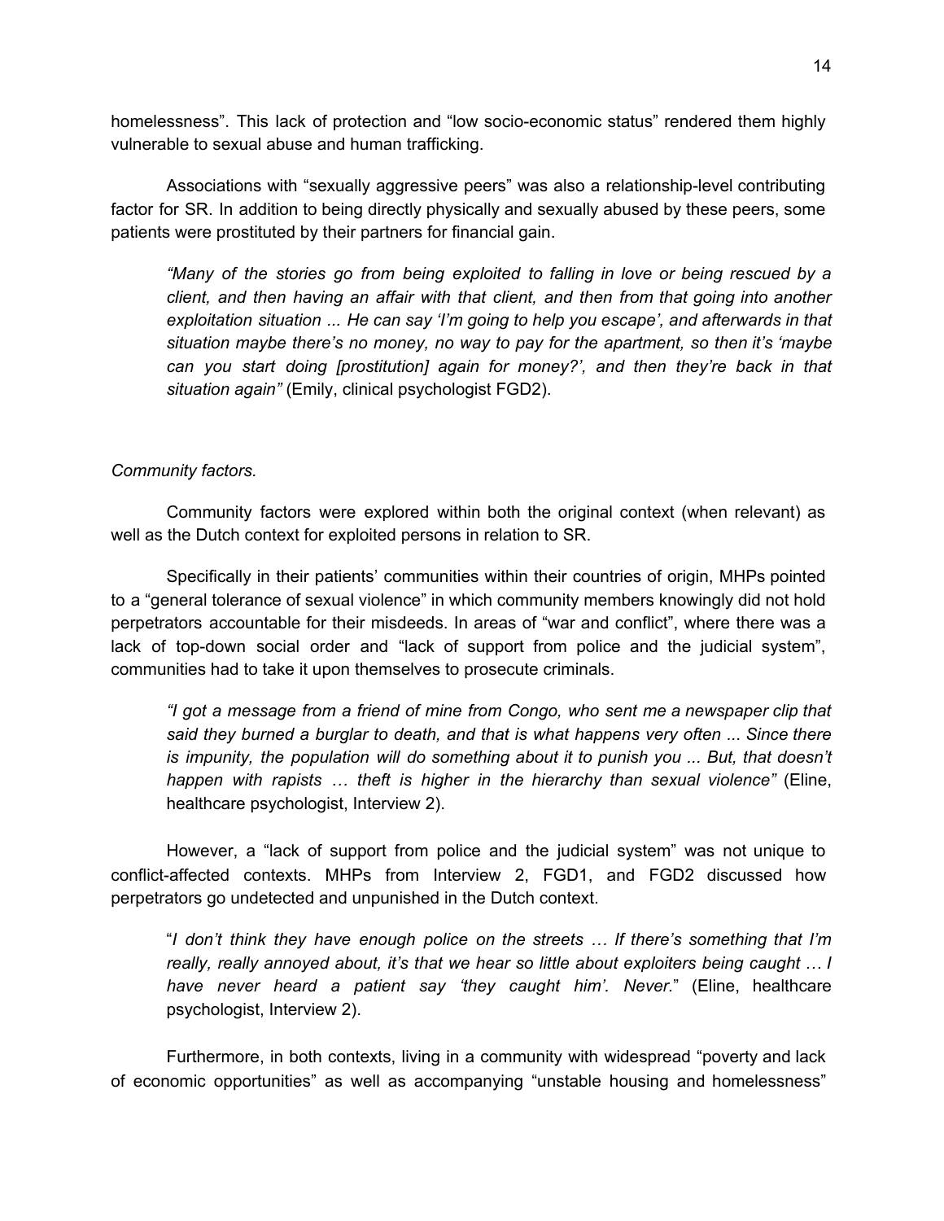homelessness". This lack of protection and "low socio-economic status" rendered them highly vulnerable to sexual abuse and human trafficking.

Associations with "sexually aggressive peers" was also a relationship-level contributing factor for SR. In addition to being directly physically and sexually abused by these peers, some patients were prostituted by their partners for financial gain.

> *"Many of the stories go from being exploited to falling in love or being rescued by a client, and then having an affair with that client, and then from that going into another exploitation situation ... He can say 'I'm going to help you escape', and afterwards in that situation maybe there's no money, no way to pay for the apartment, so then it's 'maybe can you start doing [prostitution] again for money?', and then they're back in that situation again"* (Emily, clinical psychologist FGD2).

*Community factors.*

Community factors were explored within both the original context (when relevant) as well as the Dutch context for exploited persons in relation to SR.

Specifically in their patients' communities within their countries of origin, MHPs pointed to a "general tolerance of sexual violence" in which community members knowingly did not hold perpetrators accountable for their misdeeds. In areas of "war and conflict", where there was a lack of top-down social order and "lack of support from police and the judicial system", communities had to take it upon themselves to prosecute criminals.

> *"I got a message from a friend of mine from Congo, who sent me a newspaper clip that said they burned a burglar to death, and that is what happens very often ... Since there is impunity, the population will do something about it to punish you ... But, that doesn't happen with rapists … theft is higher in the hierarchy than sexual violence"* (Eline, healthcare psychologist, Interview 2).

However, a "lack of support from police and the judicial system" was not unique to conflict-affected contexts. MHPs from Interview 2, FGD1, and FGD2 discussed how perpetrators go undetected and unpunished in the Dutch context.

> "*I don't think they have enough police on the streets … If there's something that I'm really, really annoyed about, it's that we hear so little about exploiters being caught … I have never heard a patient say 'they caught him'. Never.*" (Eline, healthcare psychologist, Interview 2).

Furthermore, in both contexts, living in a community with widespread "poverty and lack of economic opportunities" as well as accompanying "unstable housing and homelessness"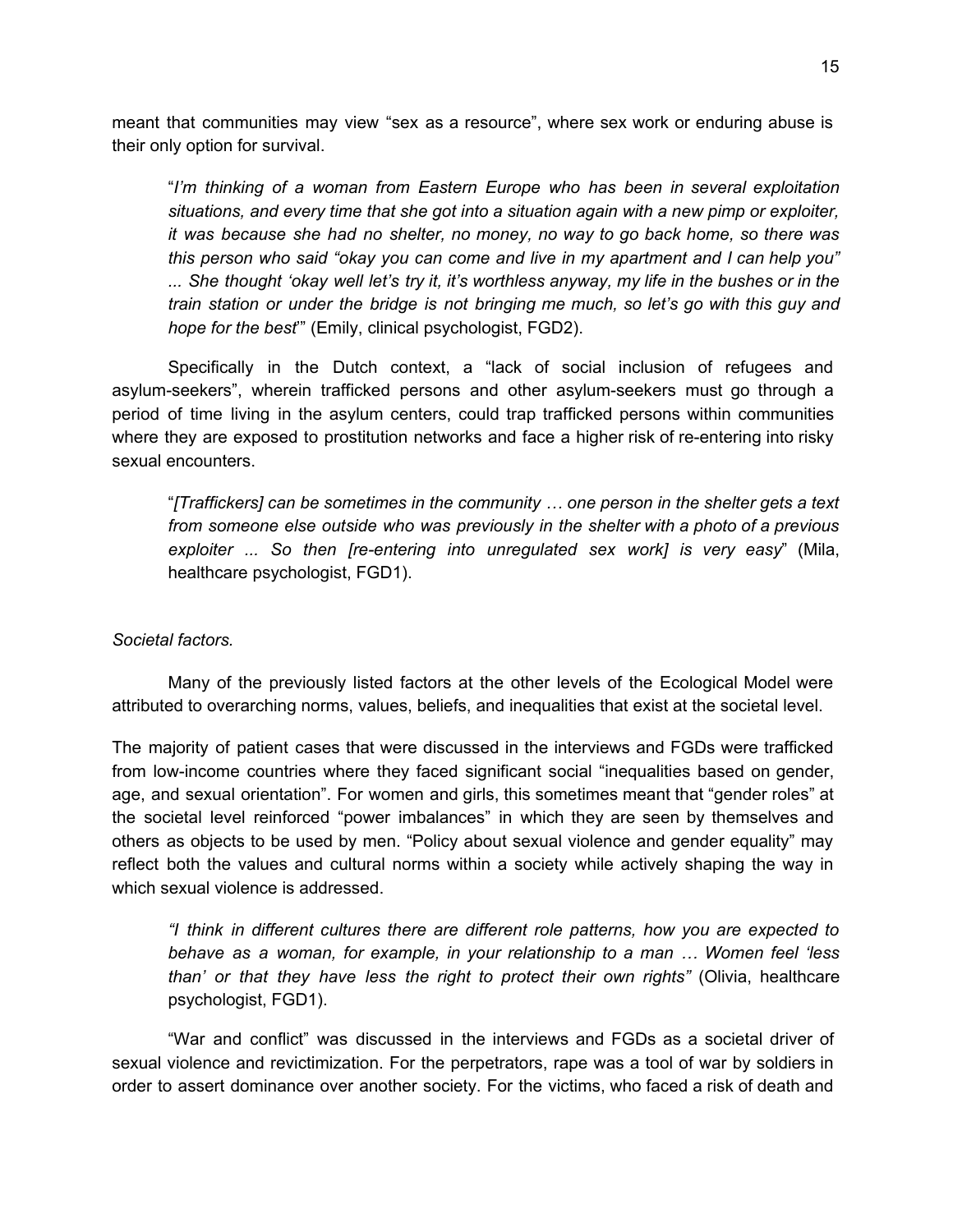meant that communities may view "sex as a resource", where sex work or enduring abuse is their only option for survival.

> "*I'm thinking of a woman from Eastern Europe who has been in several exploitation situations, and every time that she got into a situation again with a new pimp or exploiter, it was because she had no shelter, no money, no way to go back home, so there was this person who said "okay you can come and live in my apartment and I can help you" ... She thought 'okay well let's try it, it's worthless anyway, my life in the bushes or in the train station or under the bridge is not bringing me much, so let's go with this guy and hope for the best*'" (Emily, clinical psychologist, FGD2).

Specifically in the Dutch context, a "lack of social inclusion of refugees and asylum-seekers", wherein trafficked persons and other asylum-seekers must go through a period of time living in the asylum centers, could trap trafficked persons within communities where they are exposed to prostitution networks and face a higher risk of re-entering into risky sexual encounters.

> "*[Traffickers] can be sometimes in the community … one person in the shelter gets a text from someone else outside who was previously in the shelter with a photo of a previous exploiter ... So then [re-entering into unregulated sex work] is very easy*" (Mila, healthcare psychologist, FGD1).

*Societal factors.*

Many of the previously listed factors at the other levels of the Ecological Model were attributed to overarching norms, values, beliefs, and inequalities that exist at the societal level.

The majority of patient cases that were discussed in the interviews and FGDs were trafficked from low-income countries where they faced significant social "inequalities based on gender, age, and sexual orientation". For women and girls, this sometimes meant that "gender roles" at the societal level reinforced "power imbalances" in which they are seen by themselves and others as objects to be used by men. "Policy about sexual violence and gender equality" may reflect both the values and cultural norms within a society while actively shaping the way in which sexual violence is addressed.

> *"I think in different cultures there are different role patterns, how you are expected to behave as a woman, for example, in your relationship to a man … Women feel 'less than' or that they have less the right to protect their own rights"* (Olivia, healthcare psychologist, FGD1).

"War and conflict" was discussed in the interviews and FGDs as a societal driver of sexual violence and revictimization. For the perpetrators, rape was a tool of war by soldiers in order to assert dominance over another society. For the victims, who faced a risk of death and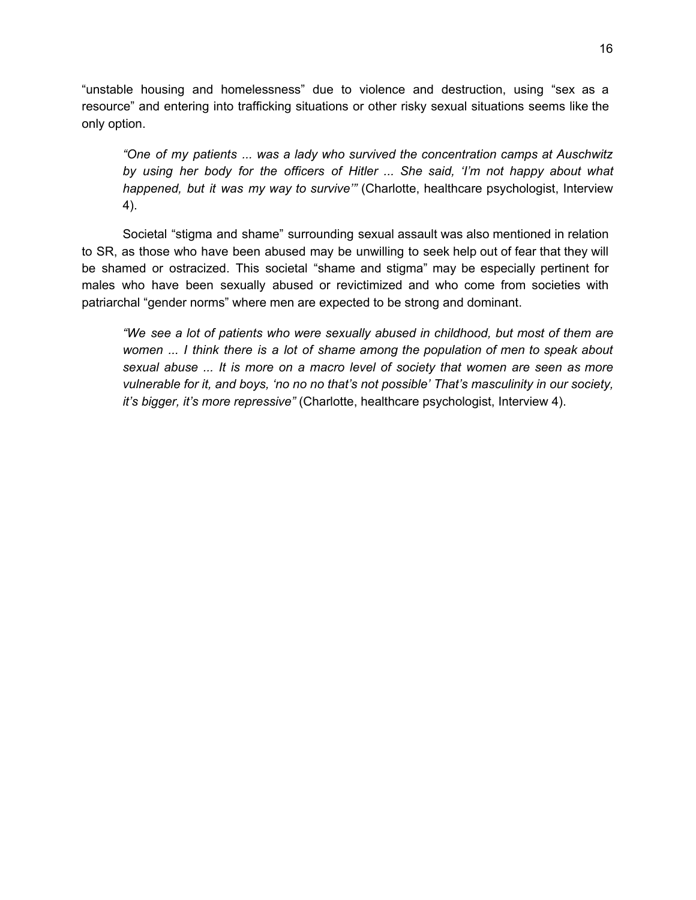"unstable housing and homelessness" due to violence and destruction, using "sex as a resource" and entering into trafficking situations or other risky sexual situations seems like the only option.

> *"One of my patients ... was a lady who survived the concentration camps at Auschwitz by using her body for the officers of Hitler ... She said, 'I'm not happy about what happened, but it was my way to survive'"* (Charlotte, healthcare psychologist, Interview 4).

Societal "stigma and shame" surrounding sexual assault was also mentioned in relation to SR, as those who have been abused may be unwilling to seek help out of fear that they will be shamed or ostracized. This societal "shame and stigma" may be especially pertinent for males who have been sexually abused or revictimized and who come from societies with patriarchal "gender norms" where men are expected to be strong and dominant.

> *"We see a lot of patients who were sexually abused in childhood, but most of them are women ... I think there is a lot of shame among the population of men to speak about sexual abuse ... It is more on a macro level of society that women are seen as more vulnerable for it, and boys, 'no no no that's not possible' That's masculinity in our society, it's bigger, it's more repressive"* (Charlotte, healthcare psychologist, Interview 4).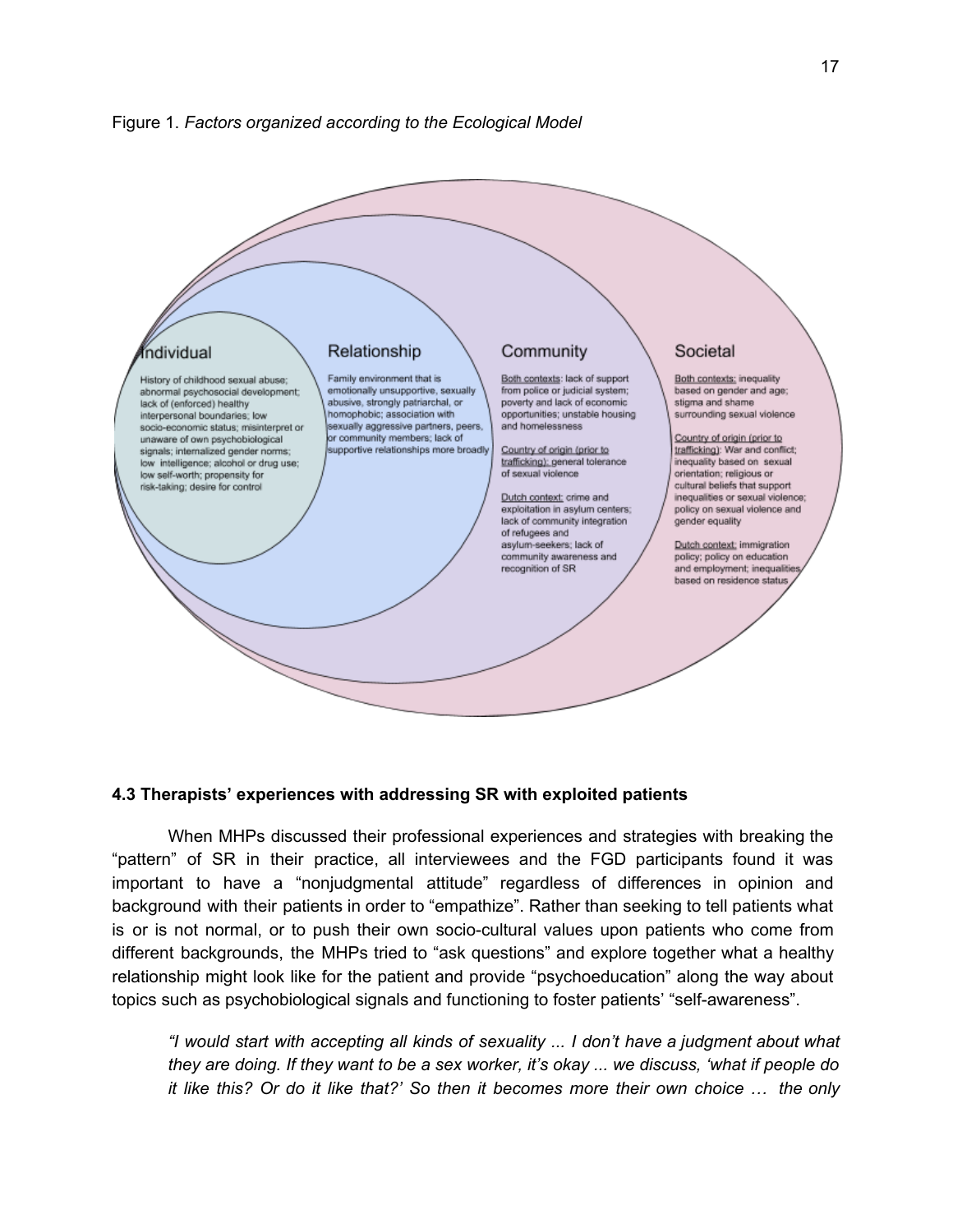Figure 1. *Factors organized according to the Ecological Model*

**Individual**

History of childhood sexual abuse; abnormal psychosocial development; lack of (enforced) healthy interpersonal boundaries; low socio-economic status; misinterpret or unaware of own psychobiological signals; internalized gender norms; low intelligence; alcohol or drug use; low self-worth; propensity for risk-taking; desire for control

**Relationship**

Family environment that is emotionally unsupportive, sexually abusive, strongly patriarchal, or homophobic; association with sexually aggressive partners, peers, or community members; lack of supportive relationships more broadly

**Community**

Both contexts: lack of support from police or judicial system; poverty and lack of economic opportunities; unstable housing and homelessness

Country of origin (prior to trafficking): general tolerance of sexual violence

Dutch context: crime and exploitation in asylum centers; lack of community integration of refugees and asylum-seekers; lack of community awareness and recognition of SR

**Societal**

Both contexts: inequality based on gender and age; stigma and shame surrounding sexual violence

Country of origin (prior to trafficking): War and conflict; inequality based on sexual orientation; religious or cultural beliefs that support inequalities or sexual violence; policy on sexual violence and gender equality

Dutch context: immigration policy; policy on education and employment; inequalities based on residence status

### 4.3 Therapists' experiences with addressing SR with exploited patients

When MHPs discussed their professional experiences and strategies with breaking the "pattern" of SR in their practice, all interviewees and the FGD participants found it was important to have a "nonjudgmental attitude" regardless of differences in opinion and background with their patients in order to "empathize". Rather than seeking to tell patients what is or is not normal, or to push their own socio-cultural values upon patients who come from different backgrounds, the MHPs tried to "ask questions" and explore together what a healthy relationship might look like for the patient and provide "psychoeducation" along the way about topics such as psychobiological signals and functioning to foster patients' "self-awareness".

> *"I would start with accepting all kinds of sexuality ... I don't have a judgment about what they are doing. If they want to be a sex worker, it's okay ... we discuss, 'what if people do it like this? Or do it like that?' So then it becomes more their own choice … the only*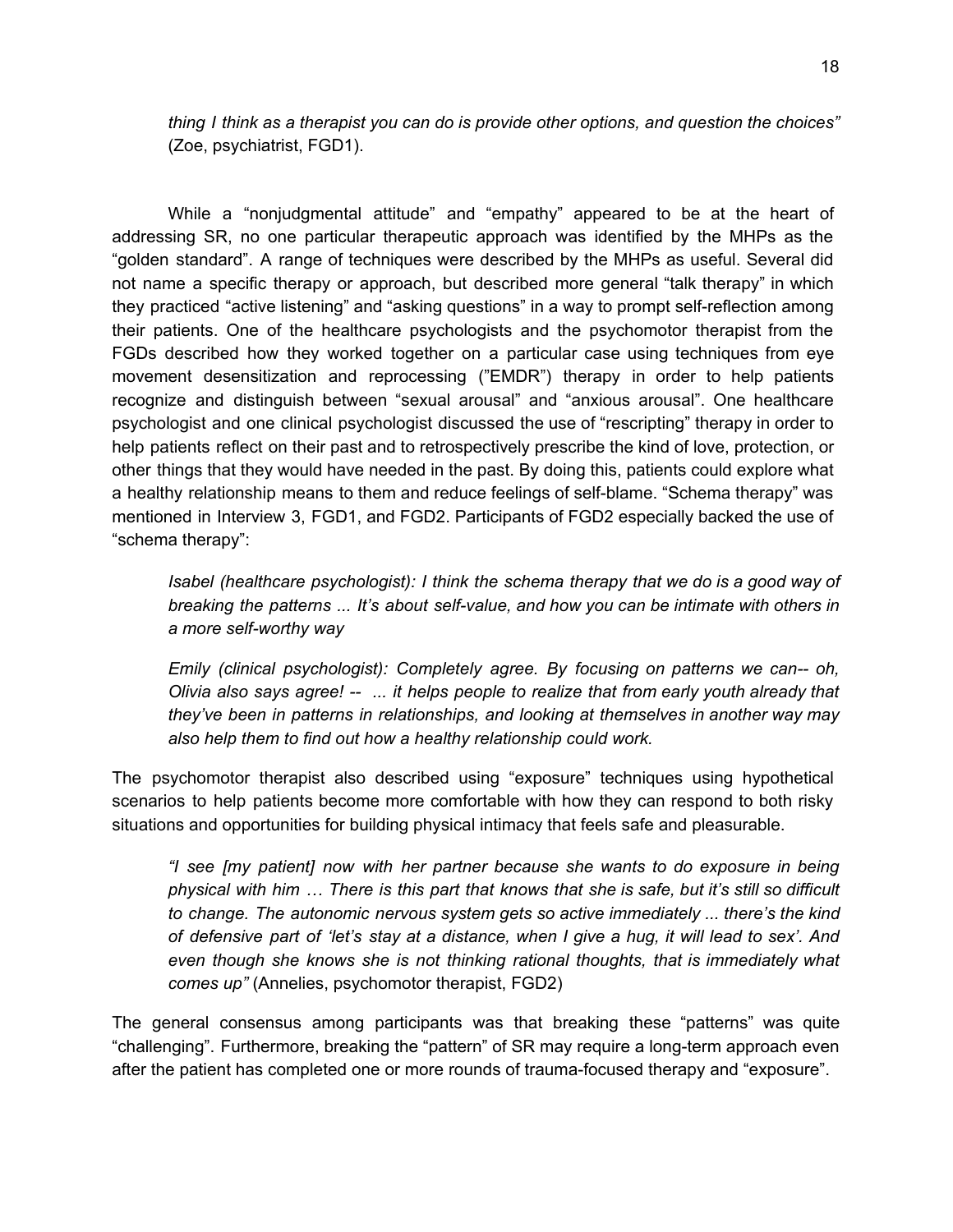*thing I think as a therapist you can do is provide other options, and question the choices"* (Zoe, psychiatrist, FGD1).

While a "nonjudgmental attitude" and "empathy" appeared to be at the heart of addressing SR, no one particular therapeutic approach was identified by the MHPs as the "golden standard". A range of techniques were described by the MHPs as useful. Several did not name a specific therapy or approach, but described more general "talk therapy" in which they practiced "active listening" and "asking questions" in a way to prompt self-reflection among their patients. One of the healthcare psychologists and the psychomotor therapist from the FGDs described how they worked together on a particular case using techniques from eye movement desensitization and reprocessing ("EMDR") therapy in order to help patients recognize and distinguish between "sexual arousal" and "anxious arousal". One healthcare psychologist and one clinical psychologist discussed the use of "rescripting" therapy in order to help patients reflect on their past and to retrospectively prescribe the kind of love, protection, or other things that they would have needed in the past. By doing this, patients could explore what a healthy relationship means to them and reduce feelings of self-blame. "Schema therapy" was mentioned in Interview 3, FGD1, and FGD2. Participants of FGD2 especially backed the use of "schema therapy":

> *Isabel (healthcare psychologist): I think the schema therapy that we do is a good way of breaking the patterns ... It's about self-value, and how you can be intimate with others in a more self-worthy way*
>
> *Emily (clinical psychologist): Completely agree. By focusing on patterns we can-- oh, Olivia also says agree! -- ... it helps people to realize that from early youth already that they've been in patterns in relationships, and looking at themselves in another way may also help them to find out how a healthy relationship could work.*

The psychomotor therapist also described using "exposure" techniques using hypothetical scenarios to help patients become more comfortable with how they can respond to both risky situations and opportunities for building physical intimacy that feels safe and pleasurable.

> *"I see [my patient] now with her partner because she wants to do exposure in being physical with him … There is this part that knows that she is safe, but it's still so difficult to change. The autonomic nervous system gets so active immediately ... there's the kind of defensive part of 'let's stay at a distance, when I give a hug, it will lead to sex'. And even though she knows she is not thinking rational thoughts, that is immediately what comes up"* (Annelies, psychomotor therapist, FGD2)

The general consensus among participants was that breaking these "patterns" was quite "challenging". Furthermore, breaking the "pattern" of SR may require a long-term approach even after the patient has completed one or more rounds of trauma-focused therapy and "exposure".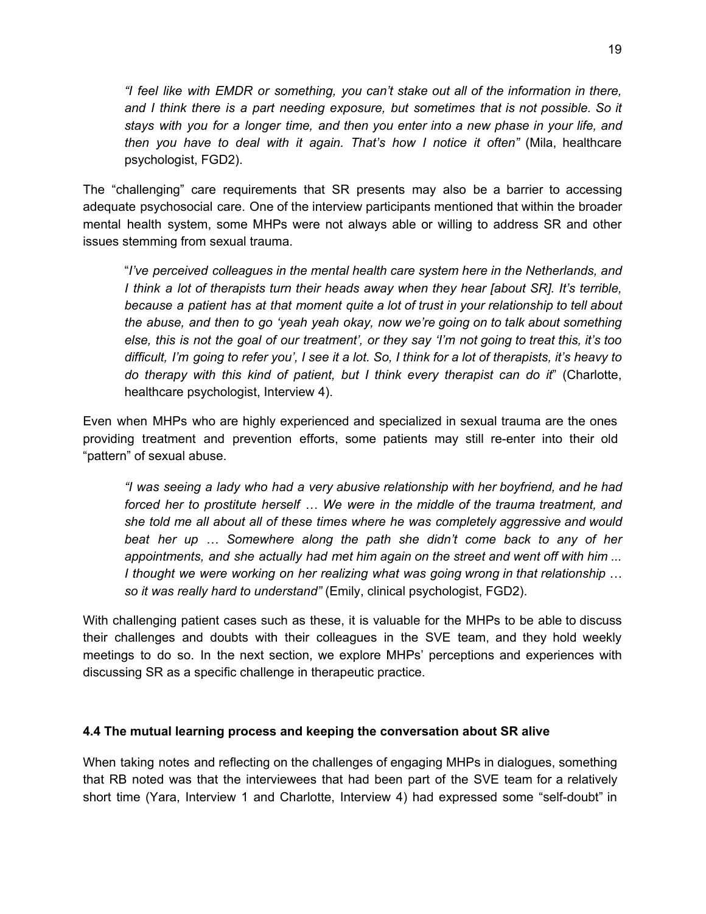*"I feel like with EMDR or something, you can't stake out all of the information in there, and I think there is a part needing exposure, but sometimes that is not possible. So it stays with you for a longer time, and then you enter into a new phase in your life, and then you have to deal with it again. That's how I notice it often"* (Mila, healthcare psychologist, FGD2).

The "challenging" care requirements that SR presents may also be a barrier to accessing adequate psychosocial care. One of the interview participants mentioned that within the broader mental health system, some MHPs were not always able or willing to address SR and other issues stemming from sexual trauma.

"*I've perceived colleagues in the mental health care system here in the Netherlands, and I think a lot of therapists turn their heads away when they hear [about SR]. It's terrible, because a patient has at that moment quite a lot of trust in your relationship to tell about the abuse, and then to go 'yeah yeah okay, now we're going on to talk about something else, this is not the goal of our treatment', or they say 'I'm not going to treat this, it's too difficult, I'm going to refer you', I see it a lot. So, I think for a lot of therapists, it's heavy to do therapy with this kind of patient, but I think every therapist can do it*" (Charlotte, healthcare psychologist, Interview 4).

Even when MHPs who are highly experienced and specialized in sexual trauma are the ones providing treatment and prevention efforts, some patients may still re-enter into their old "pattern" of sexual abuse.

*"I was seeing a lady who had a very abusive relationship with her boyfriend, and he had forced her to prostitute herself … We were in the middle of the trauma treatment, and she told me all about all of these times where he was completely aggressive and would beat her up … Somewhere along the path she didn't come back to any of her appointments, and she actually had met him again on the street and went off with him ... I thought we were working on her realizing what was going wrong in that relationship … so it was really hard to understand"* (Emily, clinical psychologist, FGD2).

With challenging patient cases such as these, it is valuable for the MHPs to be able to discuss their challenges and doubts with their colleagues in the SVE team, and they hold weekly meetings to do so. In the next section, we explore MHPs' perceptions and experiences with discussing SR as a specific challenge in therapeutic practice.

### 4.4 The mutual learning process and keeping the conversation about SR alive

When taking notes and reflecting on the challenges of engaging MHPs in dialogues, something that RB noted was that the interviewees that had been part of the SVE team for a relatively short time (Yara, Interview 1 and Charlotte, Interview 4) had expressed some "self-doubt" in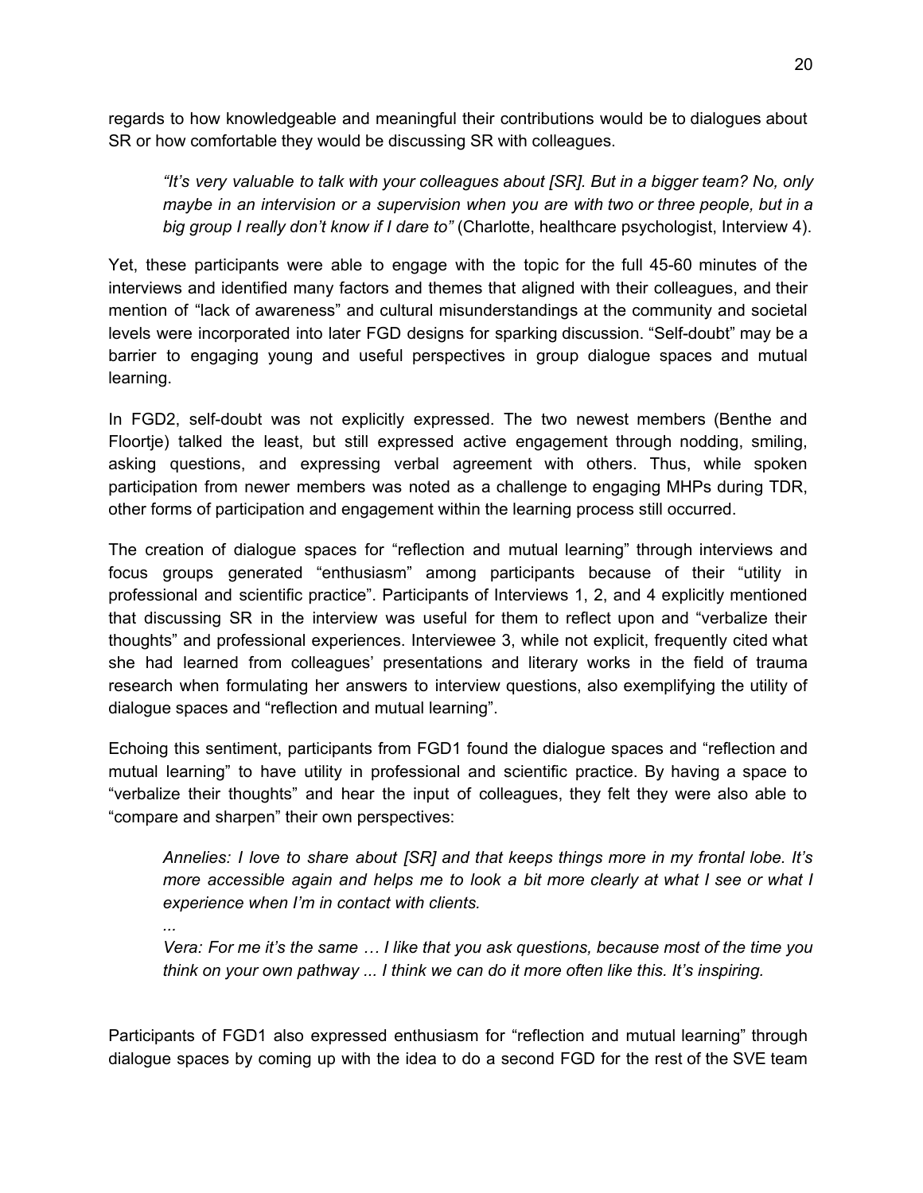regards to how knowledgeable and meaningful their contributions would be to dialogues about SR or how comfortable they would be discussing SR with colleagues.

> *"It's very valuable to talk with your colleagues about [SR]. But in a bigger team? No, only maybe in an intervision or a supervision when you are with two or three people, but in a big group I really don't know if I dare to"* (Charlotte, healthcare psychologist, Interview 4).

Yet, these participants were able to engage with the topic for the full 45-60 minutes of the interviews and identified many factors and themes that aligned with their colleagues, and their mention of "lack of awareness" and cultural misunderstandings at the community and societal levels were incorporated into later FGD designs for sparking discussion. "Self-doubt" may be a barrier to engaging young and useful perspectives in group dialogue spaces and mutual learning.

In FGD2, self-doubt was not explicitly expressed. The two newest members (Benthe and Floortje) talked the least, but still expressed active engagement through nodding, smiling, asking questions, and expressing verbal agreement with others. Thus, while spoken participation from newer members was noted as a challenge to engaging MHPs during TDR, other forms of participation and engagement within the learning process still occurred.

The creation of dialogue spaces for "reflection and mutual learning" through interviews and focus groups generated "enthusiasm" among participants because of their "utility in professional and scientific practice". Participants of Interviews 1, 2, and 4 explicitly mentioned that discussing SR in the interview was useful for them to reflect upon and "verbalize their thoughts" and professional experiences. Interviewee 3, while not explicit, frequently cited what she had learned from colleagues' presentations and literary works in the field of trauma research when formulating her answers to interview questions, also exemplifying the utility of dialogue spaces and "reflection and mutual learning".

Echoing this sentiment, participants from FGD1 found the dialogue spaces and "reflection and mutual learning" to have utility in professional and scientific practice. By having a space to "verbalize their thoughts" and hear the input of colleagues, they felt they were also able to "compare and sharpen" their own perspectives:

> *Annelies: I love to share about [SR] and that keeps things more in my frontal lobe. It's more accessible again and helps me to look a bit more clearly at what I see or what I experience when I'm in contact with clients.*
>
> *...*
>
> *Vera: For me it's the same … I like that you ask questions, because most of the time you think on your own pathway ... I think we can do it more often like this. It's inspiring.*

Participants of FGD1 also expressed enthusiasm for "reflection and mutual learning" through dialogue spaces by coming up with the idea to do a second FGD for the rest of the SVE team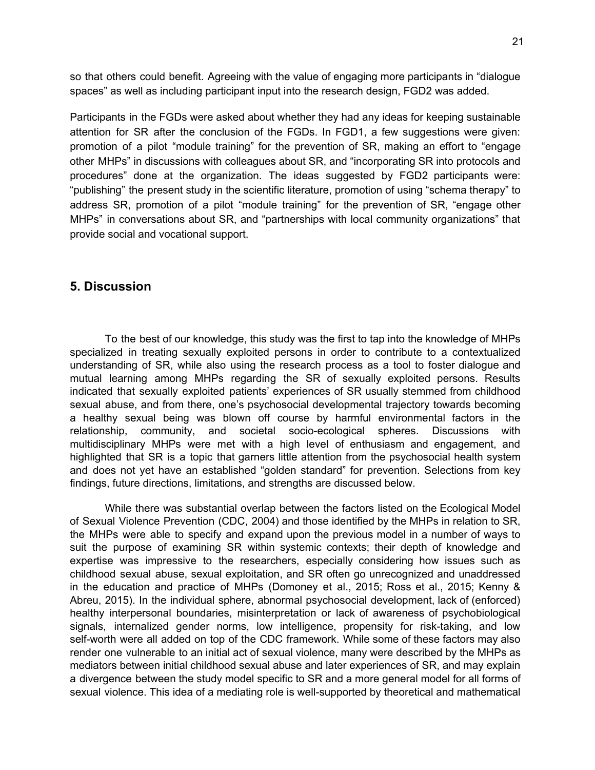so that others could benefit. Agreeing with the value of engaging more participants in "dialogue spaces" as well as including participant input into the research design, FGD2 was added.

Participants in the FGDs were asked about whether they had any ideas for keeping sustainable attention for SR after the conclusion of the FGDs. In FGD1, a few suggestions were given: promotion of a pilot "module training" for the prevention of SR, making an effort to "engage other MHPs" in discussions with colleagues about SR, and "incorporating SR into protocols and procedures" done at the organization. The ideas suggested by FGD2 participants were: "publishing" the present study in the scientific literature, promotion of using "schema therapy" to address SR, promotion of a pilot "module training" for the prevention of SR, "engage other MHPs" in conversations about SR, and "partnerships with local community organizations" that provide social and vocational support.

## 5. Discussion

To the best of our knowledge, this study was the first to tap into the knowledge of MHPs specialized in treating sexually exploited persons in order to contribute to a contextualized understanding of SR, while also using the research process as a tool to foster dialogue and mutual learning among MHPs regarding the SR of sexually exploited persons. Results indicated that sexually exploited patients' experiences of SR usually stemmed from childhood sexual abuse, and from there, one's psychosocial developmental trajectory towards becoming a healthy sexual being was blown off course by harmful environmental factors in the relationship, community, and societal socio-ecological spheres. Discussions with multidisciplinary MHPs were met with a high level of enthusiasm and engagement, and highlighted that SR is a topic that garners little attention from the psychosocial health system and does not yet have an established "golden standard" for prevention. Selections from key findings, future directions, limitations, and strengths are discussed below.

While there was substantial overlap between the factors listed on the Ecological Model of Sexual Violence Prevention (CDC, 2004) and those identified by the MHPs in relation to SR, the MHPs were able to specify and expand upon the previous model in a number of ways to suit the purpose of examining SR within systemic contexts; their depth of knowledge and expertise was impressive to the researchers, especially considering how issues such as childhood sexual abuse, sexual exploitation, and SR often go unrecognized and unaddressed in the education and practice of MHPs (Domoney et al., 2015; Ross et al., 2015; Kenny & Abreu, 2015). In the individual sphere, abnormal psychosocial development, lack of (enforced) healthy interpersonal boundaries, misinterpretation or lack of awareness of psychobiological signals, internalized gender norms, low intelligence, propensity for risk-taking, and low self-worth were all added on top of the CDC framework. While some of these factors may also render one vulnerable to an initial act of sexual violence, many were described by the MHPs as mediators between initial childhood sexual abuse and later experiences of SR, and may explain a divergence between the study model specific to SR and a more general model for all forms of sexual violence. This idea of a mediating role is well-supported by theoretical and mathematical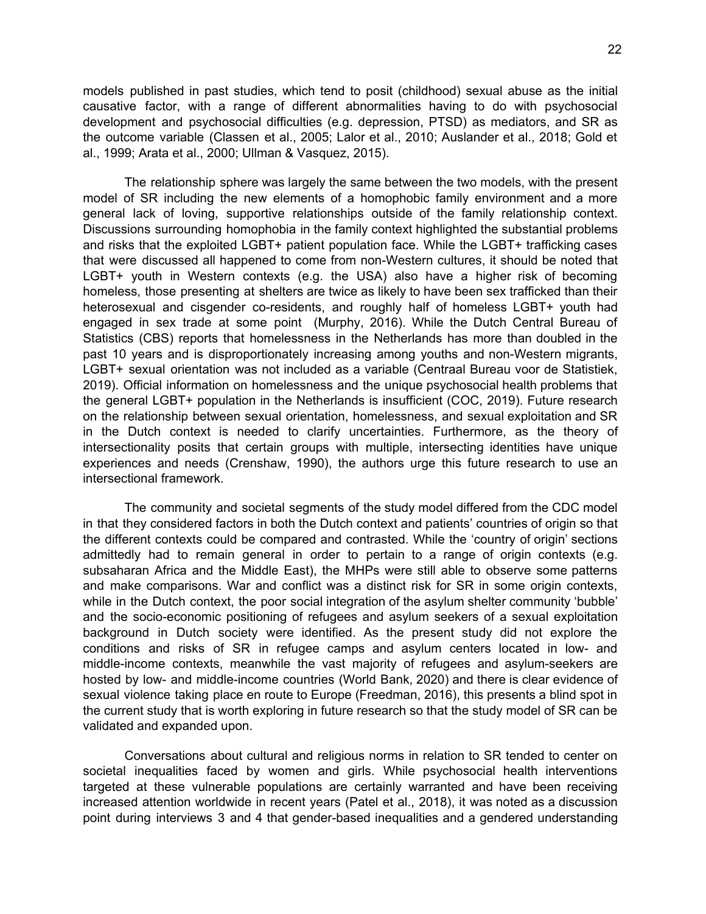models published in past studies, which tend to posit (childhood) sexual abuse as the initial causative factor, with a range of different abnormalities having to do with psychosocial development and psychosocial difficulties (e.g. depression, PTSD) as mediators, and SR as the outcome variable (Classen et al., 2005; Lalor et al., 2010; Auslander et al., 2018; Gold et al., 1999; Arata et al., 2000; Ullman & Vasquez, 2015).

The relationship sphere was largely the same between the two models, with the present model of SR including the new elements of a homophobic family environment and a more general lack of loving, supportive relationships outside of the family relationship context. Discussions surrounding homophobia in the family context highlighted the substantial problems and risks that the exploited LGBT+ patient population face. While the LGBT+ trafficking cases that were discussed all happened to come from non-Western cultures, it should be noted that LGBT+ youth in Western contexts (e.g. the USA) also have a higher risk of becoming homeless, those presenting at shelters are twice as likely to have been sex trafficked than their heterosexual and cisgender co-residents, and roughly half of homeless LGBT+ youth had engaged in sex trade at some point (Murphy, 2016). While the Dutch Central Bureau of Statistics (CBS) reports that homelessness in the Netherlands has more than doubled in the past 10 years and is disproportionately increasing among youths and non-Western migrants, LGBT+ sexual orientation was not included as a variable (Centraal Bureau voor de Statistiek, 2019). Official information on homelessness and the unique psychosocial health problems that the general LGBT+ population in the Netherlands is insufficient (COC, 2019). Future research on the relationship between sexual orientation, homelessness, and sexual exploitation and SR in the Dutch context is needed to clarify uncertainties. Furthermore, as the theory of intersectionality posits that certain groups with multiple, intersecting identities have unique experiences and needs (Crenshaw, 1990), the authors urge this future research to use an intersectional framework.

The community and societal segments of the study model differed from the CDC model in that they considered factors in both the Dutch context and patients' countries of origin so that the different contexts could be compared and contrasted. While the 'country of origin' sections admittedly had to remain general in order to pertain to a range of origin contexts (e.g. subsaharan Africa and the Middle East), the MHPs were still able to observe some patterns and make comparisons. War and conflict was a distinct risk for SR in some origin contexts, while in the Dutch context, the poor social integration of the asylum shelter community 'bubble' and the socio-economic positioning of refugees and asylum seekers of a sexual exploitation background in Dutch society were identified. As the present study did not explore the conditions and risks of SR in refugee camps and asylum centers located in low- and middle-income contexts, meanwhile the vast majority of refugees and asylum-seekers are hosted by low- and middle-income countries (World Bank, 2020) and there is clear evidence of sexual violence taking place en route to Europe (Freedman, 2016), this presents a blind spot in the current study that is worth exploring in future research so that the study model of SR can be validated and expanded upon.

Conversations about cultural and religious norms in relation to SR tended to center on societal inequalities faced by women and girls. While psychosocial health interventions targeted at these vulnerable populations are certainly warranted and have been receiving increased attention worldwide in recent years (Patel et al., 2018), it was noted as a discussion point during interviews 3 and 4 that gender-based inequalities and a gendered understanding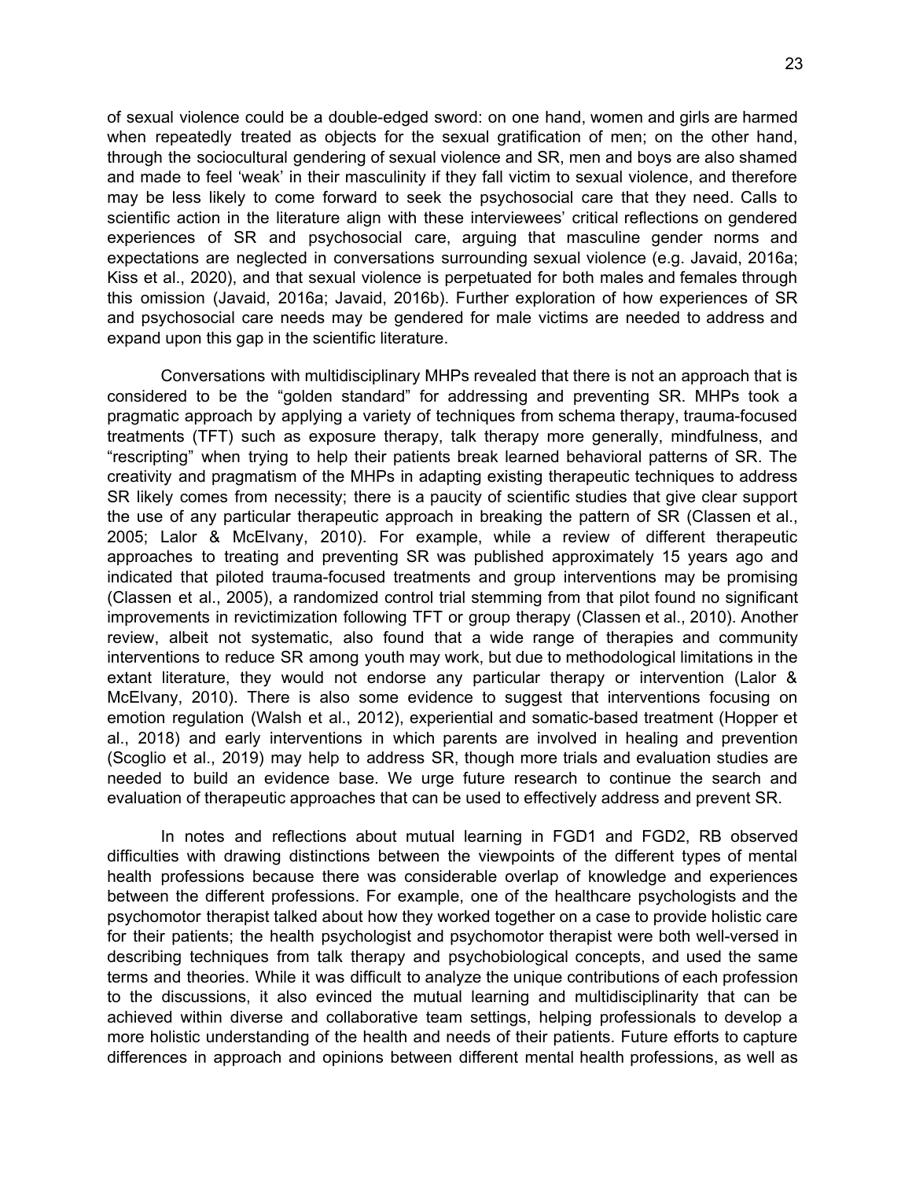of sexual violence could be a double-edged sword: on one hand, women and girls are harmed when repeatedly treated as objects for the sexual gratification of men; on the other hand, through the sociocultural gendering of sexual violence and SR, men and boys are also shamed and made to feel 'weak' in their masculinity if they fall victim to sexual violence, and therefore may be less likely to come forward to seek the psychosocial care that they need. Calls to scientific action in the literature align with these interviewees' critical reflections on gendered experiences of SR and psychosocial care, arguing that masculine gender norms and expectations are neglected in conversations surrounding sexual violence (e.g. Javaid, 2016a; Kiss et al., 2020), and that sexual violence is perpetuated for both males and females through this omission (Javaid, 2016a; Javaid, 2016b). Further exploration of how experiences of SR and psychosocial care needs may be gendered for male victims are needed to address and expand upon this gap in the scientific literature.

Conversations with multidisciplinary MHPs revealed that there is not an approach that is considered to be the "golden standard" for addressing and preventing SR. MHPs took a pragmatic approach by applying a variety of techniques from schema therapy, trauma-focused treatments (TFT) such as exposure therapy, talk therapy more generally, mindfulness, and "rescripting" when trying to help their patients break learned behavioral patterns of SR. The creativity and pragmatism of the MHPs in adapting existing therapeutic techniques to address SR likely comes from necessity; there is a paucity of scientific studies that give clear support the use of any particular therapeutic approach in breaking the pattern of SR (Classen et al., 2005; Lalor & McElvany, 2010). For example, while a review of different therapeutic approaches to treating and preventing SR was published approximately 15 years ago and indicated that piloted trauma-focused treatments and group interventions may be promising (Classen et al., 2005), a randomized control trial stemming from that pilot found no significant improvements in revictimization following TFT or group therapy (Classen et al., 2010). Another review, albeit not systematic, also found that a wide range of therapies and community interventions to reduce SR among youth may work, but due to methodological limitations in the extant literature, they would not endorse any particular therapy or intervention (Lalor & McElvany, 2010). There is also some evidence to suggest that interventions focusing on emotion regulation (Walsh et al., 2012), experiential and somatic-based treatment (Hopper et al., 2018) and early interventions in which parents are involved in healing and prevention (Scoglio et al., 2019) may help to address SR, though more trials and evaluation studies are needed to build an evidence base. We urge future research to continue the search and evaluation of therapeutic approaches that can be used to effectively address and prevent SR.

In notes and reflections about mutual learning in FGD1 and FGD2, RB observed difficulties with drawing distinctions between the viewpoints of the different types of mental health professions because there was considerable overlap of knowledge and experiences between the different professions. For example, one of the healthcare psychologists and the psychomotor therapist talked about how they worked together on a case to provide holistic care for their patients; the health psychologist and psychomotor therapist were both well-versed in describing techniques from talk therapy and psychobiological concepts, and used the same terms and theories. While it was difficult to analyze the unique contributions of each profession to the discussions, it also evinced the mutual learning and multidisciplinarity that can be achieved within diverse and collaborative team settings, helping professionals to develop a more holistic understanding of the health and needs of their patients. Future efforts to capture differences in approach and opinions between different mental health professions, as well as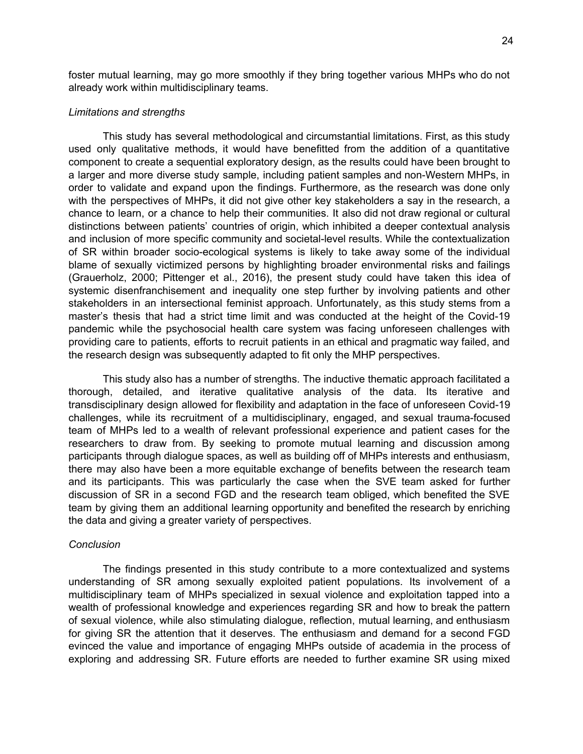foster mutual learning, may go more smoothly if they bring together various MHPs who do not already work within multidisciplinary teams.

*Limitations and strengths*

This study has several methodological and circumstantial limitations. First, as this study used only qualitative methods, it would have benefitted from the addition of a quantitative component to create a sequential exploratory design, as the results could have been brought to a larger and more diverse study sample, including patient samples and non-Western MHPs, in order to validate and expand upon the findings. Furthermore, as the research was done only with the perspectives of MHPs, it did not give other key stakeholders a say in the research, a chance to learn, or a chance to help their communities. It also did not draw regional or cultural distinctions between patients' countries of origin, which inhibited a deeper contextual analysis and inclusion of more specific community and societal-level results. While the contextualization of SR within broader socio-ecological systems is likely to take away some of the individual blame of sexually victimized persons by highlighting broader environmental risks and failings (Grauerholz, 2000; Pittenger et al., 2016), the present study could have taken this idea of systemic disenfranchisement and inequality one step further by involving patients and other stakeholders in an intersectional feminist approach. Unfortunately, as this study stems from a master's thesis that had a strict time limit and was conducted at the height of the Covid-19 pandemic while the psychosocial health care system was facing unforeseen challenges with providing care to patients, efforts to recruit patients in an ethical and pragmatic way failed, and the research design was subsequently adapted to fit only the MHP perspectives.

This study also has a number of strengths. The inductive thematic approach facilitated a thorough, detailed, and iterative qualitative analysis of the data. Its iterative and transdisciplinary design allowed for flexibility and adaptation in the face of unforeseen Covid-19 challenges, while its recruitment of a multidisciplinary, engaged, and sexual trauma-focused team of MHPs led to a wealth of relevant professional experience and patient cases for the researchers to draw from. By seeking to promote mutual learning and discussion among participants through dialogue spaces, as well as building off of MHPs interests and enthusiasm, there may also have been a more equitable exchange of benefits between the research team and its participants. This was particularly the case when the SVE team asked for further discussion of SR in a second FGD and the research team obliged, which benefited the SVE team by giving them an additional learning opportunity and benefited the research by enriching the data and giving a greater variety of perspectives.

*Conclusion*

The findings presented in this study contribute to a more contextualized and systems understanding of SR among sexually exploited patient populations. Its involvement of a multidisciplinary team of MHPs specialized in sexual violence and exploitation tapped into a wealth of professional knowledge and experiences regarding SR and how to break the pattern of sexual violence, while also stimulating dialogue, reflection, mutual learning, and enthusiasm for giving SR the attention that it deserves. The enthusiasm and demand for a second FGD evinced the value and importance of engaging MHPs outside of academia in the process of exploring and addressing SR. Future efforts are needed to further examine SR using mixed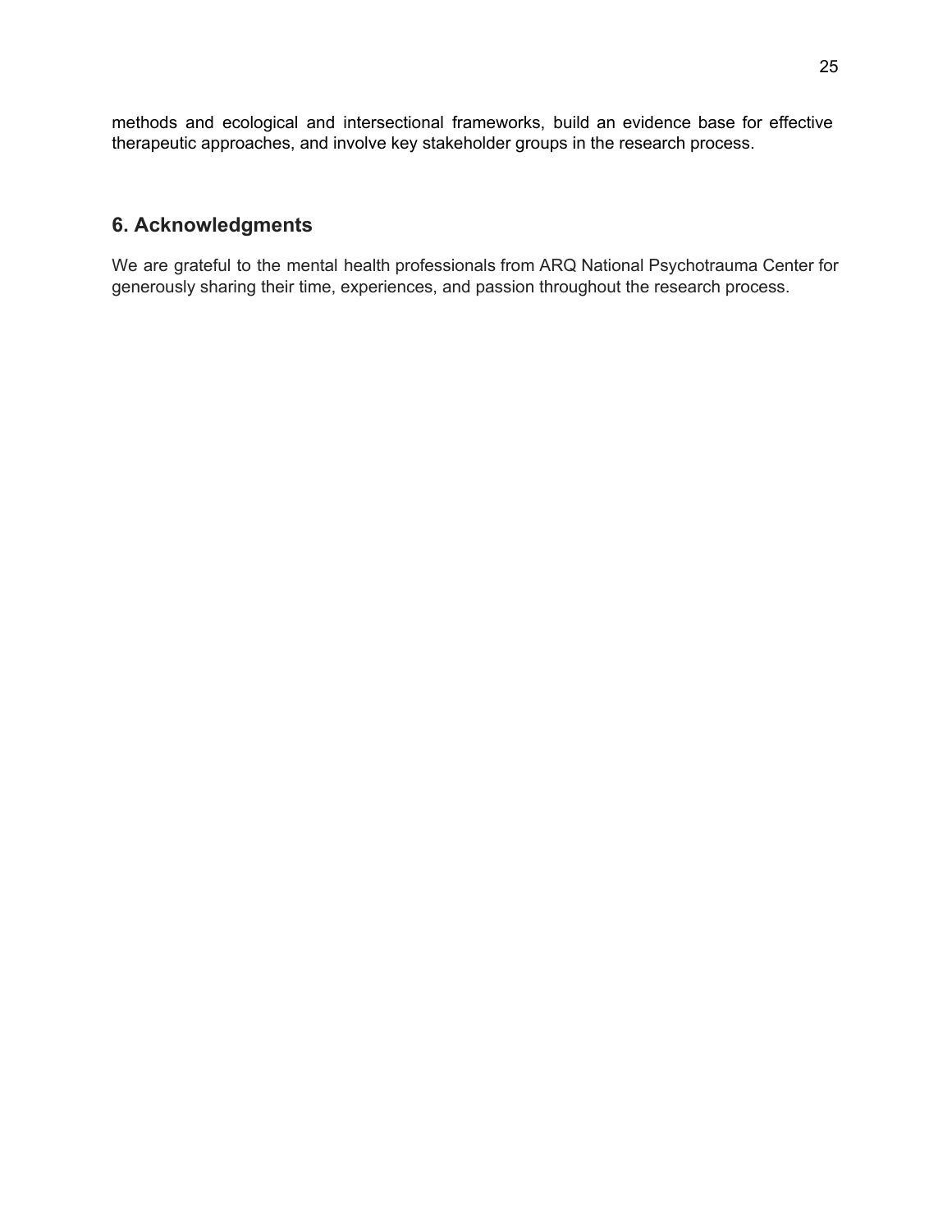methods and ecological and intersectional frameworks, build an evidence base for effective therapeutic approaches, and involve key stakeholder groups in the research process.

## 6. Acknowledgments

We are grateful to the mental health professionals from ARQ National Psychotrauma Center for generously sharing their time, experiences, and passion throughout the research process.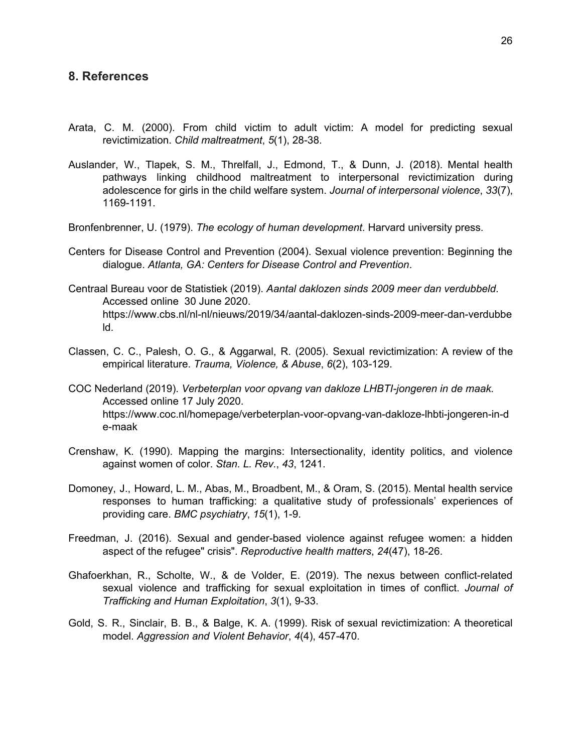## 8. References

Arata, C. M. (2000). From child victim to adult victim: A model for predicting sexual revictimization. *Child maltreatment*, *5*(1), 28-38.

Auslander, W., Tlapek, S. M., Threlfall, J., Edmond, T., & Dunn, J. (2018). Mental health pathways linking childhood maltreatment to interpersonal revictimization during adolescence for girls in the child welfare system. *Journal of interpersonal violence*, *33*(7), 1169-1191.

Bronfenbrenner, U. (1979). *The ecology of human development*. Harvard university press.

Centers for Disease Control and Prevention (2004). Sexual violence prevention: Beginning the dialogue. *Atlanta, GA: Centers for Disease Control and Prevention*.

Centraal Bureau voor de Statistiek (2019). *Aantal daklozen sinds 2009 meer dan verdubbeld*. Accessed online 30 June 2020. https://www.cbs.nl/nl-nl/nieuws/2019/34/aantal-daklozen-sinds-2009-meer-dan-verdubbeld.

Classen, C. C., Palesh, O. G., & Aggarwal, R. (2005). Sexual revictimization: A review of the empirical literature. *Trauma, Violence, & Abuse*, *6*(2), 103-129.

COC Nederland (2019). *Verbeterplan voor opvang van dakloze LHBTI-jongeren in de maak.* Accessed online 17 July 2020. https://www.coc.nl/homepage/verbeterplan-voor-opvang-van-dakloze-lhbti-jongeren-in-de-maak

Crenshaw, K. (1990). Mapping the margins: Intersectionality, identity politics, and violence against women of color. *Stan. L. Rev.*, *43*, 1241.

Domoney, J., Howard, L. M., Abas, M., Broadbent, M., & Oram, S. (2015). Mental health service responses to human trafficking: a qualitative study of professionals' experiences of providing care. *BMC psychiatry*, *15*(1), 1-9.

Freedman, J. (2016). Sexual and gender-based violence against refugee women: a hidden aspect of the refugee" crisis". *Reproductive health matters*, *24*(47), 18-26.

Ghafoerkhan, R., Scholte, W., & de Volder, E. (2019). The nexus between conflict-related sexual violence and trafficking for sexual exploitation in times of conflict. *Journal of Trafficking and Human Exploitation*, *3*(1), 9-33.

Gold, S. R., Sinclair, B. B., & Balge, K. A. (1999). Risk of sexual revictimization: A theoretical model. *Aggression and Violent Behavior*, *4*(4), 457-470.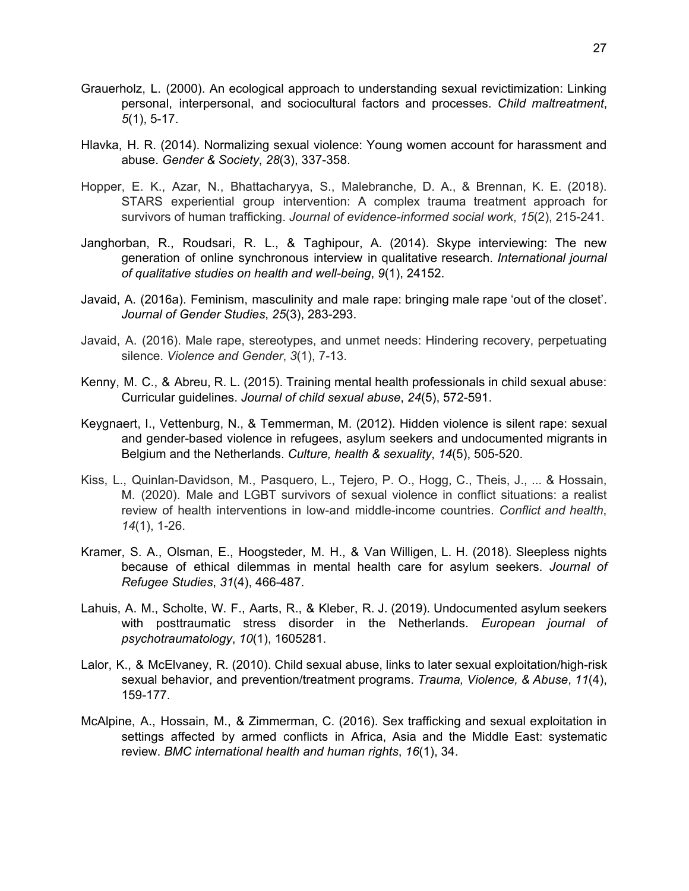Grauerholz, L. (2000). An ecological approach to understanding sexual revictimization: Linking personal, interpersonal, and sociocultural factors and processes. *Child maltreatment*, *5*(1), 5-17.

Hlavka, H. R. (2014). Normalizing sexual violence: Young women account for harassment and abuse. *Gender & Society*, *28*(3), 337-358.

Hopper, E. K., Azar, N., Bhattacharyya, S., Malebranche, D. A., & Brennan, K. E. (2018). STARS experiential group intervention: A complex trauma treatment approach for survivors of human trafficking. *Journal of evidence-informed social work*, *15*(2), 215-241.

Janghorban, R., Roudsari, R. L., & Taghipour, A. (2014). Skype interviewing: The new generation of online synchronous interview in qualitative research. *International journal of qualitative studies on health and well-being*, *9*(1), 24152.

Javaid, A. (2016a). Feminism, masculinity and male rape: bringing male rape 'out of the closet'. *Journal of Gender Studies*, *25*(3), 283-293.

Javaid, A. (2016). Male rape, stereotypes, and unmet needs: Hindering recovery, perpetuating silence. *Violence and Gender*, *3*(1), 7-13.

Kenny, M. C., & Abreu, R. L. (2015). Training mental health professionals in child sexual abuse: Curricular guidelines. *Journal of child sexual abuse*, *24*(5), 572-591.

Keygnaert, I., Vettenburg, N., & Temmerman, M. (2012). Hidden violence is silent rape: sexual and gender-based violence in refugees, asylum seekers and undocumented migrants in Belgium and the Netherlands. *Culture, health & sexuality*, *14*(5), 505-520.

Kiss, L., Quinlan-Davidson, M., Pasquero, L., Tejero, P. O., Hogg, C., Theis, J., ... & Hossain, M. (2020). Male and LGBT survivors of sexual violence in conflict situations: a realist review of health interventions in low-and middle-income countries. *Conflict and health*, *14*(1), 1-26.

Kramer, S. A., Olsman, E., Hoogsteder, M. H., & Van Willigen, L. H. (2018). Sleepless nights because of ethical dilemmas in mental health care for asylum seekers. *Journal of Refugee Studies*, *31*(4), 466-487.

Lahuis, A. M., Scholte, W. F., Aarts, R., & Kleber, R. J. (2019). Undocumented asylum seekers with posttraumatic stress disorder in the Netherlands. *European journal of psychotraumatology*, *10*(1), 1605281.

Lalor, K., & McElvaney, R. (2010). Child sexual abuse, links to later sexual exploitation/high-risk sexual behavior, and prevention/treatment programs. *Trauma, Violence, & Abuse*, *11*(4), 159-177.

McAlpine, A., Hossain, M., & Zimmerman, C. (2016). Sex trafficking and sexual exploitation in settings affected by armed conflicts in Africa, Asia and the Middle East: systematic review. *BMC international health and human rights*, *16*(1), 34.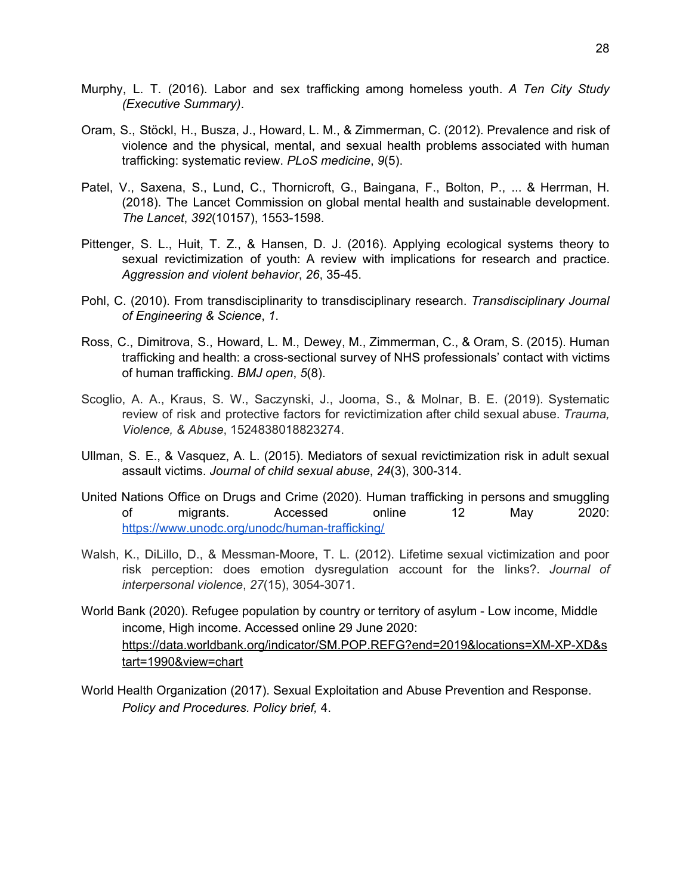Murphy, L. T. (2016). Labor and sex trafficking among homeless youth. *A Ten City Study (Executive Summary)*.

Oram, S., Stöckl, H., Busza, J., Howard, L. M., & Zimmerman, C. (2012). Prevalence and risk of violence and the physical, mental, and sexual health problems associated with human trafficking: systematic review. *PLoS medicine*, *9*(5).

Patel, V., Saxena, S., Lund, C., Thornicroft, G., Baingana, F., Bolton, P., ... & Herrman, H. (2018). The Lancet Commission on global mental health and sustainable development. *The Lancet*, *392*(10157), 1553-1598.

Pittenger, S. L., Huit, T. Z., & Hansen, D. J. (2016). Applying ecological systems theory to sexual revictimization of youth: A review with implications for research and practice. *Aggression and violent behavior*, *26*, 35-45.

Pohl, C. (2010). From transdisciplinarity to transdisciplinary research. *Transdisciplinary Journal of Engineering & Science*, *1*.

Ross, C., Dimitrova, S., Howard, L. M., Dewey, M., Zimmerman, C., & Oram, S. (2015). Human trafficking and health: a cross-sectional survey of NHS professionals' contact with victims of human trafficking. *BMJ open*, *5*(8).

Scoglio, A. A., Kraus, S. W., Saczynski, J., Jooma, S., & Molnar, B. E. (2019). Systematic review of risk and protective factors for revictimization after child sexual abuse. *Trauma, Violence, & Abuse*, 1524838018823274.

Ullman, S. E., & Vasquez, A. L. (2015). Mediators of sexual revictimization risk in adult sexual assault victims. *Journal of child sexual abuse*, *24*(3), 300-314.

United Nations Office on Drugs and Crime (2020). Human trafficking in persons and smuggling of migrants. Accessed online 12 May 2020: https://www.unodc.org/unodc/human-trafficking/

Walsh, K., DiLillo, D., & Messman-Moore, T. L. (2012). Lifetime sexual victimization and poor risk perception: does emotion dysregulation account for the links?. *Journal of interpersonal violence*, *27*(15), 3054-3071.

World Bank (2020). Refugee population by country or territory of asylum - Low income, Middle income, High income. Accessed online 29 June 2020: https://data.worldbank.org/indicator/SM.POP.REFG?end=2019&locations=XM-XP-XD&start=1990&view=chart

World Health Organization (2017). Sexual Exploitation and Abuse Prevention and Response. *Policy and Procedures. Policy brief,* 4.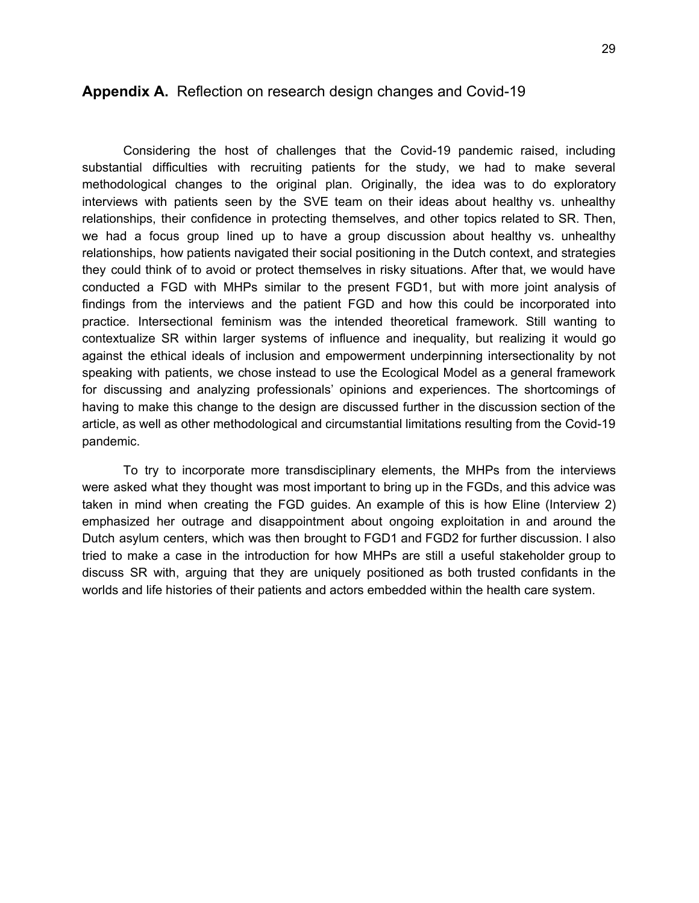## **Appendix A.** Reflection on research design changes and Covid-19

Considering the host of challenges that the Covid-19 pandemic raised, including substantial difficulties with recruiting patients for the study, we had to make several methodological changes to the original plan. Originally, the idea was to do exploratory interviews with patients seen by the SVE team on their ideas about healthy vs. unhealthy relationships, their confidence in protecting themselves, and other topics related to SR. Then, we had a focus group lined up to have a group discussion about healthy vs. unhealthy relationships, how patients navigated their social positioning in the Dutch context, and strategies they could think of to avoid or protect themselves in risky situations. After that, we would have conducted a FGD with MHPs similar to the present FGD1, but with more joint analysis of findings from the interviews and the patient FGD and how this could be incorporated into practice. Intersectional feminism was the intended theoretical framework. Still wanting to contextualize SR within larger systems of influence and inequality, but realizing it would go against the ethical ideals of inclusion and empowerment underpinning intersectionality by not speaking with patients, we chose instead to use the Ecological Model as a general framework for discussing and analyzing professionals' opinions and experiences. The shortcomings of having to make this change to the design are discussed further in the discussion section of the article, as well as other methodological and circumstantial limitations resulting from the Covid-19 pandemic.

To try to incorporate more transdisciplinary elements, the MHPs from the interviews were asked what they thought was most important to bring up in the FGDs, and this advice was taken in mind when creating the FGD guides. An example of this is how Eline (Interview 2) emphasized her outrage and disappointment about ongoing exploitation in and around the Dutch asylum centers, which was then brought to FGD1 and FGD2 for further discussion. I also tried to make a case in the introduction for how MHPs are still a useful stakeholder group to discuss SR with, arguing that they are uniquely positioned as both trusted confidants in the worlds and life histories of their patients and actors embedded within the health care system.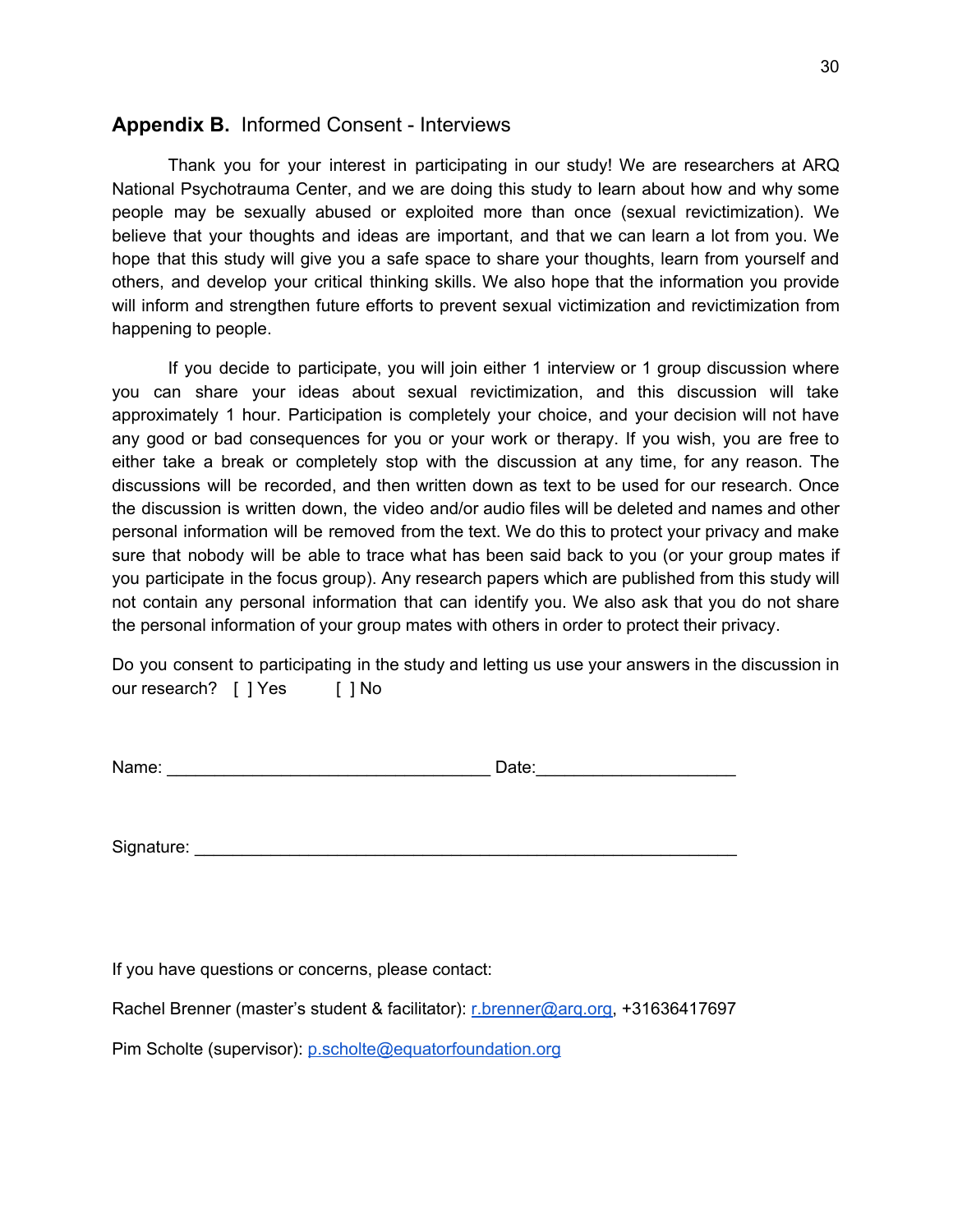## **Appendix B.** Informed Consent - Interviews

Thank you for your interest in participating in our study! We are researchers at ARQ National Psychotrauma Center, and we are doing this study to learn about how and why some people may be sexually abused or exploited more than once (sexual revictimization). We believe that your thoughts and ideas are important, and that we can learn a lot from you. We hope that this study will give you a safe space to share your thoughts, learn from yourself and others, and develop your critical thinking skills. We also hope that the information you provide will inform and strengthen future efforts to prevent sexual victimization and revictimization from happening to people.

If you decide to participate, you will join either 1 interview or 1 group discussion where you can share your ideas about sexual revictimization, and this discussion will take approximately 1 hour. Participation is completely your choice, and your decision will not have any good or bad consequences for you or your work or therapy. If you wish, you are free to either take a break or completely stop with the discussion at any time, for any reason. The discussions will be recorded, and then written down as text to be used for our research. Once the discussion is written down, the video and/or audio files will be deleted and names and other personal information will be removed from the text. We do this to protect your privacy and make sure that nobody will be able to trace what has been said back to you (or your group mates if you participate in the focus group). Any research papers which are published from this study will not contain any personal information that can identify you. We also ask that you do not share the personal information of your group mates with others in order to protect their privacy.

Do you consent to participating in the study and letting us use your answers in the discussion in our research? [ ] Yes [ ] No

Name: ___________________________________ Date:_____________________

Signature: ___________________________________________________________

If you have questions or concerns, please contact:

Rachel Brenner (master's student & facilitator): r.brenner@arq.org, +31636417697

Pim Scholte (supervisor): p.scholte@equatorfoundation.org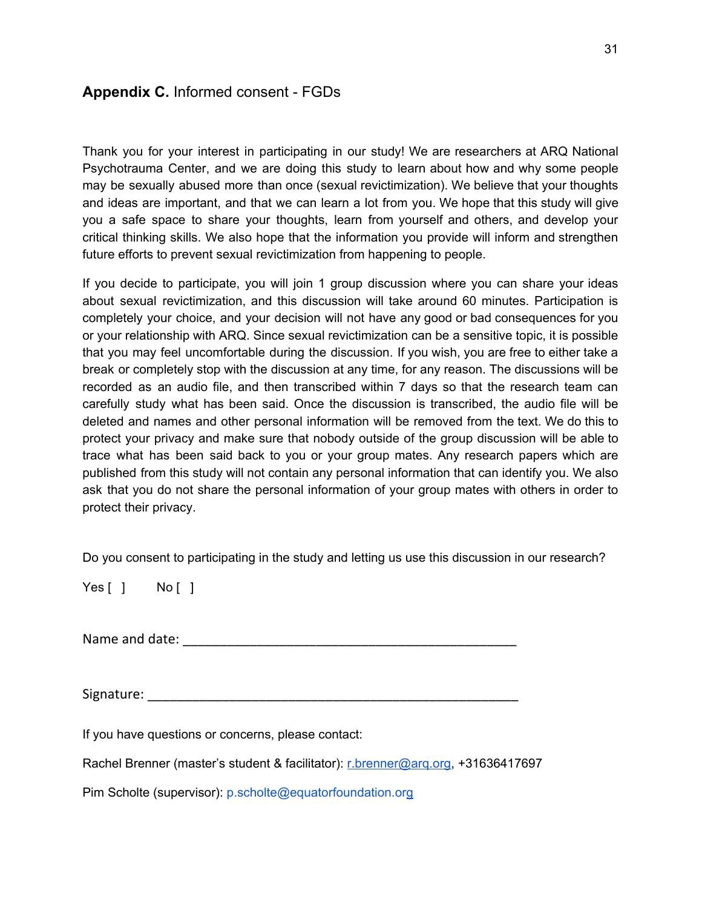## **Appendix C.** Informed consent - FGDs

Thank you for your interest in participating in our study! We are researchers at ARQ National Psychotrauma Center, and we are doing this study to learn about how and why some people may be sexually abused more than once (sexual revictimization). We believe that your thoughts and ideas are important, and that we can learn a lot from you. We hope that this study will give you a safe space to share your thoughts, learn from yourself and others, and develop your critical thinking skills. We also hope that the information you provide will inform and strengthen future efforts to prevent sexual revictimization from happening to people.

If you decide to participate, you will join 1 group discussion where you can share your ideas about sexual revictimization, and this discussion will take around 60 minutes. Participation is completely your choice, and your decision will not have any good or bad consequences for you or your relationship with ARQ. Since sexual revictimization can be a sensitive topic, it is possible that you may feel uncomfortable during the discussion. If you wish, you are free to either take a break or completely stop with the discussion at any time, for any reason. The discussions will be recorded as an audio file, and then transcribed within 7 days so that the research team can carefully study what has been said. Once the discussion is transcribed, the audio file will be deleted and names and other personal information will be removed from the text. We do this to protect your privacy and make sure that nobody outside of the group discussion will be able to trace what has been said back to you or your group mates. Any research papers which are published from this study will not contain any personal information that can identify you. We also ask that you do not share the personal information of your group mates with others in order to protect their privacy.

Do you consent to participating in the study and letting us use this discussion in our research?

Yes [ ]  No [ ]

Name and date: ______________________________________________

Signature: __________________________________________________

If you have questions or concerns, please contact:

Rachel Brenner (master's student & facilitator): r.brenner@arq.org, +31636417697

Pim Scholte (supervisor): p.scholte@equatorfoundation.org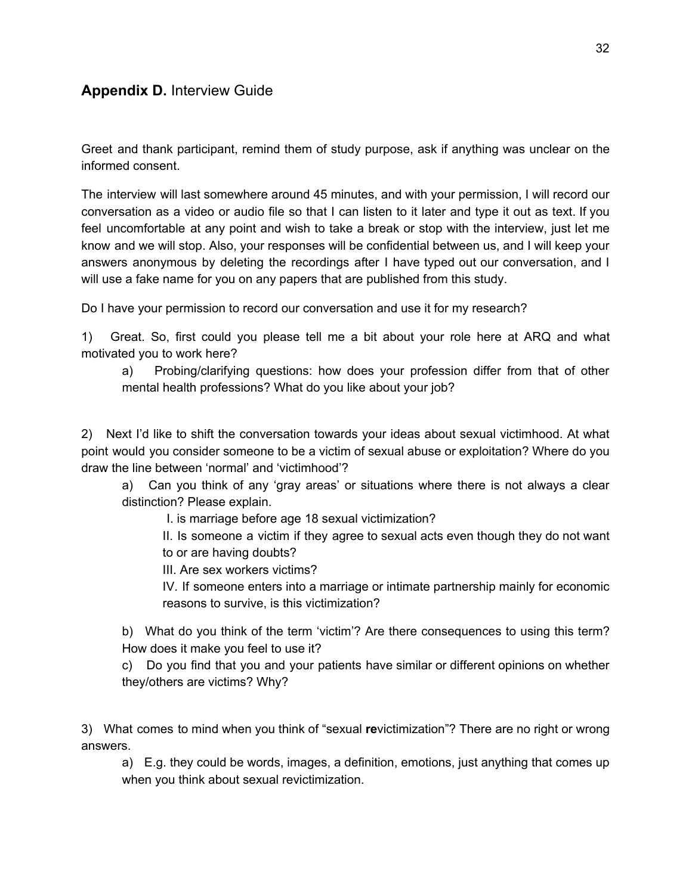## **Appendix D.** Interview Guide

Greet and thank participant, remind them of study purpose, ask if anything was unclear on the informed consent.

The interview will last somewhere around 45 minutes, and with your permission, I will record our conversation as a video or audio file so that I can listen to it later and type it out as text. If you feel uncomfortable at any point and wish to take a break or stop with the interview, just let me know and we will stop. Also, your responses will be confidential between us, and I will keep your answers anonymous by deleting the recordings after I have typed out our conversation, and I will use a fake name for you on any papers that are published from this study.

Do I have your permission to record our conversation and use it for my research?

1) Great. So, first could you please tell me a bit about your role here at ARQ and what motivated you to work here?

   a) Probing/clarifying questions: how does your profession differ from that of other mental health professions? What do you like about your job?

2) Next I'd like to shift the conversation towards your ideas about sexual victimhood. At what point would you consider someone to be a victim of sexual abuse or exploitation? Where do you draw the line between 'normal' and 'victimhood'?

   a) Can you think of any 'gray areas' or situations where there is not always a clear distinction? Please explain.

      I. is marriage before age 18 sexual victimization?

      II. Is someone a victim if they agree to sexual acts even though they do not want to or are having doubts?

      III. Are sex workers victims?

      IV. If someone enters into a marriage or intimate partnership mainly for economic reasons to survive, is this victimization?

   b) What do you think of the term 'victim'? Are there consequences to using this term? How does it make you feel to use it?

   c) Do you find that you and your patients have similar or different opinions on whether they/others are victims? Why?

3) What comes to mind when you think of "sexual **re**victimization"? There are no right or wrong answers.

   a) E.g. they could be words, images, a definition, emotions, just anything that comes up when you think about sexual revictimization.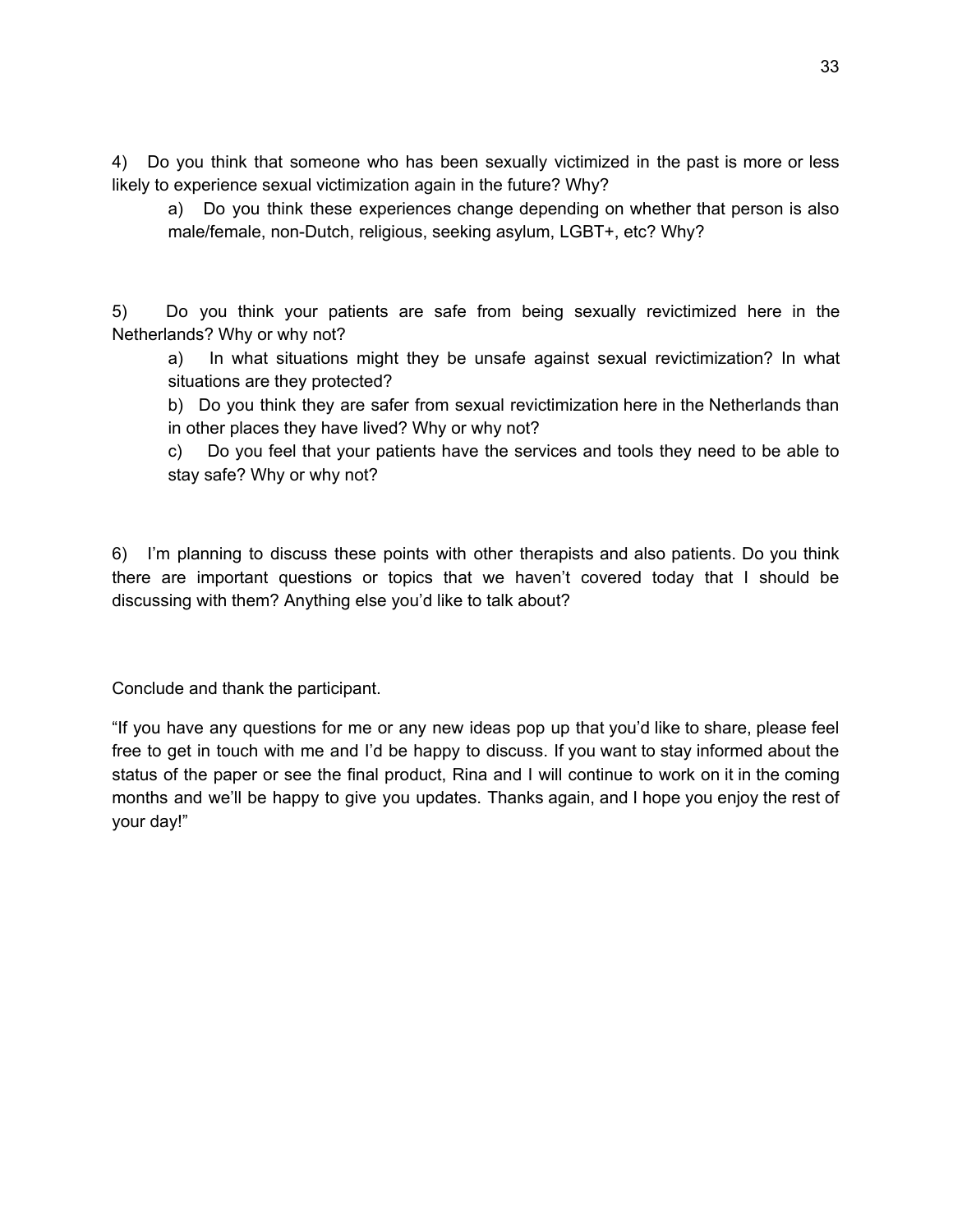4) Do you think that someone who has been sexually victimized in the past is more or less likely to experience sexual victimization again in the future? Why?

   a) Do you think these experiences change depending on whether that person is also male/female, non-Dutch, religious, seeking asylum, LGBT+, etc? Why?

5) Do you think your patients are safe from being sexually revictimized here in the Netherlands? Why or why not?

   a) In what situations might they be unsafe against sexual revictimization? In what situations are they protected?

   b) Do you think they are safer from sexual revictimization here in the Netherlands than in other places they have lived? Why or why not?

   c) Do you feel that your patients have the services and tools they need to be able to stay safe? Why or why not?

6) I'm planning to discuss these points with other therapists and also patients. Do you think there are important questions or topics that we haven't covered today that I should be discussing with them? Anything else you'd like to talk about?

Conclude and thank the participant.

"If you have any questions for me or any new ideas pop up that you'd like to share, please feel free to get in touch with me and I'd be happy to discuss. If you want to stay informed about the status of the paper or see the final product, Rina and I will continue to work on it in the coming months and we'll be happy to give you updates. Thanks again, and I hope you enjoy the rest of your day!"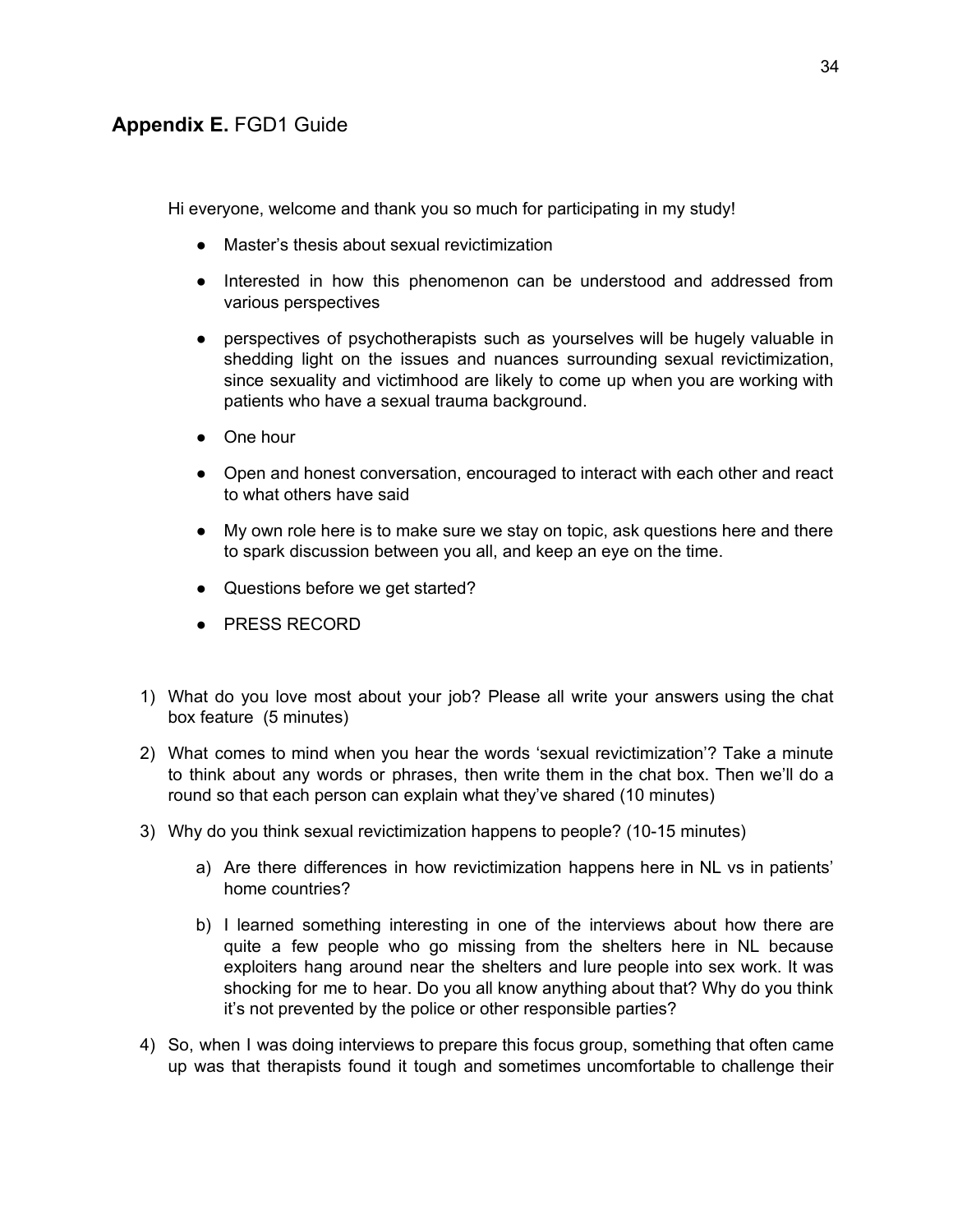## **Appendix E.** FGD1 Guide

Hi everyone, welcome and thank you so much for participating in my study!

- Master's thesis about sexual revictimization
- Interested in how this phenomenon can be understood and addressed from various perspectives
- perspectives of psychotherapists such as yourselves will be hugely valuable in shedding light on the issues and nuances surrounding sexual revictimization, since sexuality and victimhood are likely to come up when you are working with patients who have a sexual trauma background.
- One hour
- Open and honest conversation, encouraged to interact with each other and react to what others have said
- My own role here is to make sure we stay on topic, ask questions here and there to spark discussion between you all, and keep an eye on the time.
- Questions before we get started?
- PRESS RECORD

1) What do you love most about your job? Please all write your answers using the chat box feature (5 minutes)
2) What comes to mind when you hear the words 'sexual revictimization'? Take a minute to think about any words or phrases, then write them in the chat box. Then we'll do a round so that each person can explain what they've shared (10 minutes)
3) Why do you think sexual revictimization happens to people? (10-15 minutes)
    a) Are there differences in how revictimization happens here in NL vs in patients' home countries?
    b) I learned something interesting in one of the interviews about how there are quite a few people who go missing from the shelters here in NL because exploiters hang around near the shelters and lure people into sex work. It was shocking for me to hear. Do you all know anything about that? Why do you think it's not prevented by the police or other responsible parties?
4) So, when I was doing interviews to prepare this focus group, something that often came up was that therapists found it tough and sometimes uncomfortable to challenge their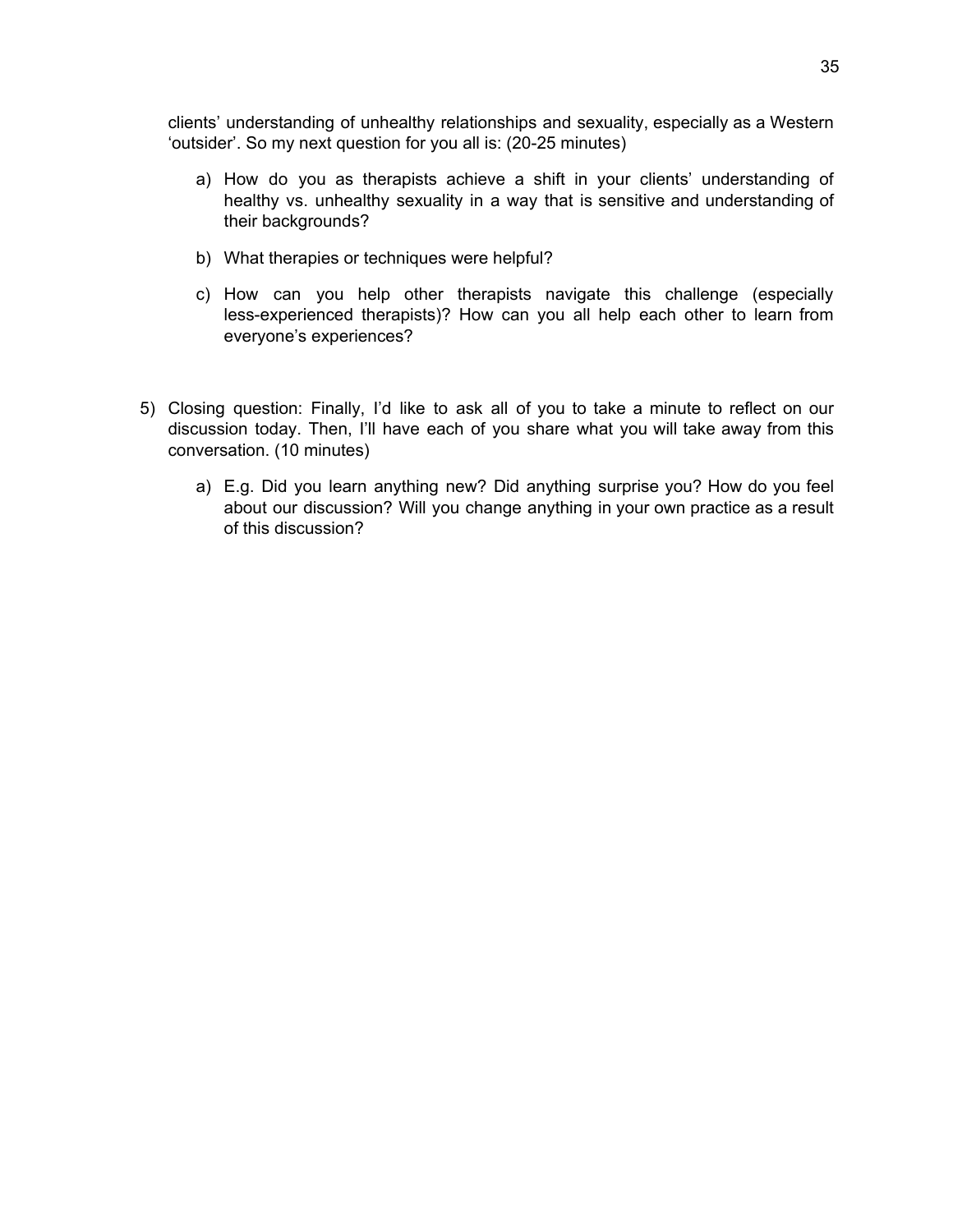clients' understanding of unhealthy relationships and sexuality, especially as a Western 'outsider'. So my next question for you all is: (20-25 minutes)

a) How do you as therapists achieve a shift in your clients' understanding of healthy vs. unhealthy sexuality in a way that is sensitive and understanding of their backgrounds?

b) What therapies or techniques were helpful?

c) How can you help other therapists navigate this challenge (especially less-experienced therapists)? How can you all help each other to learn from everyone's experiences?

5) Closing question: Finally, I'd like to ask all of you to take a minute to reflect on our discussion today. Then, I'll have each of you share what you will take away from this conversation. (10 minutes)

a) E.g. Did you learn anything new? Did anything surprise you? How do you feel about our discussion? Will you change anything in your own practice as a result of this discussion?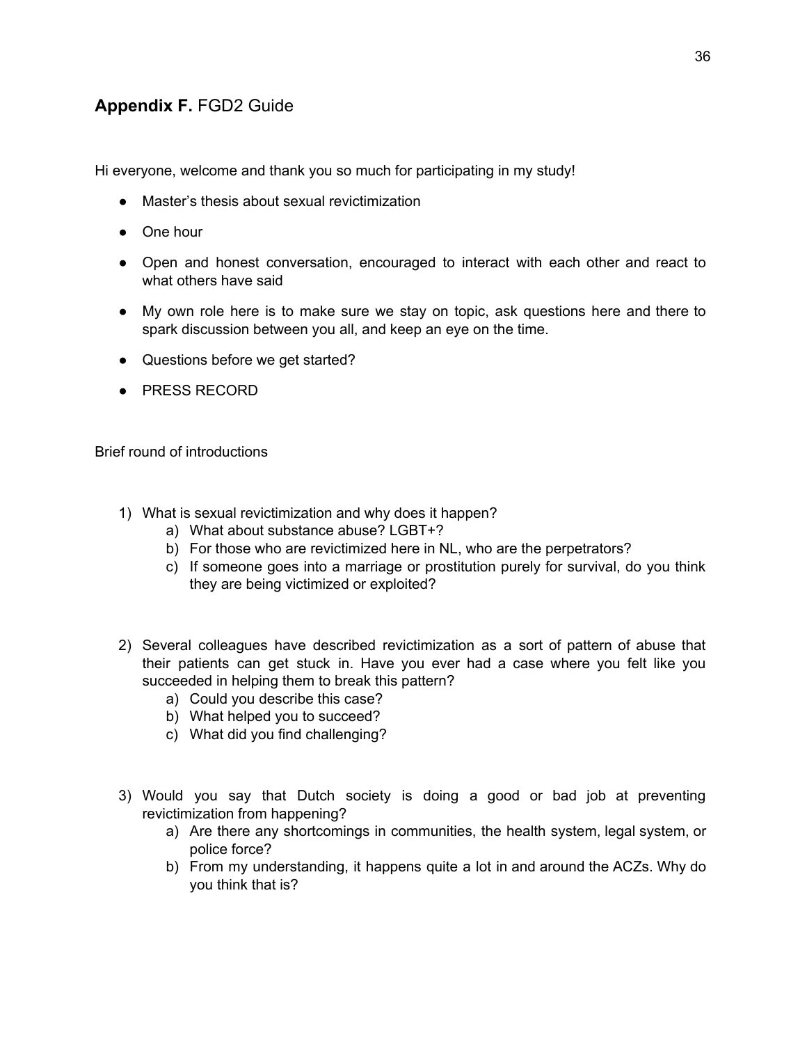## **Appendix F.** FGD2 Guide

Hi everyone, welcome and thank you so much for participating in my study!

- Master's thesis about sexual revictimization
- One hour
- Open and honest conversation, encouraged to interact with each other and react to what others have said
- My own role here is to make sure we stay on topic, ask questions here and there to spark discussion between you all, and keep an eye on the time.
- Questions before we get started?
- PRESS RECORD

Brief round of introductions

1) What is sexual revictimization and why does it happen?
    a) What about substance abuse? LGBT+?
    b) For those who are revictimized here in NL, who are the perpetrators?
    c) If someone goes into a marriage or prostitution purely for survival, do you think they are being victimized or exploited?

2) Several colleagues have described revictimization as a sort of pattern of abuse that their patients can get stuck in. Have you ever had a case where you felt like you succeeded in helping them to break this pattern?
    a) Could you describe this case?
    b) What helped you to succeed?
    c) What did you find challenging?

3) Would you say that Dutch society is doing a good or bad job at preventing revictimization from happening?
    a) Are there any shortcomings in communities, the health system, legal system, or police force?
    b) From my understanding, it happens quite a lot in and around the ACZs. Why do you think that is?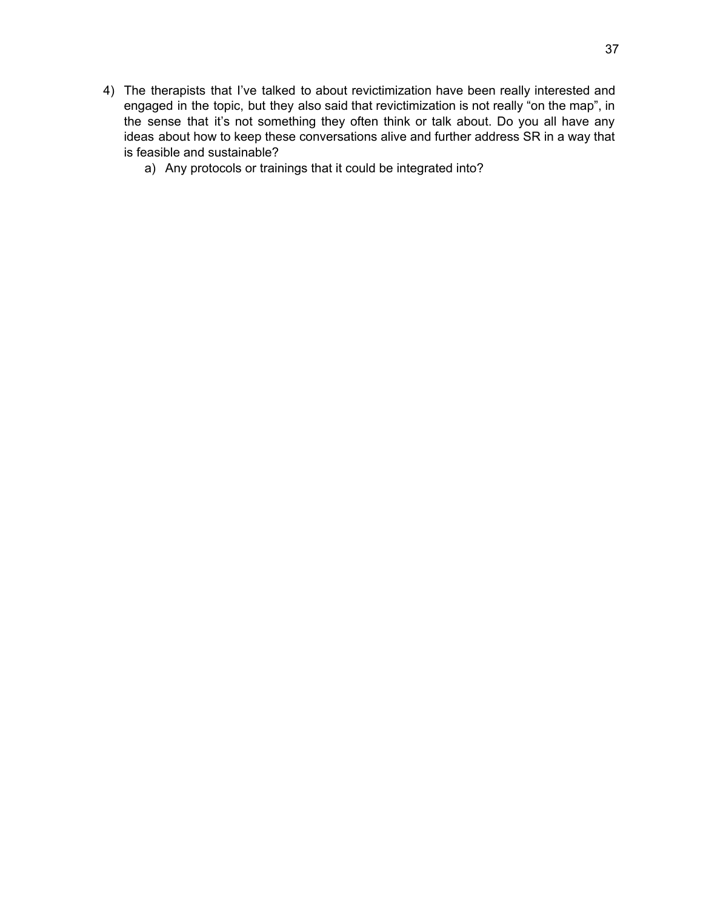4) The therapists that I've talked to about revictimization have been really interested and engaged in the topic, but they also said that revictimization is not really "on the map", in the sense that it's not something they often think or talk about. Do you all have any ideas about how to keep these conversations alive and further address SR in a way that is feasible and sustainable?
    a) Any protocols or trainings that it could be integrated into?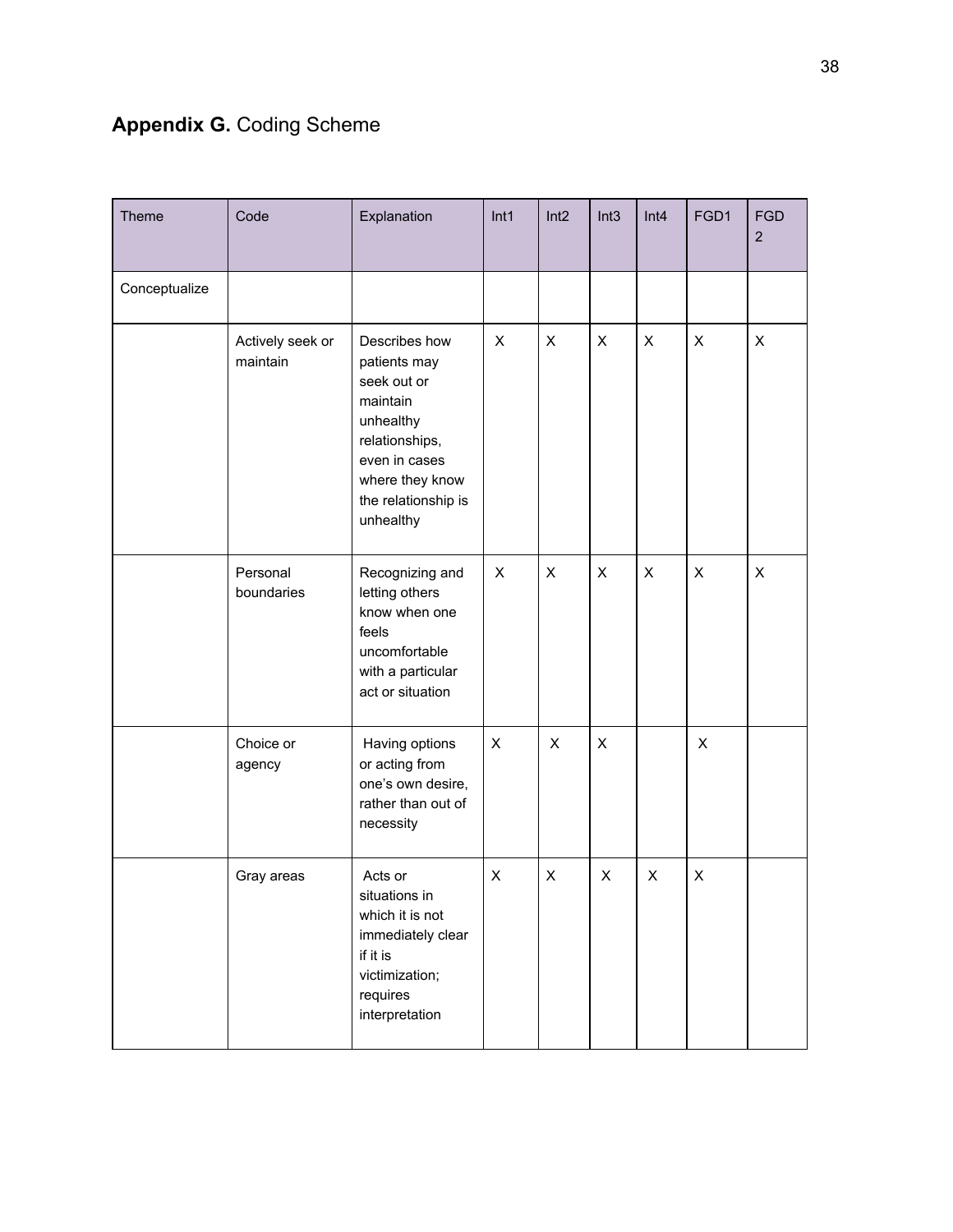## **Appendix G.** Coding Scheme

| Theme | Code | Explanation | Int1 | Int2 | Int3 | Int4 | FGD1 | FGD 2 |
|---|---|---|---|---|---|---|---|---|
| Conceptualize | | | | | | | | |
| | Actively seek or maintain | Describes how patients may seek out or maintain unhealthy relationships, even in cases where they know the relationship is unhealthy | X | X | X | X | X | X |
| | Personal boundaries | Recognizing and letting others know when one feels uncomfortable with a particular act or situation | X | X | X | X | X | X |
| | Choice or agency | Having options or acting from one's own desire, rather than out of necessity | X | X | X | | X | |
| | Gray areas | Acts or situations in which it is not immediately clear if it is victimization; requires interpretation | X | X | X | X | X | |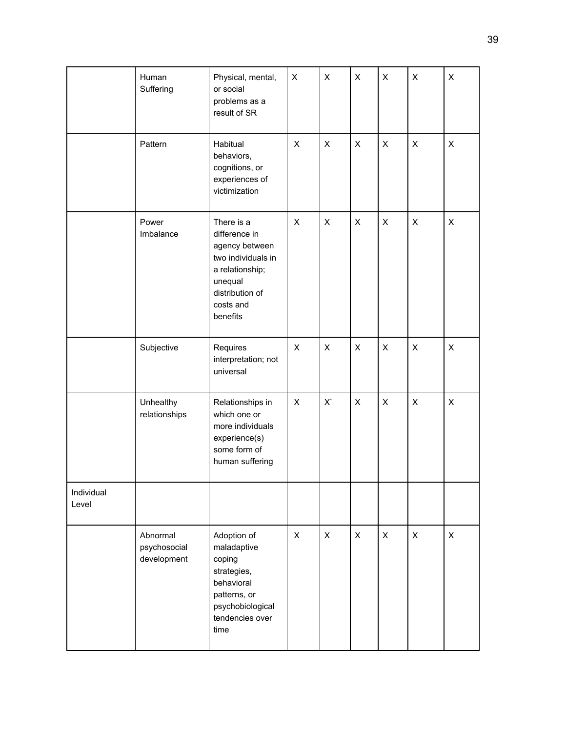| | | | | | | | | |
|---|---|---|---|---|---|---|---|---|
| | Human Suffering | Physical, mental, or social problems as a result of SR | X | X | X | X | X | X |
| | Pattern | Habitual behaviors, cognitions, or experiences of victimization | X | X | X | X | X | X |
| | Power Imbalance | There is a difference in agency between two individuals in a relationship; unequal distribution of costs and benefits | X | X | X | X | X | X |
| | Subjective | Requires interpretation; not universal | X | X | X | X | X | X |
| | Unhealthy relationships | Relationships in which one or more individuals experience(s) some form of human suffering | X | X` | X | X | X | X |
| Individual Level | | | | | | | | |
| | Abnormal psychosocial development | Adoption of maladaptive coping strategies, behavioral patterns, or psychobiological tendencies over time | X | X | X | X | X | X |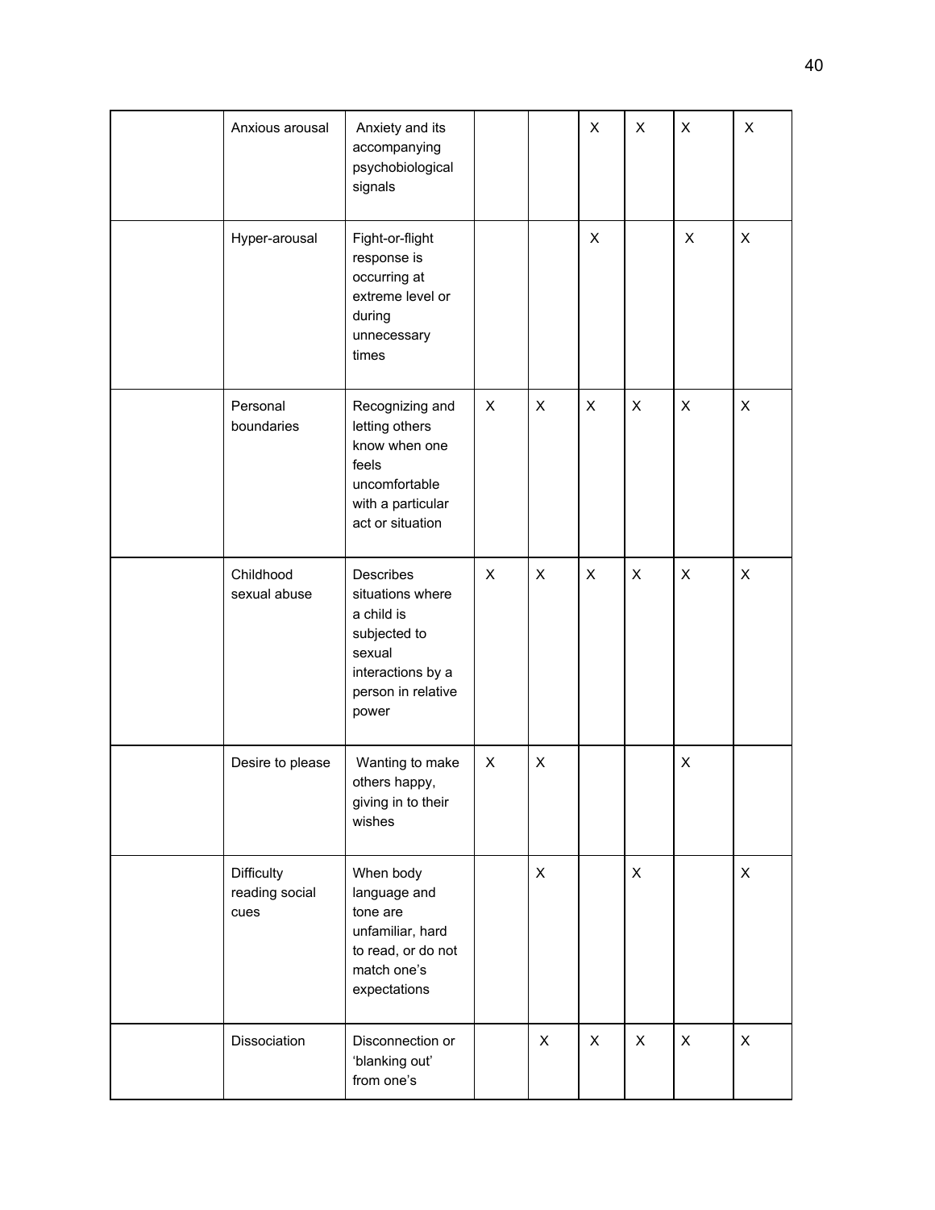| | | | | | | | | |
|---|---|---|---|---|---|---|---|---|
| | Anxious arousal | Anxiety and its accompanying psychobiological signals | | | X | X | X | X |
| | Hyper-arousal | Fight-or-flight response is occurring at extreme level or during unnecessary times | | | X | | X | X |
| | Personal boundaries | Recognizing and letting others know when one feels uncomfortable with a particular act or situation | X | X | X | X | X | X |
| | Childhood sexual abuse | Describes situations where a child is subjected to sexual interactions by a person in relative power | X | X | X | X | X | X |
| | Desire to please | Wanting to make others happy, giving in to their wishes | X | X | | | X | |
| | Difficulty reading social cues | When body language and tone are unfamiliar, hard to read, or do not match one's expectations | | X | | X | | X |
| | Dissociation | Disconnection or 'blanking out' from one's | | X | X | X | X | X |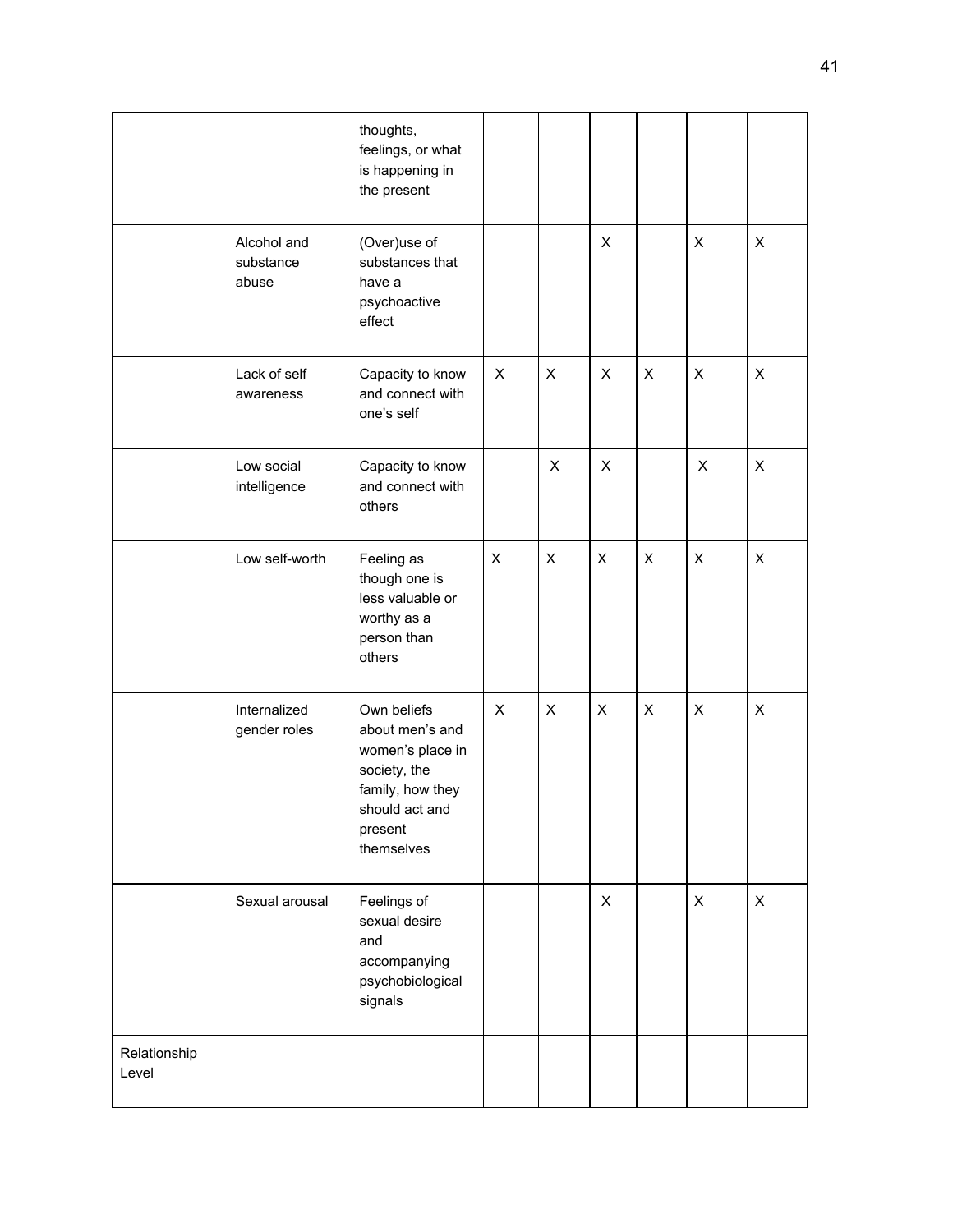| | | | | | | | | |
|---|---|---|---|---|---|---|---|---|
| | | thoughts, feelings, or what is happening in the present | | | | | | |
| | Alcohol and substance abuse | (Over)use of substances that have a psychoactive effect | | | X | | X | X |
| | Lack of self awareness | Capacity to know and connect with one's self | X | X | X | X | X | X |
| | Low social intelligence | Capacity to know and connect with others | | X | X | | X | X |
| | Low self-worth | Feeling as though one is less valuable or worthy as a person than others | X | X | X | X | X | X |
| | Internalized gender roles | Own beliefs about men's and women's place in society, the family, how they should act and present themselves | X | X | X | X | X | X |
| | Sexual arousal | Feelings of sexual desire and accompanying psychobiological signals | | | X | | X | X |
| Relationship Level | | | | | | | | |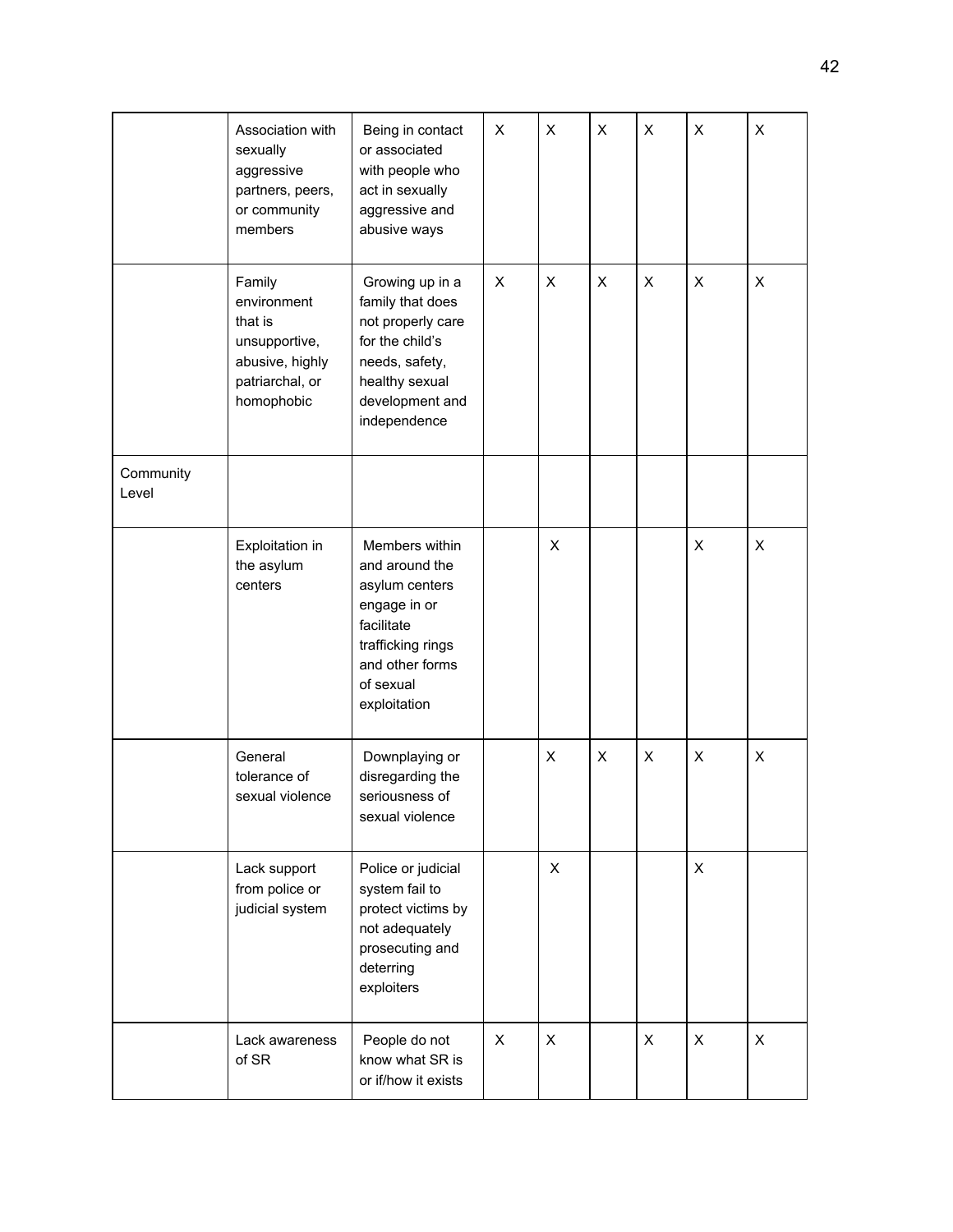| | | | | | | | | |
|---|---|---|---|---|---|---|---|---|
| | Association with sexually aggressive partners, peers, or community members | Being in contact or associated with people who act in sexually aggressive and abusive ways | X | X | X | X | X | X |
| | Family environment that is unsupportive, abusive, highly patriarchal, or homophobic | Growing up in a family that does not properly care for the child's needs, safety, healthy sexual development and independence | X | X | X | X | X | X |
| Community Level | | | | | | | | |
| | Exploitation in the asylum centers | Members within and around the asylum centers engage in or facilitate trafficking rings and other forms of sexual exploitation | | X | | | X | X |
| | General tolerance of sexual violence | Downplaying or disregarding the seriousness of sexual violence | | X | X | X | X | X |
| | Lack support from police or judicial system | Police or judicial system fail to protect victims by not adequately prosecuting and deterring exploiters | | X | | | X | |
| | Lack awareness of SR | People do not know what SR is or if/how it exists | X | X | | X | X | X |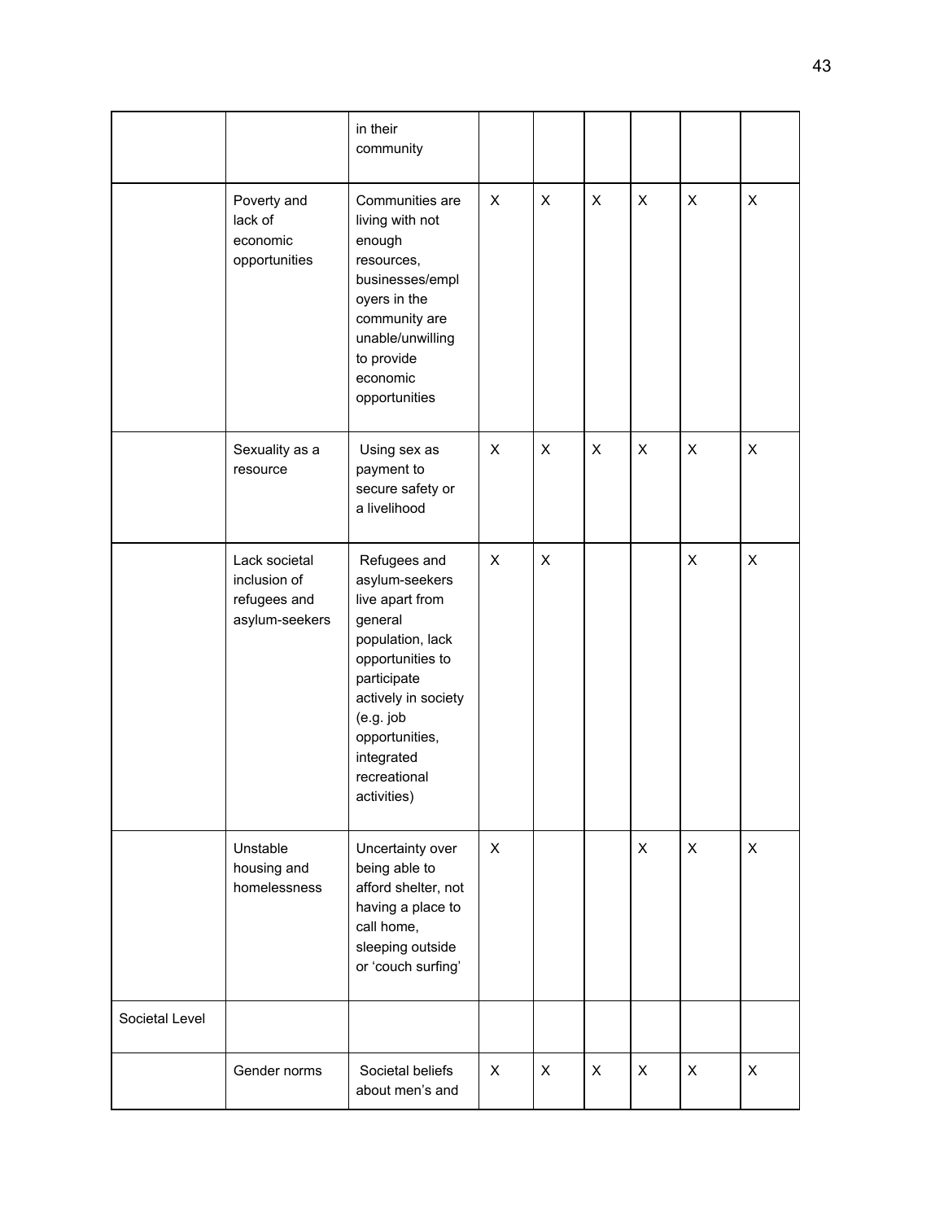| | | | | | | | | |
|---|---|---|---|---|---|---|---|---|
| | | in their community | | | | | | |
| | Poverty and lack of economic opportunities | Communities are living with not enough resources, businesses/employers in the community are unable/unwilling to provide economic opportunities | X | X | X | X | X | X |
| | Sexuality as a resource | Using sex as payment to secure safety or a livelihood | X | X | X | X | X | X |
| | Lack societal inclusion of refugees and asylum-seekers | Refugees and asylum-seekers live apart from general population, lack opportunities to participate actively in society (e.g. job opportunities, integrated recreational activities) | X | X | | | X | X |
| | Unstable housing and homelessness | Uncertainty over being able to afford shelter, not having a place to call home, sleeping outside or 'couch surfing' | X | | | X | X | X |
| Societal Level | | | | | | | | |
| | Gender norms | Societal beliefs about men's and | X | X | X | X | X | X |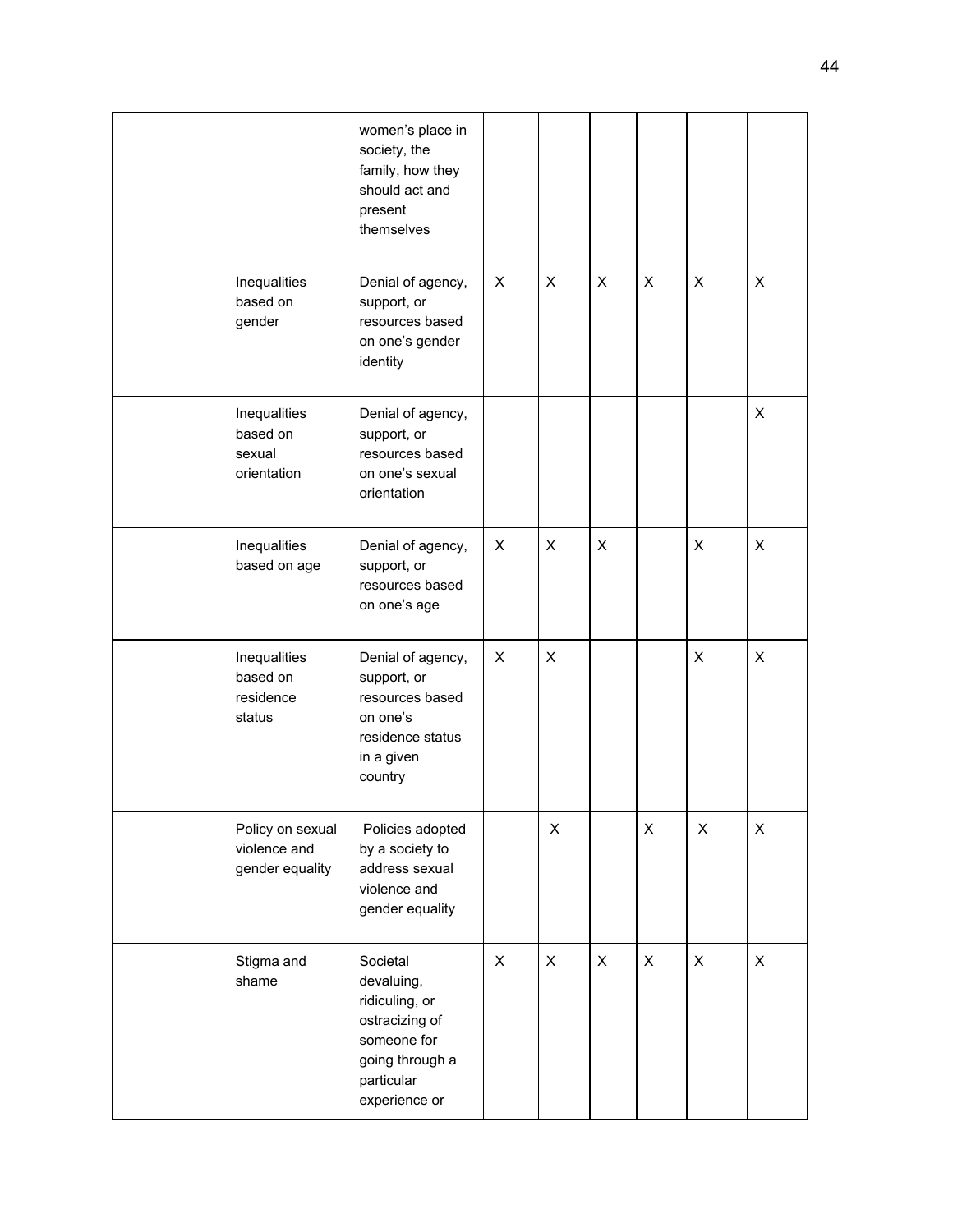| | | | | | | | | |
|---|---|---|---|---|---|---|---|---|
| | | women's place in society, the family, how they should act and present themselves | | | | | | |
| | Inequalities based on gender | Denial of agency, support, or resources based on one's gender identity | X | X | X | X | X | X |
| | Inequalities based on sexual orientation | Denial of agency, support, or resources based on one's sexual orientation | | | | | | X |
| | Inequalities based on age | Denial of agency, support, or resources based on one's age | X | X | X | | X | X |
| | Inequalities based on residence status | Denial of agency, support, or resources based on one's residence status in a given country | X | X | | | X | X |
| | Policy on sexual violence and gender equality | Policies adopted by a society to address sexual violence and gender equality | | X | | X | X | X |
| | Stigma and shame | Societal devaluing, ridiculing, or ostracizing of someone for going through a particular experience or | X | X | X | X | X | X |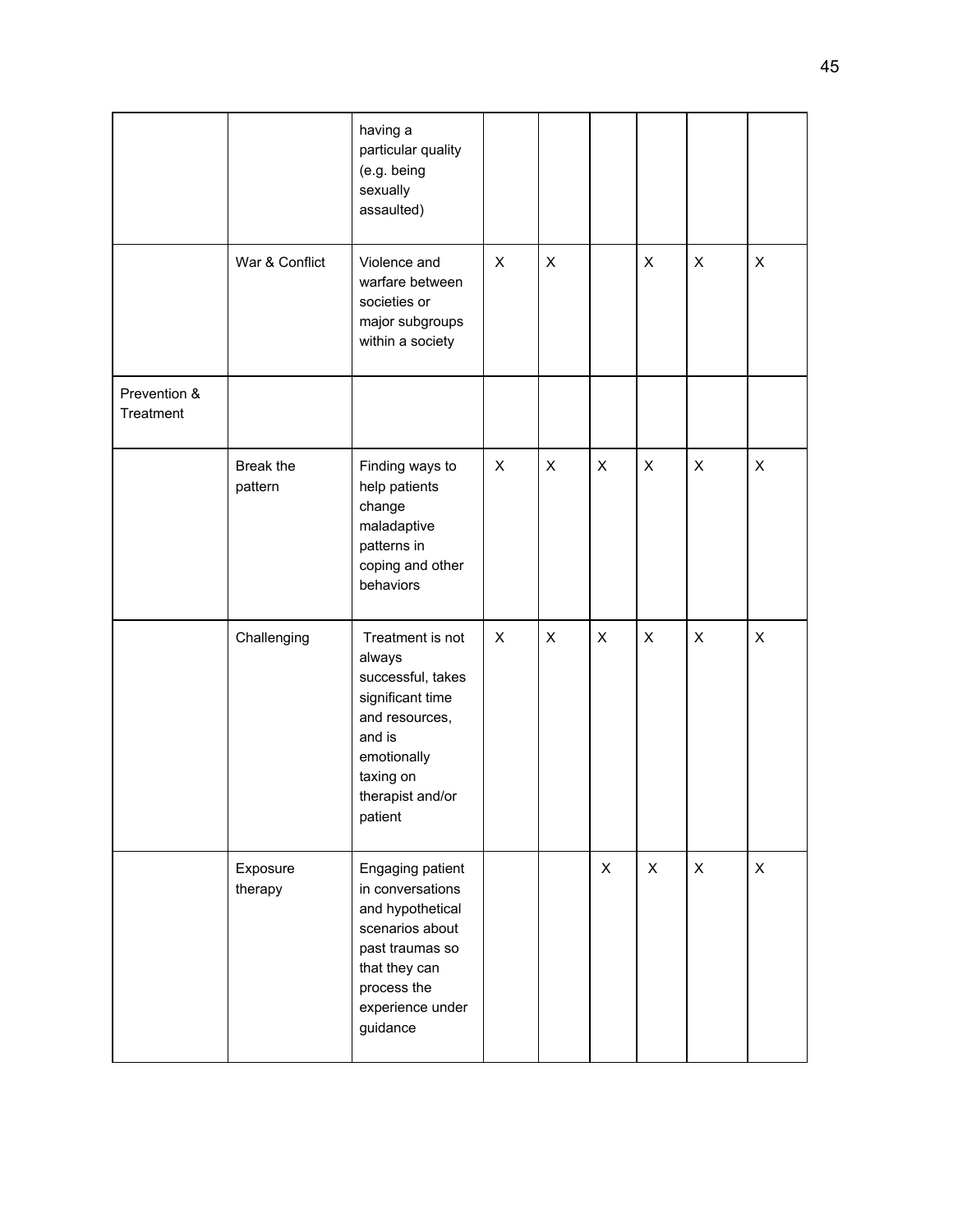| | | | | | | | | |
|---|---|---|---|---|---|---|---|---|
| | | having a particular quality (e.g. being sexually assaulted) | | | | | | |
| | War & Conflict | Violence and warfare between societies or major subgroups within a society | X | X | | X | X | X |
| Prevention & Treatment | | | | | | | | |
| | Break the pattern | Finding ways to help patients change maladaptive patterns in coping and other behaviors | X | X | X | X | X | X |
| | Challenging | Treatment is not always successful, takes significant time and resources, and is emotionally taxing on therapist and/or patient | X | X | X | X | X | X |
| | Exposure therapy | Engaging patient in conversations and hypothetical scenarios about past traumas so that they can process the experience under guidance | | | X | X | X | X |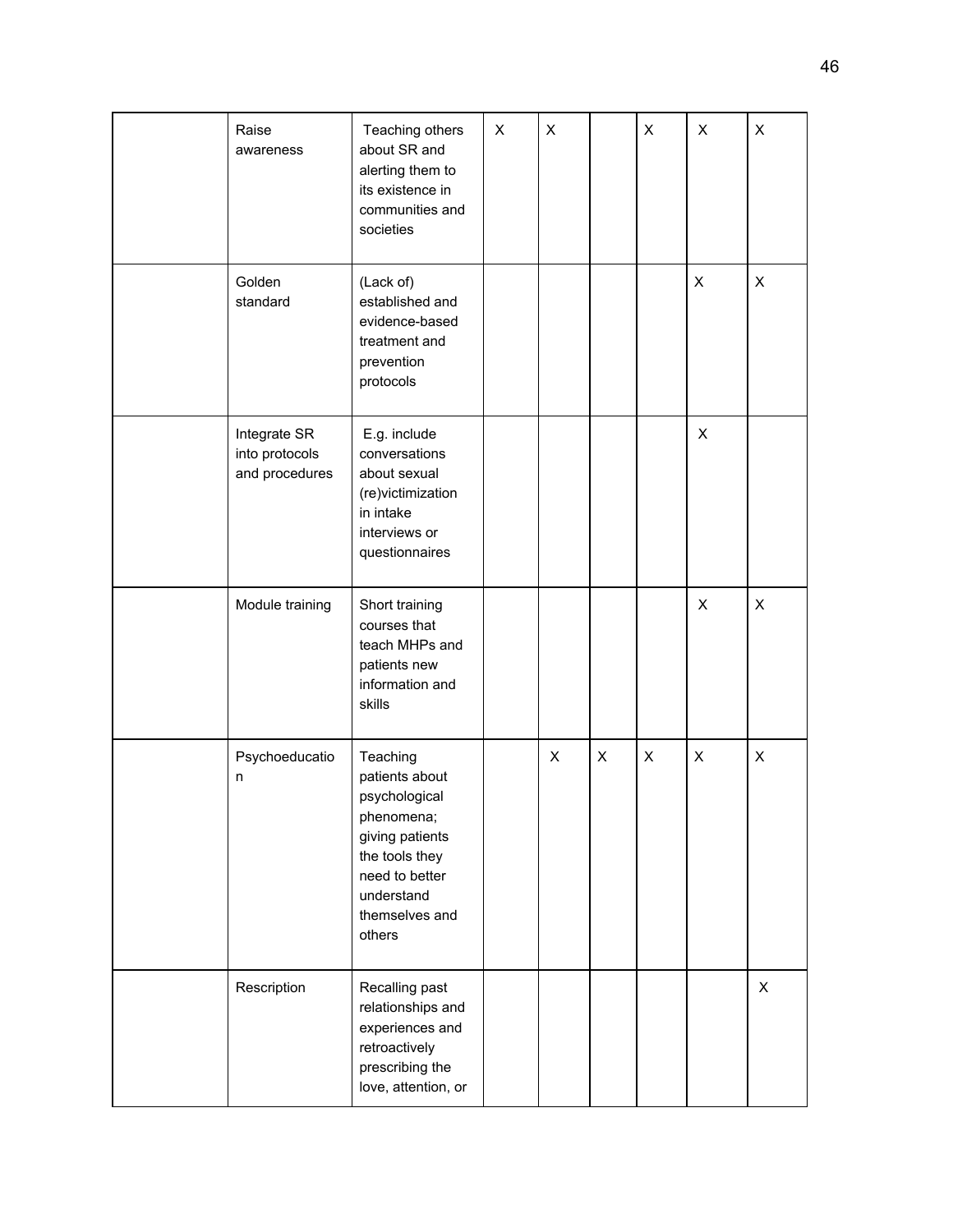| | | | | | | | | |
|---|---|---|---|---|---|---|---|---|
| | Raise awareness | Teaching others about SR and alerting them to its existence in communities and societies | X | X | | X | X | X |
| | Golden standard | (Lack of) established and evidence-based treatment and prevention protocols | | | | | X | X |
| | Integrate SR into protocols and procedures | E.g. include conversations about sexual (re)victimization in intake interviews or questionnaires | | | | | X | |
| | Module training | Short training courses that teach MHPs and patients new information and skills | | | | | X | X |
| | Psychoeducation | Teaching patients about psychological phenomena; giving patients the tools they need to better understand themselves and others | | X | X | X | X | X |
| | Rescription | Recalling past relationships and experiences and retroactively prescribing the love, attention, or | | | | | | X |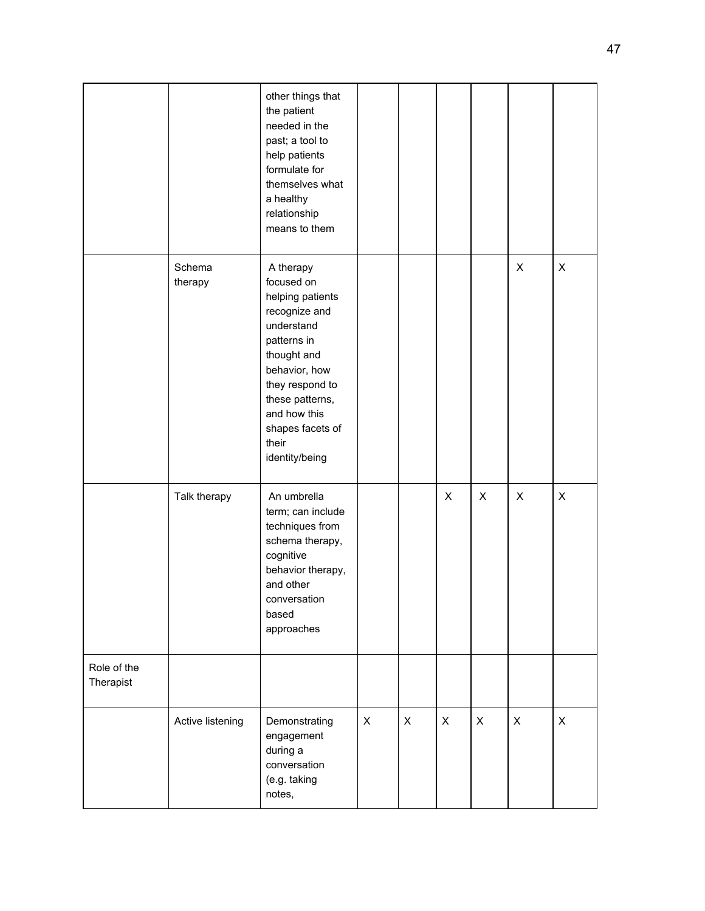| | | | | | | | | |
|---|---|---|---|---|---|---|---|---|
| | | other things that the patient needed in the past; a tool to help patients formulate for themselves what a healthy relationship means to them | | | | | | |
| | Schema therapy | A therapy focused on helping patients recognize and understand patterns in thought and behavior, how they respond to these patterns, and how this shapes facets of their identity/being | | | | | X | X |
| | Talk therapy | An umbrella term; can include techniques from schema therapy, cognitive behavior therapy, and other conversation based approaches | | | X | X | X | X |
| Role of the Therapist | | | | | | | | |
| | Active listening | Demonstrating engagement during a conversation (e.g. taking notes, | X | X | X | X | X | X |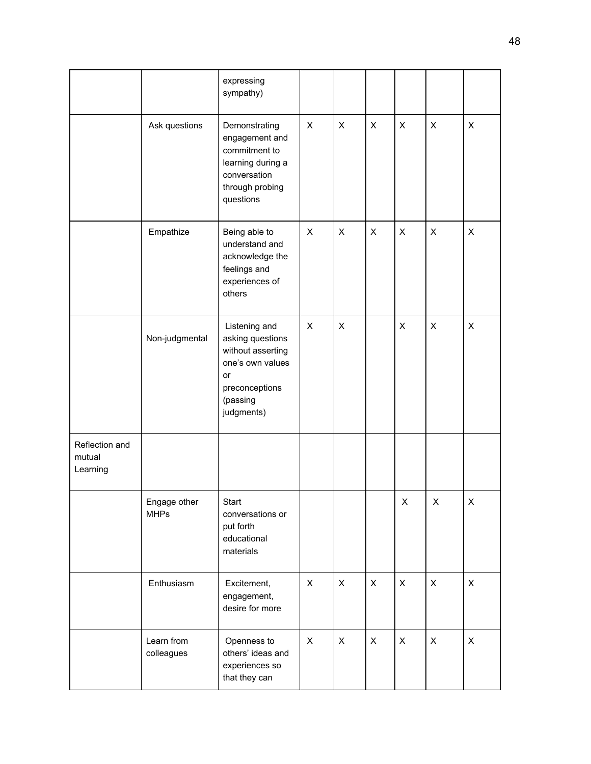| | | expressing sympathy) | | | | | | |
|---|---|---|---|---|---|---|---|---|
| | Ask questions | Demonstrating engagement and commitment to learning during a conversation through probing questions | X | X | X | X | X | X |
| | Empathize | Being able to understand and acknowledge the feelings and experiences of others | X | X | X | X | X | X |
| | Non-judgmental | Listening and asking questions without asserting one's own values or preconceptions (passing judgments) | X | X | | X | X | X |
| Reflection and mutual Learning | | | | | | | | |
| | Engage other MHPs | Start conversations or put forth educational materials | | | | X | X | X |
| | Enthusiasm | Excitement, engagement, desire for more | X | X | X | X | X | X |
| | Learn from colleagues | Openness to others' ideas and experiences so that they can | X | X | X | X | X | X |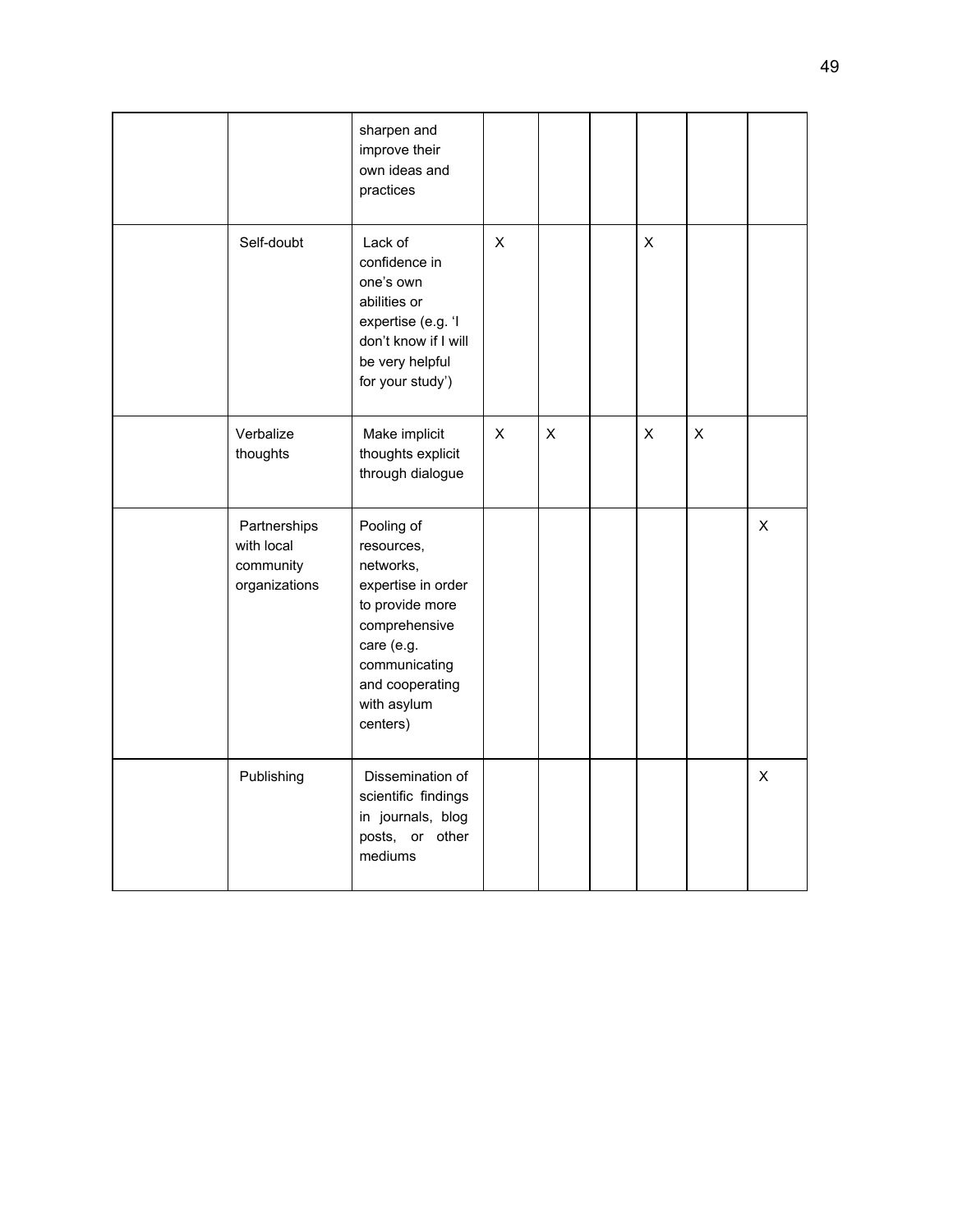| | | | | | | | | |
|---|---|---|---|---|---|---|---|---|
| | | sharpen and improve their own ideas and practices | | | | | | |
| | Self-doubt | Lack of confidence in one's own abilities or expertise (e.g. 'I don't know if I will be very helpful for your study') | X | | | X | | |
| | Verbalize thoughts | Make implicit thoughts explicit through dialogue | X | X | | X | X | |
| | Partnerships with local community organizations | Pooling of resources, networks, expertise in order to provide more comprehensive care (e.g. communicating and cooperating with asylum centers) | | | | | | X |
| | Publishing | Dissemination of scientific findings in journals, blog posts, or other mediums | | | | | | X |